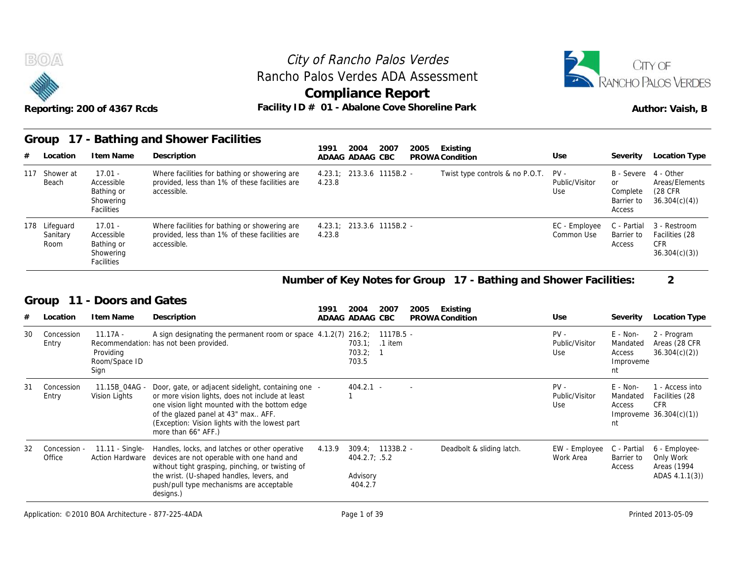# City of Rancho Palos Verdes

## Rancho Palos Verdes ADA Assessment

## Compliance Report

Reporting: 200 of 4367 Rcds

**Facility ID # 01 - Abalone Cove Shoreline Park**

Author: Vaish, B

## Group 17 - Bathing and Shower Facilities

| # | Location | Item Name | Description | 1991 ADAAG | 2004 ADAAG | 2007 CBC | 2005 PROWA | Existing Condition | Use | Severity | Location Type |
|---|---|---|---|---|---|---|---|---|---|---|---|
| 117 | Shower at Beach | 17.01 - Accessible Bathing or Showering Facilities | Where facilities for bathing or showering are provided, less than 1% of these facilities are accessible. | 4.23.1; 4.23.8 | 213.3.6 | 1115B.2 | - | Twist type controls & no P.O.T. | PV - Public/Visitor Use | B - Severe or Complete Barrier to Access | 4 - Other Areas/Elements (28 CFR 36.304(c)(4)) |
| 178 | Lifeguard Sanitary Room | 17.01 - Accessible Bathing or Showering Facilities | Where facilities for bathing or showering are provided, less than 1% of these facilities are accessible. | 4.23.1; 4.23.8 | 213.3.6 | 1115B.2 | - | | EC - Employee Common Use | C - Partial Barrier to Access | 3 - Restroom Facilities (28 CFR 36.304(c)(3)) |

**Number of Key Notes for Group 17 - Bathing and Shower Facilities: 2**

## Group 11 - Doors and Gates

| # | Location | Item Name | Description | 1991 ADAAG | 2004 ADAAG | 2007 CBC | 2005 PROWA | Existing Condition | Use | Severity | Location Type |
|---|---|---|---|---|---|---|---|---|---|---|---|
| 30 | Concession Entry | 11.17A - Recommendation: Providing Room/Space ID Sign | A sign designating the permanent room or space has not been provided. | 4.1.2(7) | 216.2; 703.1; 703.2; 703.5 | 1117B.5.1 item 1 | - | | PV - Public/Visitor Use | E - Non-Mandated Access Improvement | 2 - Program Areas (28 CFR 36.304(c)(2)) |
| 31 | Concession Entry | 11.15B_04AG - Vision Lights | Door, gate, or adjacent sidelight, containing one or more vision lights, does not include at least one vision light mounted with the bottom edge of the glazed panel at 43" max.. AFF. (Exception: Vision lights with the lowest part more than 66" AFF.) | - | 404.2.11 | - | - | | PV - Public/Visitor Use | E - Non-Mandated Access Improvement | 1 - Access into Facilities (28 CFR 36.304(c)(1)) |
| 32 | Concession - Office | 11.11 - Single-Action Hardware | Handles, locks, and latches or other operative devices are not operable with one hand and without tight grasping, pinching, or twisting of the wrist. (U-shaped handles, levers, and push/pull type mechanisms are acceptable designs.) | 4.13.9 | 309.4; 404.2.7; Advisory 404.2.7 | 1133B.2.5.2 | - | Deadbolt & sliding latch. | EW - Employee Work Area | C - Partial Barrier to Access | 6 - Employee-Only Work Areas (1994 ADAS 4.1.1(3)) |

Application: ©2010 BOA Architecture - 877-225-4ADA

Printed 2013-05-09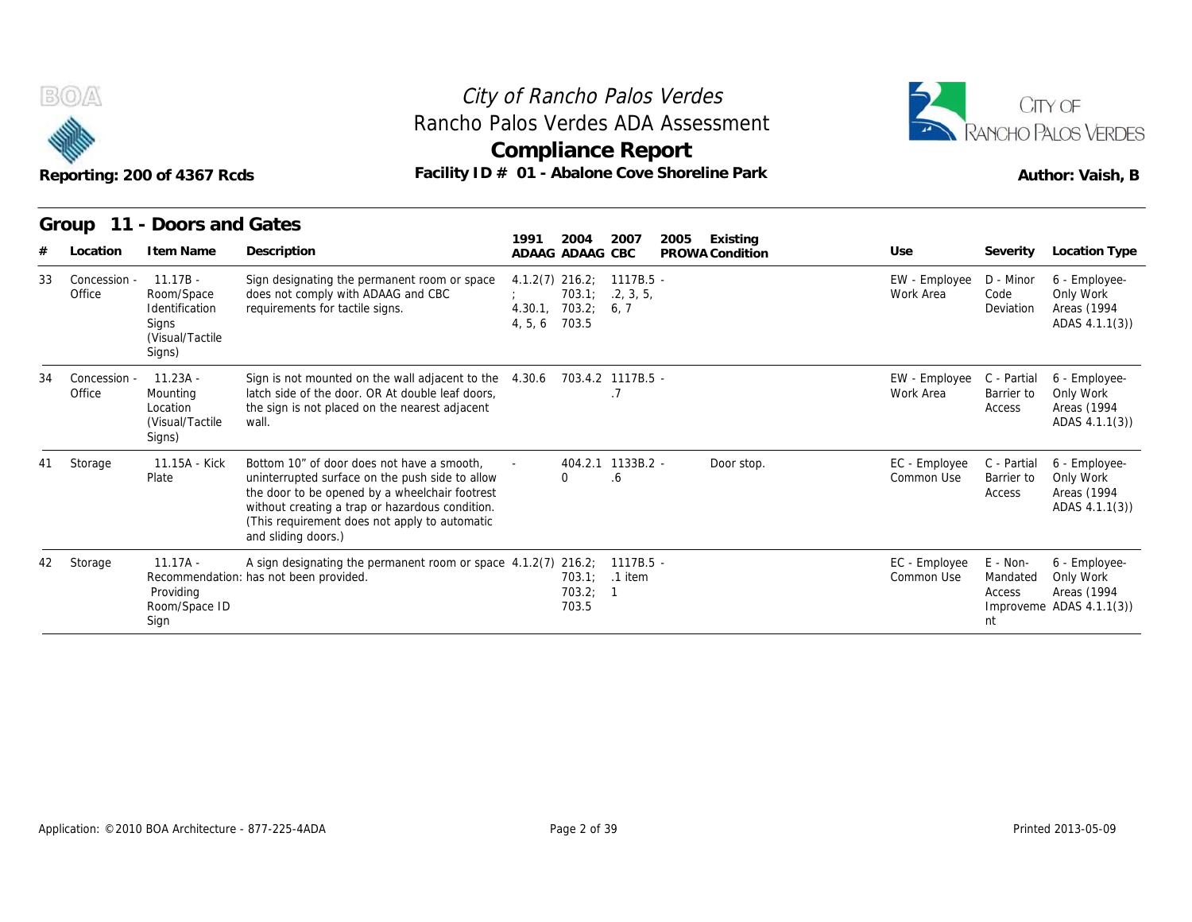# City of Rancho Palos Verdes
## Rancho Palos Verdes ADA Assessment
## Compliance Report

Reporting: 200 of 4367 Rcds

**Facility ID # 01 - Abalone Cove Shoreline Park**

Author: Vaish, B

## Group 11 - Doors and Gates

| # | Location | Item Name | Description | 1991 ADAAG | 2004 ADAAG | 2007 CBC | 2005 PROWA | Existing Condition | Use | Severity | Location Type |
|---|---|---|---|---|---|---|---|---|---|---|---|
| 33 | Concession - Office | 11.17B - Room/Space Identification Signs (Visual/Tactile Signs) | Sign designating the permanent room or space does not comply with ADAAG and CBC requirements for tactile signs. | 4.1.2(7); 4.30.1, 4, 5, 6 | 216.2; 703.1; 703.2; 703.5 | 1117B.5 - .2, 3, 5, 6, 7 | | | EW - Employee Work Area | D - Minor Code Deviation | 6 - Employee-Only Work Areas (1994 ADAS 4.1.1(3)) |
| 34 | Concession - Office | 11.23A - Mounting Location (Visual/Tactile Signs) | Sign is not mounted on the wall adjacent to the latch side of the door. OR At double leaf doors, the sign is not placed on the nearest adjacent wall. | 4.30.6 | 703.4.2 | 1117B.5 - .7 | | | EW - Employee Work Area | C - Partial Barrier to Access | 6 - Employee-Only Work Areas (1994 ADAS 4.1.1(3)) |
| 41 | Storage | 11.15A - Kick Plate | Bottom 10" of door does not have a smooth, uninterrupted surface on the push side to allow the door to be opened by a wheelchair footrest without creating a trap or hazardous condition. (This requirement does not apply to automatic and sliding doors.) | - | 404.2.10 | 1133B.2 - .6 | | Door stop. | EC - Employee Common Use | C - Partial Barrier to Access | 6 - Employee-Only Work Areas (1994 ADAS 4.1.1(3)) |
| 42 | Storage | 11.17A - Recommendation: Providing Room/Space ID Sign | A sign designating the permanent room or space has not been provided. | 4.1.2(7) | 216.2; 703.1; 703.2; 703.5 | 1117B.5 - .1 item 1 | | | EC - Employee Common Use | E - Non-Mandated Access Improvement | 6 - Employee-Only Work Areas (1994 ADAS 4.1.1(3)) |

Application: ©2010 BOA Architecture - 877-225-4ADA

Printed 2013-05-09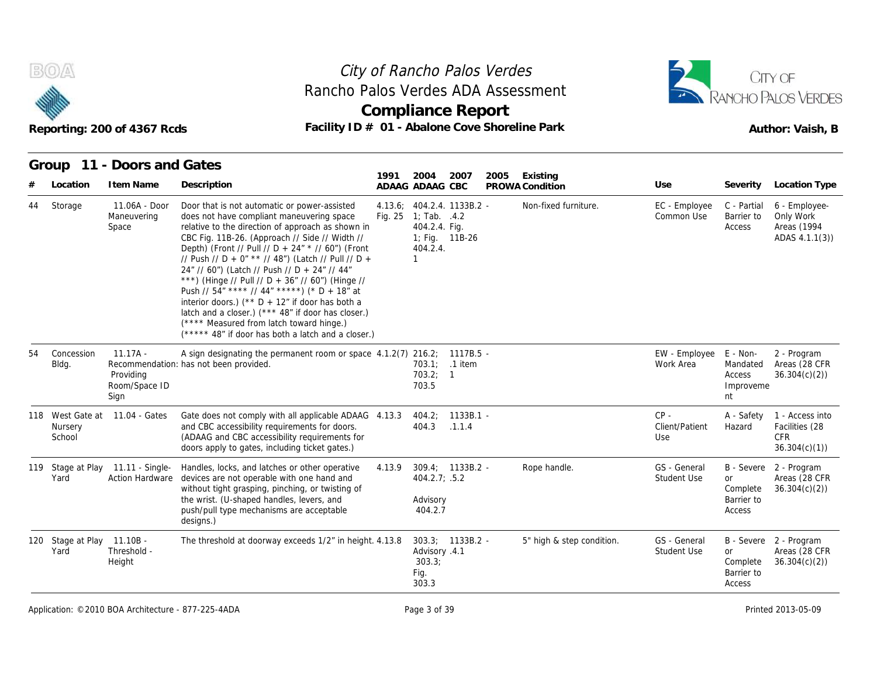# City of Rancho Palos Verdes
## Rancho Palos Verdes ADA Assessment
## Compliance Report

Reporting: 200 of 4367 Rcds

Facility ID # 01 - Abalone Cove Shoreline Park

Author: Vaish, B

## Group 11 - Doors and Gates

| # | Location | Item Name | Description | 1991 ADAAG | 2004 ADAAG | 2007 CBC | 2005 PROWA | Existing Condition | Use | Severity | Location Type |
|---|---|---|---|---|---|---|---|---|---|---|---|
| 44 | Storage | 11.06A - Door Maneuvering Space | Door that is not automatic or power-assisted does not have compliant maneuvering space relative to the direction of approach as shown in CBC Fig. 11B-26. (Approach // Side // Width // Depth) (Front // Pull // D + 24" * // 60") (Front // Push // D + 0" ** // 48") (Latch // Pull // D + 24" // 60") (Latch // Push // D + 24" // 44" ***) (Hinge // Pull // D + 36" // 60") (Hinge // Push // 54" **** // 44" *****) (* D + 18" at interior doors.) (** D + 12" if door has both a latch and a closer.) (*** 48" if door has closer.) (**** Measured from latch toward hinge.) (***** 48" if door has both a latch and a closer.) | 4.13.6; Fig. 25 | 404.2.4. 1; Tab. 404.2.4. 1; Fig. 404.2.4. 1 | 1133B.2 - .4.2 Fig. 11B-26 | | Non-fixed furniture. | EC - Employee Common Use | C - Partial Barrier to Access | 6 - Employee-Only Work Areas (1994 ADAS 4.1.1(3)) |
| 54 | Concession Bldg. | 11.17A - Recommendation: Providing Room/Space ID Sign | A sign designating the permanent room or space has not been provided. | 4.1.2(7) | 216.2; 703.1; 703.2; 703.5 | 1117B.5 - .1 item 1 | | | EW - Employee Work Area | E - Non-Mandated Access Improvement | 2 - Program Areas (28 CFR 36.304(c)(2)) |
| 118 | West Gate at Nursery School | 11.04 - Gates | Gate does not comply with all applicable ADAAG and CBC accessibility requirements for doors. (ADAAG and CBC accessibility requirements for doors apply to gates, including ticket gates.) | 4.13.3 | 404.2; 404.3 | 1133B.1 - .1.1.4 | | | CP - Client/Patient Use | A - Safety Hazard | 1 - Access into Facilities (28 CFR 36.304(c)(1)) |
| 119 | Stage at Play Yard | 11.11 - Single-Action Hardware | Handles, locks, and latches or other operative devices are not operable with one hand and without tight grasping, pinching, or twisting of the wrist. (U-shaped handles, levers, and push/pull type mechanisms are acceptable designs.) | 4.13.9 | 309.4; 404.2.7; Advisory 404.2.7 | 1133B.2 - .5.2 | | Rope handle. | GS - General Student Use | B - Severe or Complete Barrier to Access | 2 - Program Areas (28 CFR 36.304(c)(2)) |
| 120 | Stage at Play Yard | 11.10B - Threshold - Height | The threshold at doorway exceeds 1/2" in height. | 4.13.8 | 303.3; Advisory 303.3; Fig. 303.3 | 1133B.2 - .4.1 | | 5" high & step condition. | GS - General Student Use | B - Severe or Complete Barrier to Access | 2 - Program Areas (28 CFR 36.304(c)(2)) |

Application: ©2010 BOA Architecture - 877-225-4ADA

Printed 2013-05-09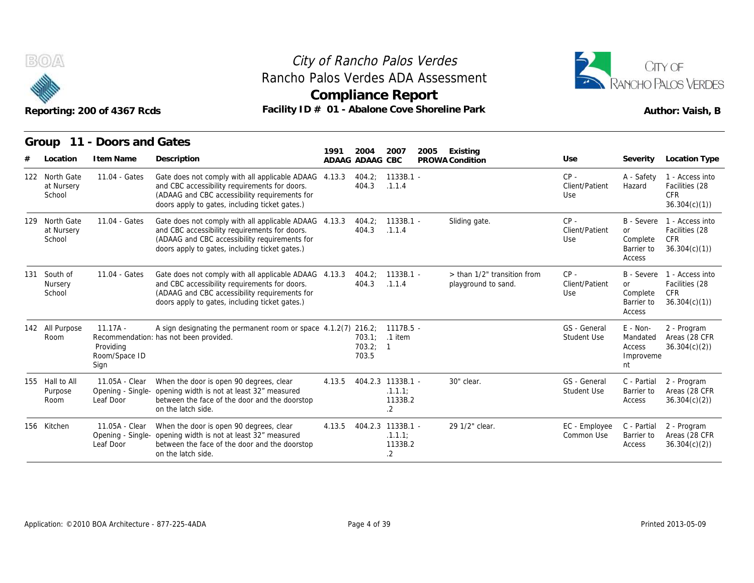# City of Rancho Palos Verdes
## Rancho Palos Verdes ADA Assessment
## Compliance Report

Reporting: 200 of 4367 Rcds

Facility ID # 01 - Abalone Cove Shoreline Park

Author: Vaish, B

### Group 11 - Doors and Gates

| # | Location | Item Name | Description | 1991 ADAAG | 2004 ADAAG | 2007 CBC | 2005 PROWA | Existing Condition | Use | Severity | Location Type |
|---|---|---|---|---|---|---|---|---|---|---|---|
| 122 | North Gate at Nursery School | 11.04 - Gates | Gate does not comply with all applicable ADAAG and CBC accessibility requirements for doors. (ADAAG and CBC accessibility requirements for doors apply to gates, including ticket gates.) | 4.13.3 | 404.2; 404.3 | 1133B.1 - .1.1.4 | | | CP - Client/Patient Use | A - Safety Hazard | 1 - Access into Facilities (28 CFR 36.304(c)(1)) |
| 129 | North Gate at Nursery School | 11.04 - Gates | Gate does not comply with all applicable ADAAG and CBC accessibility requirements for doors. (ADAAG and CBC accessibility requirements for doors apply to gates, including ticket gates.) | 4.13.3 | 404.2; 404.3 | 1133B.1 - .1.1.4 | | Sliding gate. | CP - Client/Patient Use | B - Severe or Complete Barrier to Access | 1 - Access into Facilities (28 CFR 36.304(c)(1)) |
| 131 | South of Nursery School | 11.04 - Gates | Gate does not comply with all applicable ADAAG and CBC accessibility requirements for doors. (ADAAG and CBC accessibility requirements for doors apply to gates, including ticket gates.) | 4.13.3 | 404.2; 404.3 | 1133B.1 - .1.1.4 | | > than 1/2" transition from playground to sand. | CP - Client/Patient Use | B - Severe or Complete Barrier to Access | 1 - Access into Facilities (28 CFR 36.304(c)(1)) |
| 142 | All Purpose Room | 11.17A - Recommendation: Providing Room/Space ID Sign | A sign designating the permanent room or space has not been provided. | 4.1.2(7) | 216.2; 703.1; 703.2; 703.5 | 1117B.5 - .1 item 1 | | | GS - General Student Use | E - Non-Mandated Access Improvement | 2 - Program Areas (28 CFR 36.304(c)(2)) |
| 155 | Hall to All Purpose Room | 11.05A - Clear Opening - Single-Leaf Door | When the door is open 90 degrees, clear opening width is not at least 32" measured between the face of the door and the doorstop on the latch side. | 4.13.5 | 404.2.3 | 1133B.1 - .1.1.1; 1133B.2 .2 | | 30" clear. | GS - General Student Use | C - Partial Barrier to Access | 2 - Program Areas (28 CFR 36.304(c)(2)) |
| 156 | Kitchen | 11.05A - Clear Opening - Single-Leaf Door | When the door is open 90 degrees, clear opening width is not at least 32" measured between the face of the door and the doorstop on the latch side. | 4.13.5 | 404.2.3 | 1133B.1 - .1.1.1; 1133B.2 .2 | | 29 1/2" clear. | EC - Employee Common Use | C - Partial Barrier to Access | 2 - Program Areas (28 CFR 36.304(c)(2)) |

Application: ©2010 BOA Architecture - 877-225-4ADA

Printed 2013-05-09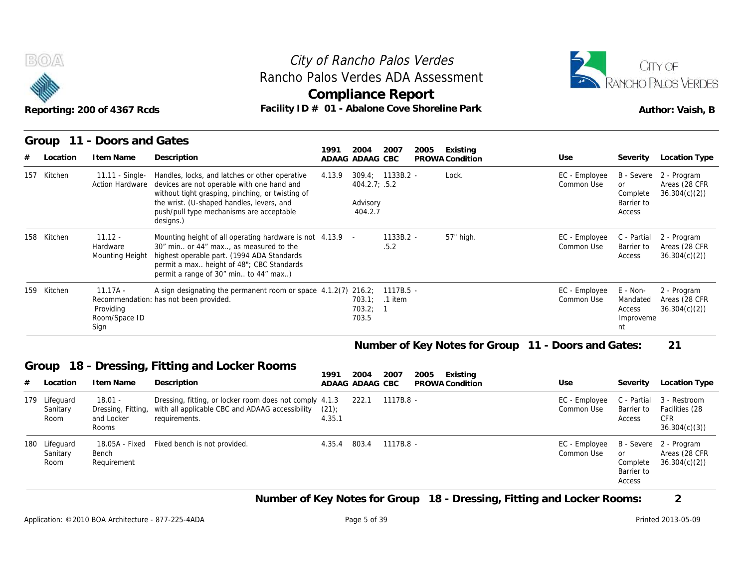# City of Rancho Palos Verdes
## Rancho Palos Verdes ADA Assessment
## Compliance Report

Reporting: 200 of 4367 Rcds

**Facility ID # 01 - Abalone Cove Shoreline Park**

Author: Vaish, B

## Group 11 - Doors and Gates

| # | Location | Item Name | Description | 1991 ADAAG | 2004 ADAAG | 2007 CBC | 2005 PROWA | Existing Condition | Use | Severity | Location Type |
|---|---|---|---|---|---|---|---|---|---|---|---|
| 157 | Kitchen | 11.11 - Single-Action Hardware | Handles, locks, and latches or other operative devices are not operable with one hand and without tight grasping, pinching, or twisting of the wrist. (U-shaped handles, levers, and push/pull type mechanisms are acceptable designs.) | 4.13.9 | 309.4; 404.2.7; Advisory 404.2.7 | 1133B.2 - .5.2 | | Lock. | EC - Employee Common Use | B - Severe or Complete Barrier to Access | 2 - Program Areas (28 CFR 36.304(c)(2)) |
| 158 | Kitchen | 11.12 - Hardware Mounting Height | Mounting height of all operating hardware is not 30" min.. or 44" max.., as measured to the highest operable part. (1994 ADA Standards permit a max.. height of 48"; CBC Standards permit a range of 30" min.. to 44" max..) | 4.13.9 | - | 1133B.2 - .5.2 | | 57" high. | EC - Employee Common Use | C - Partial Barrier to Access | 2 - Program Areas (28 CFR 36.304(c)(2)) |
| 159 | Kitchen | 11.17A - Recommendation: Providing Room/Space ID Sign | A sign designating the permanent room or space has not been provided. | 4.1.2(7) | 216.2; 703.1; 703.2; 703.5 | 1117B.5 - .1 item 1 | | | EC - Employee Common Use | E - Non-Mandated Access Improvement | 2 - Program Areas (28 CFR 36.304(c)(2)) |

**Number of Key Notes for Group 11 - Doors and Gates: 21**

## Group 18 - Dressing, Fitting and Locker Rooms

| # | Location | Item Name | Description | 1991 ADAAG | 2004 ADAAG | 2007 CBC | 2005 PROWA | Existing Condition | Use | Severity | Location Type |
|---|---|---|---|---|---|---|---|---|---|---|---|
| 179 | Lifeguard Sanitary Room | 18.01 - Dressing, Fitting, and Locker Rooms | Dressing, fitting, or locker room does not comply with all applicable CBC and ADAAG accessibility requirements. | 4.1.3 (21); 4.35.1 | 222.1 | 1117B.8 - | | | EC - Employee Common Use | C - Partial Barrier to Access | 3 - Restroom Facilities (28 CFR 36.304(c)(3)) |
| 180 | Lifeguard Sanitary Room | 18.05A - Fixed Bench Requirement | Fixed bench is not provided. | 4.35.4 | 803.4 | 1117B.8 - | | | EC - Employee Common Use | B - Severe or Complete Barrier to Access | 2 - Program Areas (28 CFR 36.304(c)(2)) |

**Number of Key Notes for Group 18 - Dressing, Fitting and Locker Rooms: 2**

Application: ©2010 BOA Architecture - 877-225-4ADA

Printed 2013-05-09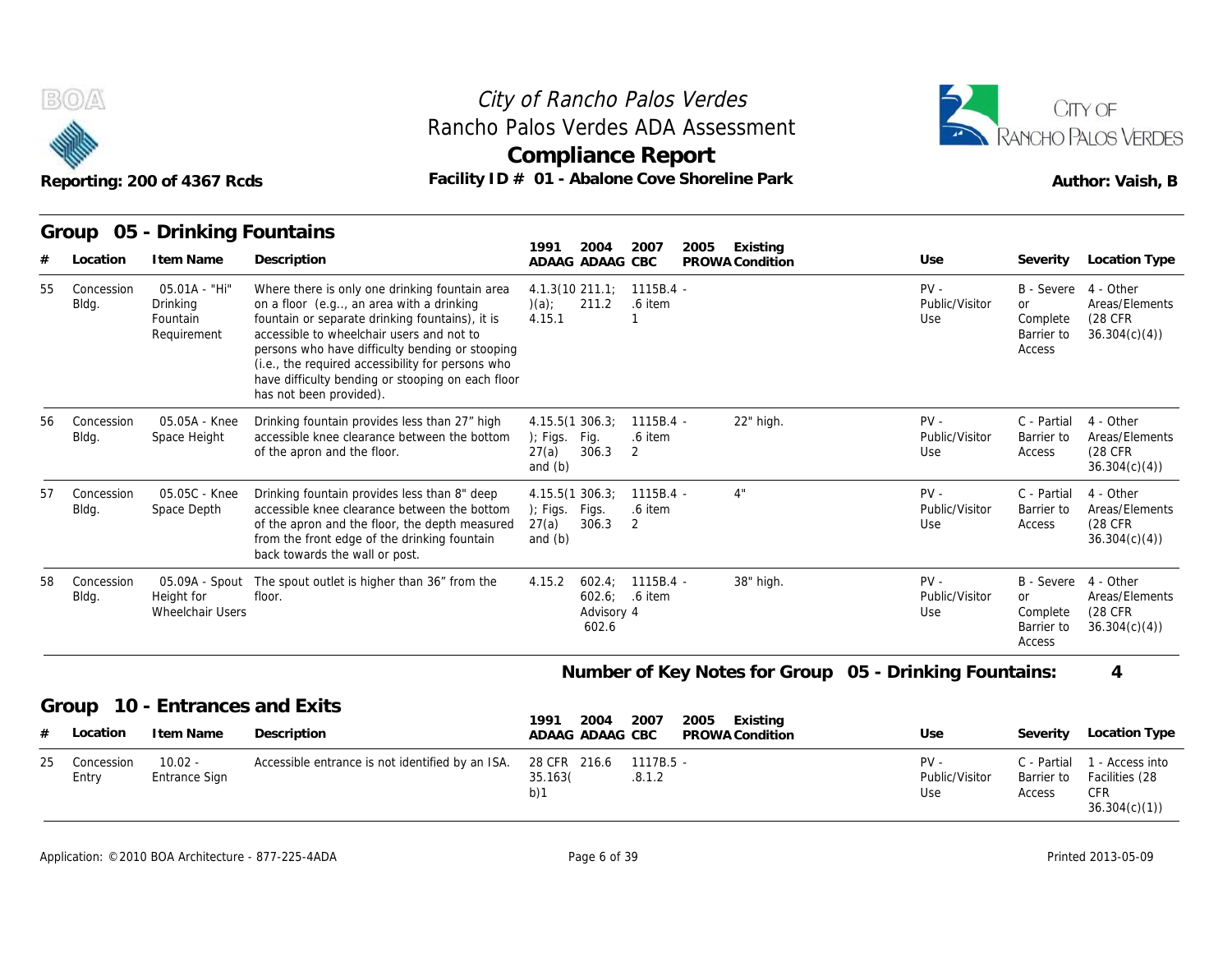# City of Rancho Palos Verdes

## Rancho Palos Verdes ADA Assessment

## Compliance Report

Reporting: 200 of 4367 Rcds

Facility ID # 01 - Abalone Cove Shoreline Park

Author: Vaish, B

### Group 05 - Drinking Fountains

| # | Location | Item Name | Description | 1991 ADAAG | 2004 ADAAG | 2007 CBC | 2005 PROWA | Existing Condition | Use | Severity | Location Type |
|---|---|---|---|---|---|---|---|---|---|---|---|
| 55 | Concession Bldg. | 05.01A - "Hi" Drinking Fountain Requirement | Where there is only one drinking fountain area on a floor (e.g.., an area with a drinking fountain or separate drinking fountains), it is accessible to wheelchair users and not to persons who have difficulty bending or stooping (i.e., the required accessibility for persons who have difficulty bending or stooping on each floor has not been provided). | 4.1.3(10)(a); 4.15.1 | 211.1; 211.2 | 1115B.4 - .6 item 1 | | | PV - Public/Visitor Use | B - Severe or Complete Barrier to Access | 4 - Other Areas/Elements (28 CFR 36.304(c)(4)) |
| 56 | Concession Bldg. | 05.05A - Knee Space Height | Drinking fountain provides less than 27" high accessible knee clearance between the bottom of the apron and the floor. | 4.15.5(1); Figs. 27(a) and (b) | 306.3; Fig. 306.3 | 1115B.4 - .6 item 2 | | 22" high. | PV - Public/Visitor Use | C - Partial Barrier to Access | 4 - Other Areas/Elements (28 CFR 36.304(c)(4)) |
| 57 | Concession Bldg. | 05.05C - Knee Space Depth | Drinking fountain provides less than 8" deep accessible knee clearance between the bottom of the apron and the floor, the depth measured from the front edge of the drinking fountain back towards the wall or post. | 4.15.5(1); Figs. 27(a) and (b) | 306.3; Figs. 306.3 | 1115B.4 - .6 item 2 | | 4" | PV - Public/Visitor Use | C - Partial Barrier to Access | 4 - Other Areas/Elements (28 CFR 36.304(c)(4)) |
| 58 | Concession Bldg. | 05.09A - Spout Height for Wheelchair Users | The spout outlet is higher than 36" from the floor. | 4.15.2 | 602.4; 602.6; Advisory 602.6 | 1115B.4 - .6 item 4 | | 38" high. | PV - Public/Visitor Use | B - Severe or Complete Barrier to Access | 4 - Other Areas/Elements (28 CFR 36.304(c)(4)) |

**Number of Key Notes for Group 05 - Drinking Fountains: 4**

### Group 10 - Entrances and Exits

| # | Location | Item Name | Description | 1991 ADAAG | 2004 ADAAG | 2007 CBC | 2005 PROWA | Existing Condition | Use | Severity | Location Type |
|---|---|---|---|---|---|---|---|---|---|---|---|
| 25 | Concession Entry | 10.02 - Entrance Sign | Accessible entrance is not identified by an ISA. | 28 CFR 35.163(b)1 | 216.6 | 1117B.5 - .8.1.2 | | | PV - Public/Visitor Use | C - Partial Barrier to Access | 1 - Access into Facilities (28 CFR 36.304(c)(1)) |

Application: ©2010 BOA Architecture - 877-225-4ADA

Printed 2013-05-09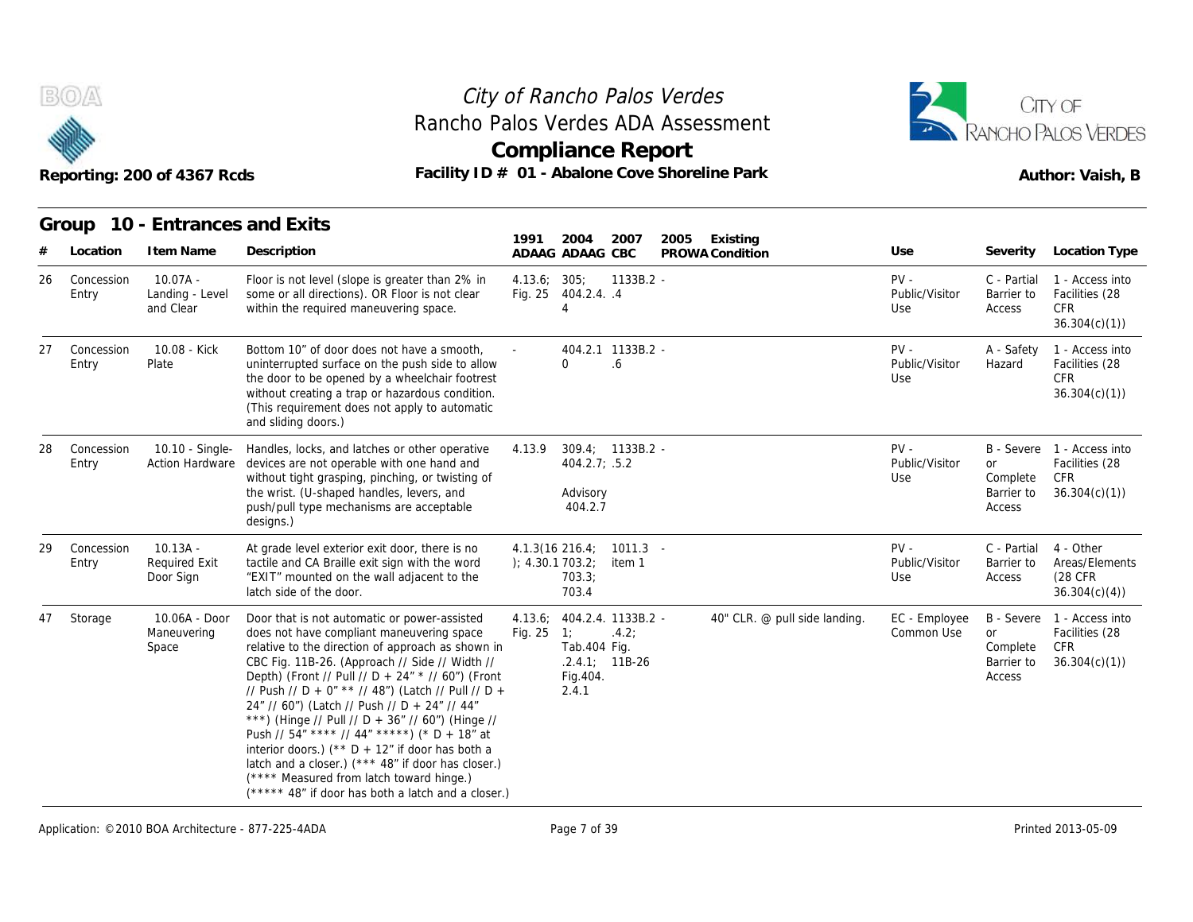# City of Rancho Palos Verdes
## Rancho Palos Verdes ADA Assessment
## Compliance Report

Reporting: 200 of 4367 Rcds

Facility ID # 01 - Abalone Cove Shoreline Park

Author: Vaish, B

### Group 10 - Entrances and Exits

| # | Location | Item Name | Description | 1991 ADAAG | 2004 ADAAG | 2007 CBC | 2005 PROWA | Existing Condition | Use | Severity | Location Type |
|---|---|---|---|---|---|---|---|---|---|---|---|
| 26 | Concession Entry | 10.07A - Landing - Level and Clear | Floor is not level (slope is greater than 2% in some or all directions). OR Floor is not clear within the required maneuvering space. | 4.13.6; Fig. 25 | 305; 404.2.4.4 | 1133B.2.4 | - | | PV - Public/Visitor Use | C - Partial Barrier to Access | 1 - Access into Facilities (28 CFR 36.304(c)(1)) |
| 27 | Concession Entry | 10.08 - Kick Plate | Bottom 10" of door does not have a smooth, uninterrupted surface on the push side to allow the door to be opened by a wheelchair footrest without creating a trap or hazardous condition. (This requirement does not apply to automatic and sliding doors.) | - | 404.2.10 | 1133B.2.6 | - | | PV - Public/Visitor Use | A - Safety Hazard | 1 - Access into Facilities (28 CFR 36.304(c)(1)) |
| 28 | Concession Entry | 10.10 - Single-Action Hardware | Handles, locks, and latches or other operative devices are not operable with one hand and without tight grasping, pinching, or twisting of the wrist. (U-shaped handles, levers, and push/pull type mechanisms are acceptable designs.) | 4.13.9 | 309.4; 404.2.7; Advisory 404.2.7 | 1133B.2.5.2 | - | | PV - Public/Visitor Use | B - Severe or Complete Barrier to Access | 1 - Access into Facilities (28 CFR 36.304(c)(1)) |
| 29 | Concession Entry | 10.13A - Required Exit Door Sign | At grade level exterior exit door, there is no tactile and CA Braille exit sign with the word "EXIT" mounted on the wall adjacent to the latch side of the door. | 4.1.3(16); 4.30.1 | 216.4; 703.2; 703.3; 703.4 | 1011.3 item 1 | - | | PV - Public/Visitor Use | C - Partial Barrier to Access | 4 - Other Areas/Elements (28 CFR 36.304(c)(4)) |
| 47 | Storage | 10.06A - Door Maneuvering Space | Door that is not automatic or power-assisted does not have compliant maneuvering space relative to the direction of approach as shown in CBC Fig. 11B-26. (Approach // Side // Width // Depth) (Front // Pull // D + 24" * // 60") (Front // Push // D + 0" ** // 48") (Latch // Pull // D + 24" // 60") (Latch // Push // D + 24" // 44" ***) (Hinge // Pull // D + 36" // 60") (Hinge // Push // 54" **** // 44" *****) (* D + 18" at interior doors.) (** D + 12" if door has both a latch and a closer.) (*** 48" if door has closer.) (**** Measured from latch toward hinge.) (***** 48" if door has both a latch and a closer.) | 4.13.6; Fig. 25 | 404.2.4.1; Tab.404.2.4.1; Fig.404.2.4.1 | 1133B.2.4.2; Fig. 11B-26 | - | 40" CLR. @ pull side landing. | EC - Employee Common Use | B - Severe or Complete Barrier to Access | 1 - Access into Facilities (28 CFR 36.304(c)(1)) |

Application: ©2010 BOA Architecture - 877-225-4ADA

Printed 2013-05-09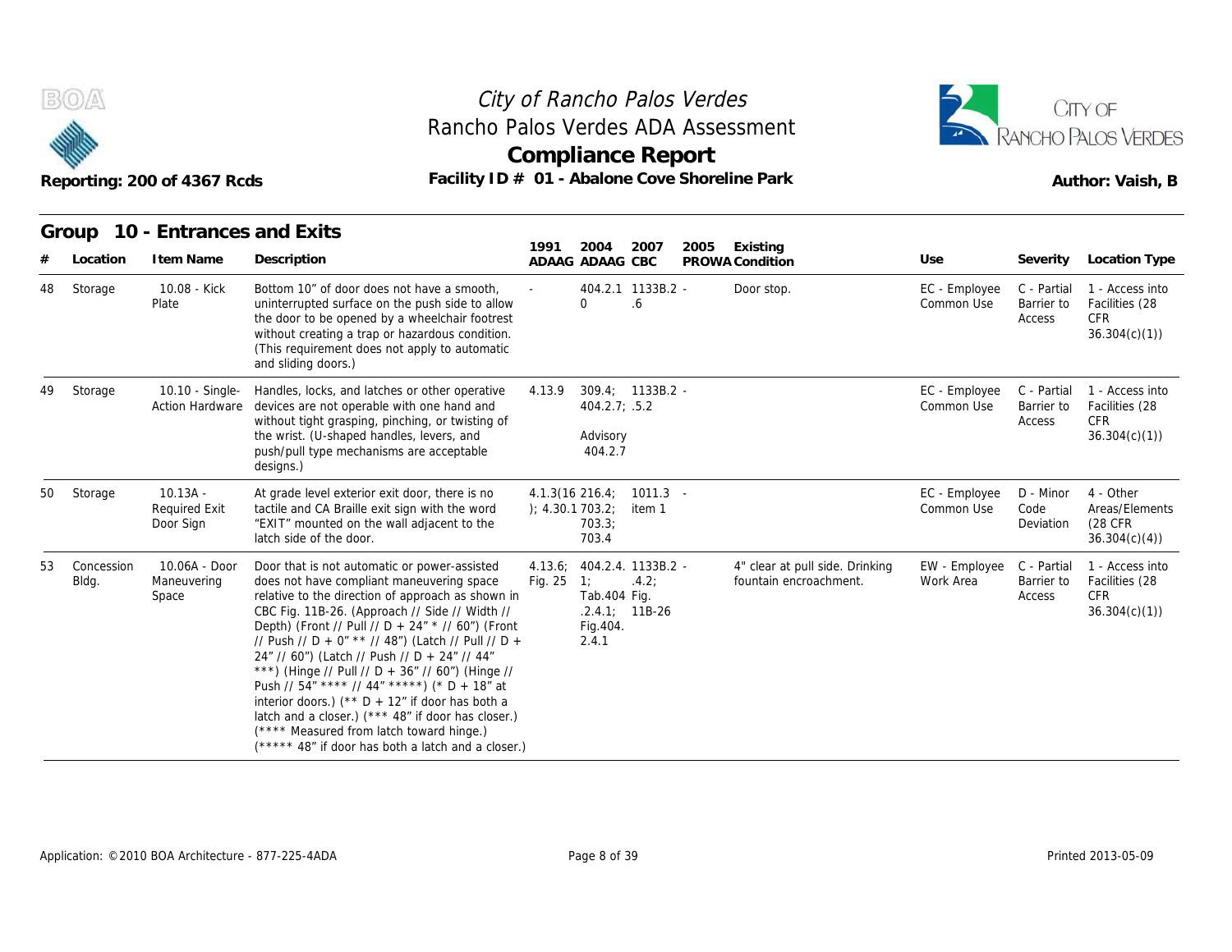# City of Rancho Palos Verdes
## Rancho Palos Verdes ADA Assessment
## Compliance Report

Reporting: 200 of 4367 Rcds

Facility ID # 01 - Abalone Cove Shoreline Park

Author: Vaish, B

### Group 10 - Entrances and Exits

| # | Location | Item Name | Description | 1991 ADAAG | 2004 ADAAG | 2007 CBC | 2005 PROWA | Existing Condition | Use | Severity | Location Type |
|---|---|---|---|---|---|---|---|---|---|---|---|
| 48 | Storage | 10.08 - Kick Plate | Bottom 10" of door does not have a smooth, uninterrupted surface on the push side to allow the door to be opened by a wheelchair footrest without creating a trap or hazardous condition. (This requirement does not apply to automatic and sliding doors.) | - | 404.2.10 | 1133B.2.6 | - | Door stop. | EC - Employee Common Use | C - Partial Barrier to Access | 1 - Access into Facilities (28 CFR 36.304(c)(1)) |
| 49 | Storage | 10.10 - Single-Action Hardware | Handles, locks, and latches or other operative devices are not operable with one hand and without tight grasping, pinching, or twisting of the wrist. (U-shaped handles, levers, and push/pull type mechanisms are acceptable designs.) | 4.13.9 | 309.4; 404.2.7; Advisory 404.2.7 | 1133B.2.5.2 | - | | EC - Employee Common Use | C - Partial Barrier to Access | 1 - Access into Facilities (28 CFR 36.304(c)(1)) |
| 50 | Storage | 10.13A - Required Exit Door Sign | At grade level exterior exit door, there is no tactile and CA Braille exit sign with the word "EXIT" mounted on the wall adjacent to the latch side of the door. | 4.1.3(16); 4.30.1 | 216.4; 703.2; 703.3; 703.4 | 1011.3 item 1 | - | | EC - Employee Common Use | D - Minor Code Deviation | 4 - Other Areas/Elements (28 CFR 36.304(c)(4)) |
| 53 | Concession Bldg. | 10.06A - Door Maneuvering Space | Door that is not automatic or power-assisted does not have compliant maneuvering space relative to the direction of approach as shown in CBC Fig. 11B-26. (Approach // Side // Width // Depth) (Front // Pull // D + 24" * // 60") (Front // Push // D + 0" ** // 48") (Latch // Pull // D + 24" // 60") (Latch // Push // D + 24" // 44" ***) (Hinge // Pull // D + 36" // 60") (Hinge // Push // 54" **** // 44" *****) (* D + 18" at interior doors.) (** D + 12" if door has both a latch and a closer.) (*** 48" if door has closer.) (**** Measured from latch toward hinge.) (***** 48" if door has both a latch and a closer.) | 4.13.6; Fig. 25 | 404.2.4.1; Tab.404.2.4.1; Fig.404.2.4.1 | 1133B.2.4.2; Fig. 11B-26 | - | 4" clear at pull side. Drinking fountain encroachment. | EW - Employee Work Area | C - Partial Barrier to Access | 1 - Access into Facilities (28 CFR 36.304(c)(1)) |

Application: ©2010 BOA Architecture - 877-225-4ADA

Printed 2013-05-09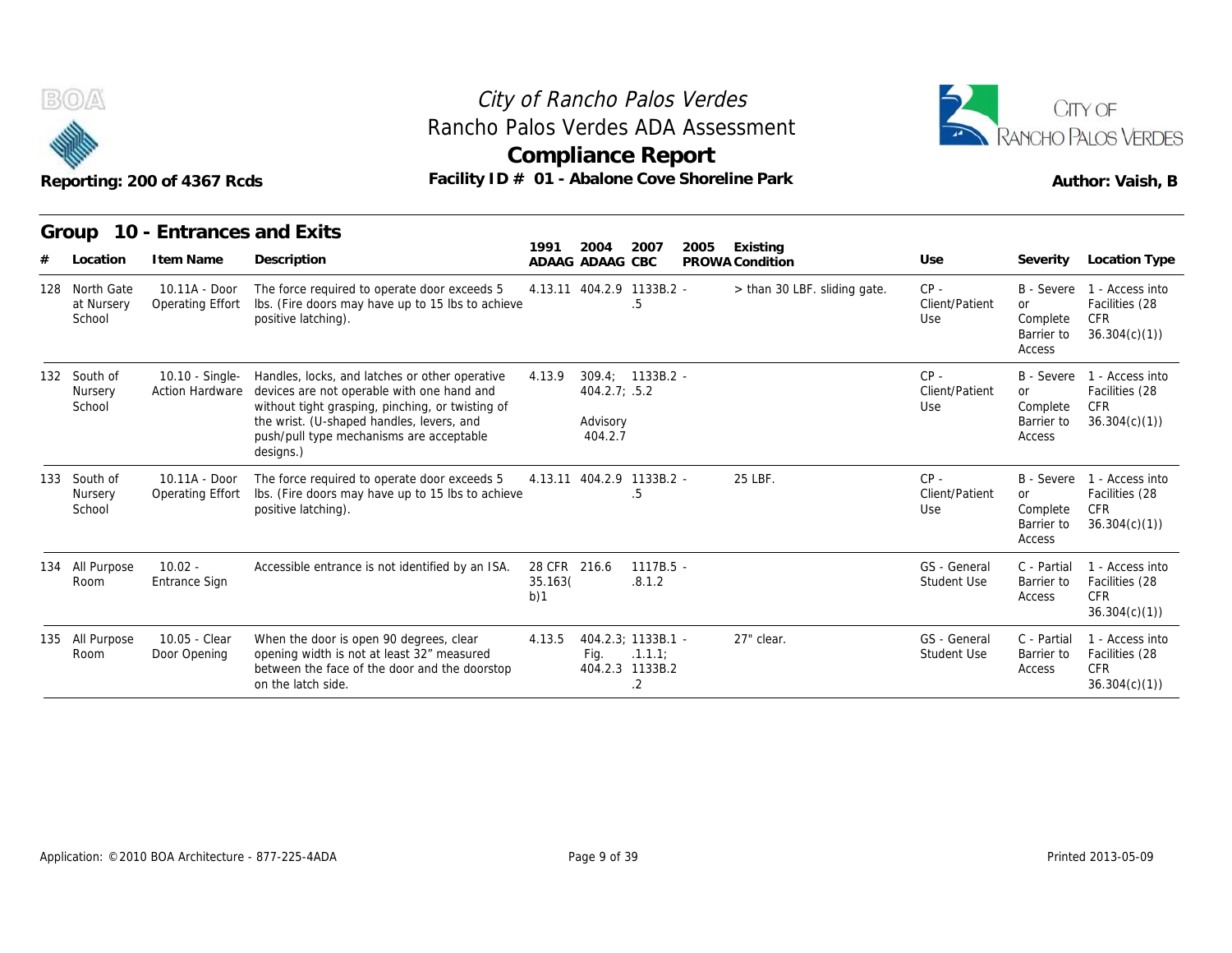# City of Rancho Palos Verdes

## Rancho Palos Verdes ADA Assessment

## Compliance Report

Reporting: 200 of 4367 Rcds

Facility ID # 01 - Abalone Cove Shoreline Park

Author: Vaish, B

### Group 10 - Entrances and Exits

| # | Location | Item Name | Description | 1991 ADAAG | 2004 ADAAG | 2007 CBC | 2005 PROWA | Existing Condition | Use | Severity | Location Type |
|---|---|---|---|---|---|---|---|---|---|---|---|
| 128 | North Gate at Nursery School | 10.11A - Door Operating Effort | The force required to operate door exceeds 5 lbs. (Fire doors may have up to 15 lbs to achieve positive latching). | 4.13.11 | 404.2.9 | 1133B.2 - .5 | | > than 30 LBF. sliding gate. | CP - Client/Patient Use | B - Severe or Complete Barrier to Access | 1 - Access into Facilities (28 CFR 36.304(c)(1)) |
| 132 | South of Nursery School | 10.10 - Single-Action Hardware | Handles, locks, and latches or other operative devices are not operable with one hand and without tight grasping, pinching, or twisting of the wrist. (U-shaped handles, levers, and push/pull type mechanisms are acceptable designs.) | 4.13.9 | 309.4; 404.2.7; Advisory 404.2.7 | 1133B.2 - .5.2 | | | CP - Client/Patient Use | B - Severe or Complete Barrier to Access | 1 - Access into Facilities (28 CFR 36.304(c)(1)) |
| 133 | South of Nursery School | 10.11A - Door Operating Effort | The force required to operate door exceeds 5 lbs. (Fire doors may have up to 15 lbs to achieve positive latching). | 4.13.11 | 404.2.9 | 1133B.2 - .5 | | 25 LBF. | CP - Client/Patient Use | B - Severe or Complete Barrier to Access | 1 - Access into Facilities (28 CFR 36.304(c)(1)) |
| 134 | All Purpose Room | 10.02 - Entrance Sign | Accessible entrance is not identified by an ISA. | 28 CFR 35.163(b)1 | 216.6 | 1117B.5 - .8.1.2 | | | GS - General Student Use | C - Partial Barrier to Access | 1 - Access into Facilities (28 CFR 36.304(c)(1)) |
| 135 | All Purpose Room | 10.05 - Clear Door Opening | When the door is open 90 degrees, clear opening width is not at least 32" measured between the face of the door and the doorstop on the latch side. | 4.13.5 | 404.2.3; Fig. 404.2.3 | 1133B.1 - .1.1.1; 1133B.2 .2 | | 27" clear. | GS - General Student Use | C - Partial Barrier to Access | 1 - Access into Facilities (28 CFR 36.304(c)(1)) |

Application: ©2010 BOA Architecture - 877-225-4ADA

Printed 2013-05-09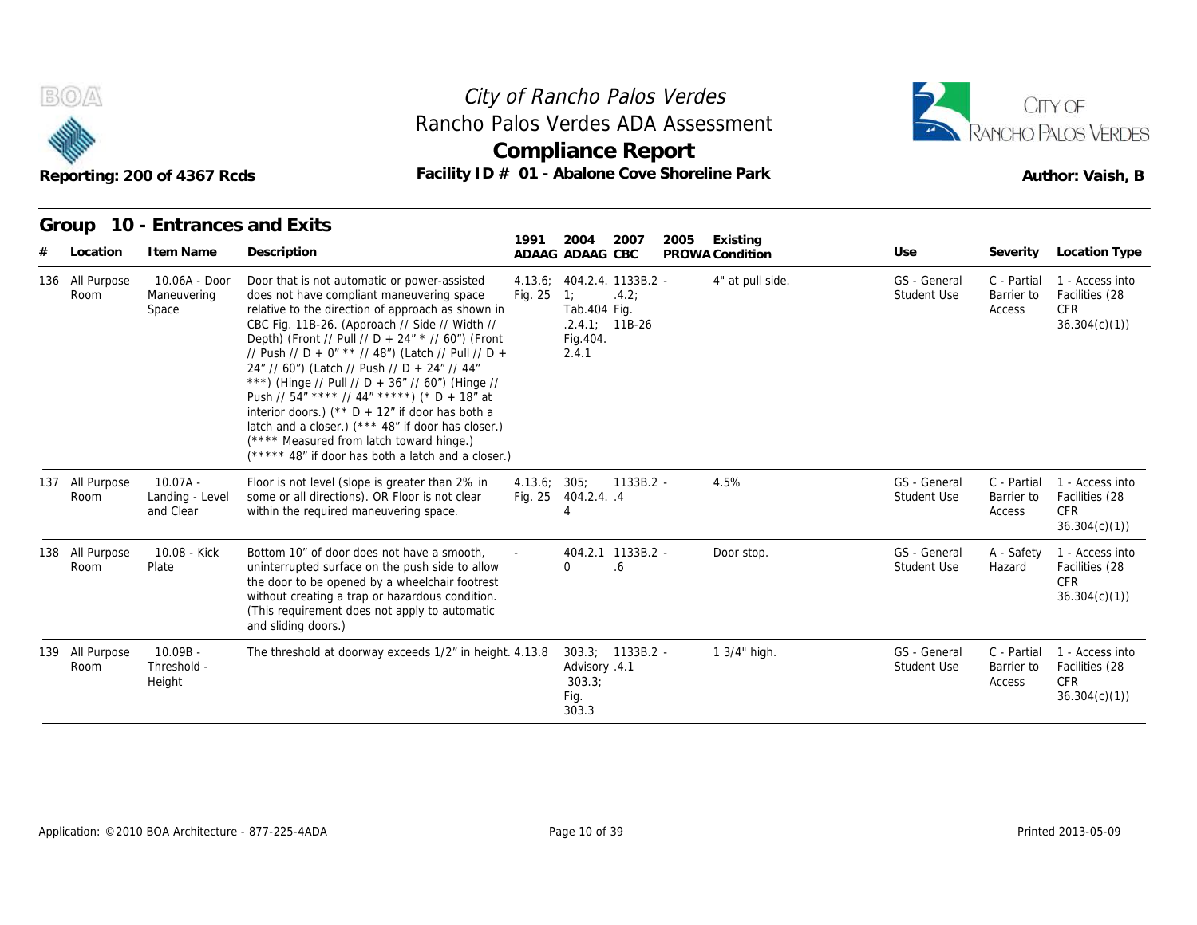# City of Rancho Palos Verdes
## Rancho Palos Verdes ADA Assessment
## Compliance Report

Reporting: 200 of 4367 Rcds

Facility ID # 01 - Abalone Cove Shoreline Park

Author: Vaish, B

### Group 10 - Entrances and Exits

| # | Location | Item Name | Description | 1991 ADAAG | 2004 ADAAG | 2007 CBC | 2005 PROWA | Existing Condition | Use | Severity | Location Type |
|---|---|---|---|---|---|---|---|---|---|---|---|
| 136 | All Purpose Room | 10.06A - Door Maneuvering Space | Door that is not automatic or power-assisted does not have compliant maneuvering space relative to the direction of approach as shown in CBC Fig. 11B-26. (Approach // Side // Width // Depth) (Front // Pull // D + 24" * // 60") (Front // Push // D + 0" ** // 48") (Latch // Pull // D + 24" // 60") (Latch // Push // D + 24" // 44" ***) (Hinge // Pull // D + 36" // 60") (Hinge // Push // 54" **** // 44" *****) (* D + 18" at interior doors.) (** D + 12" if door has both a latch and a closer.) (*** 48" if door has closer.) (**** Measured from latch toward hinge.) (***** 48" if door has both a latch and a closer.) | 4.13.6; Fig. 25 | 404.2.4.1; Tab.404.2.4.1; Fig.404.2.4.1 | 1133B.2.4.2; Fig. 11B-26 | - | 4" at pull side. | GS - General Student Use | C - Partial Barrier to Access | 1 - Access into Facilities (28 CFR 36.304(c)(1)) |
| 137 | All Purpose Room | 10.07A - Landing - Level and Clear | Floor is not level (slope is greater than 2% in some or all directions). OR Floor is not clear within the required maneuvering space. | 4.13.6; Fig. 25 | 305; 404.2.4.4 | 1133B.2.4 | - | 4.5% | GS - General Student Use | C - Partial Barrier to Access | 1 - Access into Facilities (28 CFR 36.304(c)(1)) |
| 138 | All Purpose Room | 10.08 - Kick Plate | Bottom 10" of door does not have a smooth, uninterrupted surface on the push side to allow the door to be opened by a wheelchair footrest without creating a trap or hazardous condition. (This requirement does not apply to automatic and sliding doors.) | - | 404.2.10 | 1133B.2.6 | - | Door stop. | GS - General Student Use | A - Safety Hazard | 1 - Access into Facilities (28 CFR 36.304(c)(1)) |
| 139 | All Purpose Room | 10.09B - Threshold - Height | The threshold at doorway exceeds 1/2" in height. | 4.13.8 | 303.3; Advisory 303.3; Fig. 303.3 | 1133B.2.4.1 | | 1 3/4" high. | GS - General Student Use | C - Partial Barrier to Access | 1 - Access into Facilities (28 CFR 36.304(c)(1)) |

Application: ©2010 BOA Architecture - 877-225-4ADA

Printed 2013-05-09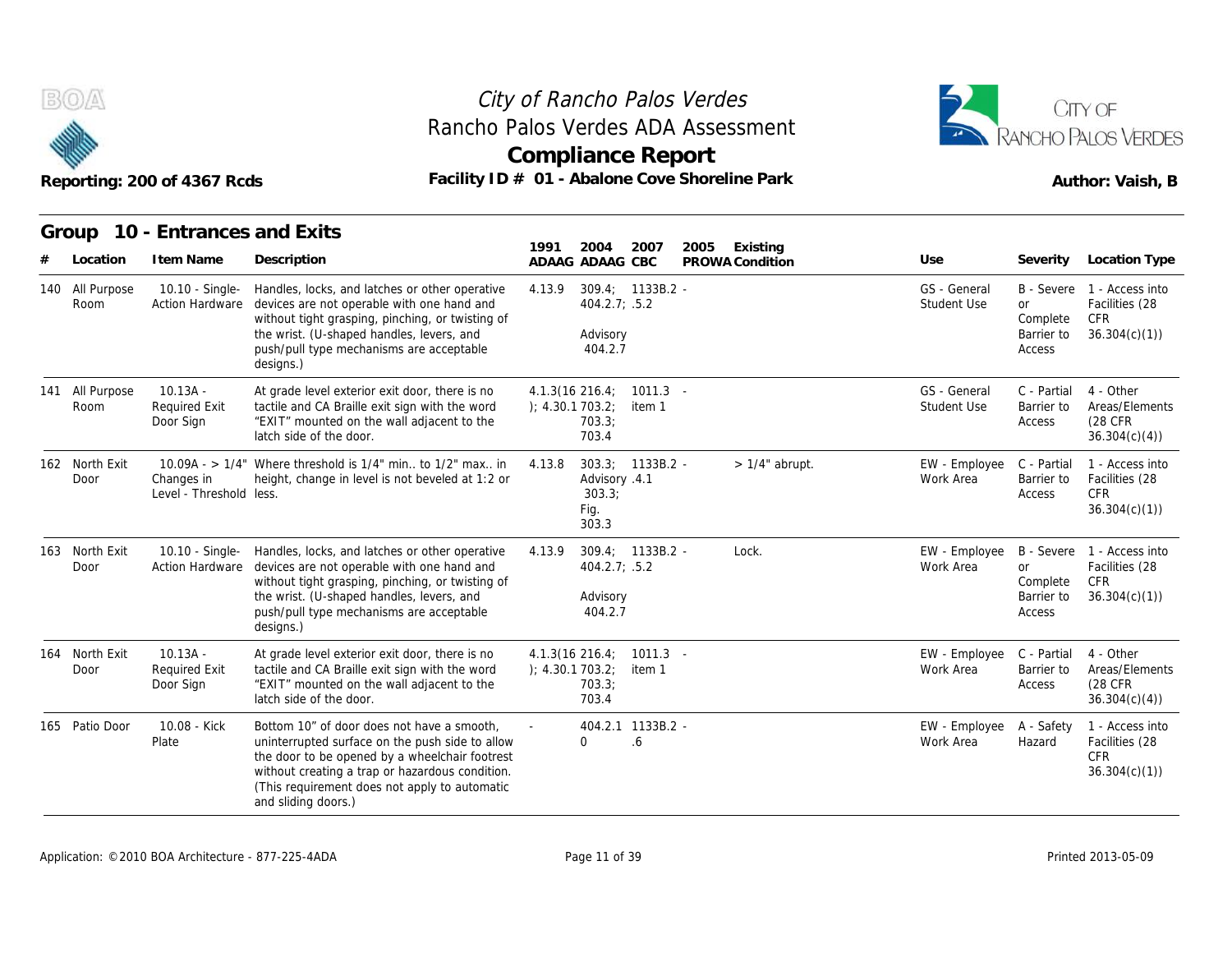City of Rancho Palos Verdes
Rancho Palos Verdes ADA Assessment
**Compliance Report**

Reporting: 200 of 4367 Rcds

Facility ID # 01 - Abalone Cove Shoreline Park

Author: Vaish, B

## Group 10 - Entrances and Exits

| # | Location | Item Name | Description | 1991 ADAAG | 2004 ADAAG | 2007 CBC | 2005 PROWA | Existing Condition | Use | Severity | Location Type |
|---|---|---|---|---|---|---|---|---|---|---|---|
| 140 | All Purpose Room | 10.10 - Single-Action Hardware | Handles, locks, and latches or other operative devices are not operable with one hand and without tight grasping, pinching, or twisting of the wrist. (U-shaped handles, levers, and push/pull type mechanisms are acceptable designs.) | 4.13.9 | 309.4; 404.2.7; Advisory 404.2.7 | 1133B.2.5.2 | - | | GS - General Student Use | B - Severe or Complete Barrier to Access | 1 - Access into Facilities (28 CFR 36.304(c)(1)) |
| 141 | All Purpose Room | 10.13A - Required Exit Door Sign | At grade level exterior exit door, there is no tactile and CA Braille exit sign with the word "EXIT" mounted on the wall adjacent to the latch side of the door. | 4.1.3(16); 4.30.1 | 216.4; 703.2; 703.3; 703.4 | 1011.3 item 1 | - | | GS - General Student Use | C - Partial Barrier to Access | 4 - Other Areas/Elements (28 CFR 36.304(c)(4)) |
| 162 | North Exit Door | 10.09A - > 1/4" Changes in Level - Threshold | Where threshold is 1/4" min.. to 1/2" max.. in height, change in level is not beveled at 1:2 or less. | 4.13.8 | 303.3; Advisory 303.3; Fig. 303.3 | 1133B.2.4.1 | - | > 1/4" abrupt. | EW - Employee Work Area | C - Partial Barrier to Access | 1 - Access into Facilities (28 CFR 36.304(c)(1)) |
| 163 | North Exit Door | 10.10 - Single-Action Hardware | Handles, locks, and latches or other operative devices are not operable with one hand and without tight grasping, pinching, or twisting of the wrist. (U-shaped handles, levers, and push/pull type mechanisms are acceptable designs.) | 4.13.9 | 309.4; 404.2.7; Advisory 404.2.7 | 1133B.2.5.2 | - | Lock. | EW - Employee Work Area | B - Severe or Complete Barrier to Access | 1 - Access into Facilities (28 CFR 36.304(c)(1)) |
| 164 | North Exit Door | 10.13A - Required Exit Door Sign | At grade level exterior exit door, there is no tactile and CA Braille exit sign with the word "EXIT" mounted on the wall adjacent to the latch side of the door. | 4.1.3(16); 4.30.1 | 216.4; 703.2; 703.3; 703.4 | 1011.3 item 1 | - | | EW - Employee Work Area | C - Partial Barrier to Access | 4 - Other Areas/Elements (28 CFR 36.304(c)(4)) |
| 165 | Patio Door | 10.08 - Kick Plate | Bottom 10" of door does not have a smooth, uninterrupted surface on the push side to allow the door to be opened by a wheelchair footrest without creating a trap or hazardous condition. (This requirement does not apply to automatic and sliding doors.) | - | 404.2.10 | 1133B.2.6 | - | | EW - Employee Work Area | A - Safety Hazard | 1 - Access into Facilities (28 CFR 36.304(c)(1)) |

Application: ©2010 BOA Architecture - 877-225-4ADA

Printed 2013-05-09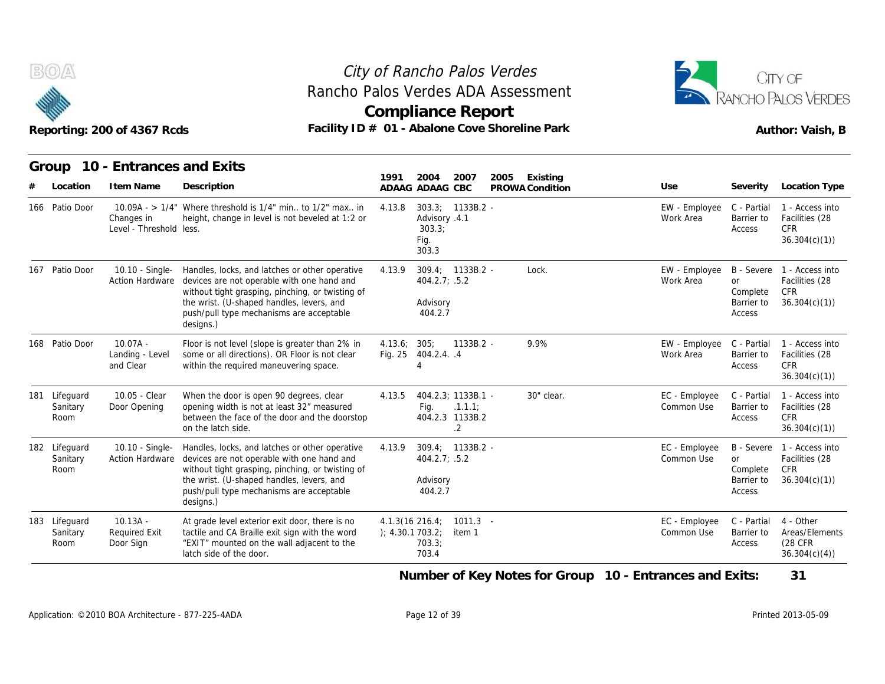# City of Rancho Palos Verdes
## Rancho Palos Verdes ADA Assessment
## Compliance Report

Reporting: 200 of 4367 Rcds

Facility ID # 01 - Abalone Cove Shoreline Park

Author: Vaish, B

### Group 10 - Entrances and Exits

| # | Location | Item Name | Description | 1991 ADAAG | 2004 ADAAG | 2007 CBC | 2005 PROWA | Existing Condition | Use | Severity | Location Type |
|---|---|---|---|---|---|---|---|---|---|---|---|
| 166 | Patio Door | 10.09A - > 1/4" Changes in Level - Threshold | Where threshold is 1/4" min.. to 1/2" max.. in height, change in level is not beveled at 1:2 or less. | 4.13.8 | 303.3; Advisory 303.3; Fig. 303.3 | 1133B.2 - .4.1 | | | EW - Employee Work Area | C - Partial Barrier to Access | 1 - Access into Facilities (28 CFR 36.304(c)(1)) |
| 167 | Patio Door | 10.10 - Single-Action Hardware | Handles, locks, and latches or other operative devices are not operable with one hand and without tight grasping, pinching, or twisting of the wrist. (U-shaped handles, levers, and push/pull type mechanisms are acceptable designs.) | 4.13.9 | 309.4; 404.2.7; Advisory 404.2.7 | 1133B.2 - .5.2 | | Lock. | EW - Employee Work Area | B - Severe or Complete Barrier to Access | 1 - Access into Facilities (28 CFR 36.304(c)(1)) |
| 168 | Patio Door | 10.07A - Landing - Level and Clear | Floor is not level (slope is greater than 2% in some or all directions). OR Floor is not clear within the required maneuvering space. | 4.13.6; Fig. 25 | 305; 404.2.4. 4 | 1133B.2 - .4 | | 9.9% | EW - Employee Work Area | C - Partial Barrier to Access | 1 - Access into Facilities (28 CFR 36.304(c)(1)) |
| 181 | Lifeguard Sanitary Room | 10.05 - Clear Door Opening | When the door is open 90 degrees, clear opening width is not at least 32" measured between the face of the door and the doorstop on the latch side. | 4.13.5 | 404.2.3; Fig. 404.2.3 | 1133B.1 - .1.1; 1133B.2 .2 | | 30" clear. | EC - Employee Common Use | C - Partial Barrier to Access | 1 - Access into Facilities (28 CFR 36.304(c)(1)) |
| 182 | Lifeguard Sanitary Room | 10.10 - Single-Action Hardware | Handles, locks, and latches or other operative devices are not operable with one hand and without tight grasping, pinching, or twisting of the wrist. (U-shaped handles, levers, and push/pull type mechanisms are acceptable designs.) | 4.13.9 | 309.4; 404.2.7; Advisory 404.2.7 | 1133B.2 - .5.2 | | | EC - Employee Common Use | B - Severe or Complete Barrier to Access | 1 - Access into Facilities (28 CFR 36.304(c)(1)) |
| 183 | Lifeguard Sanitary Room | 10.13A - Required Exit Door Sign | At grade level exterior exit door, there is no tactile and CA Braille exit sign with the word "EXIT" mounted on the wall adjacent to the latch side of the door. | 4.1.3(16); 4.30.1 | 216.4; 703.2; 703.3; 703.4 | 1011.3 item 1 | - | | EC - Employee Common Use | C - Partial Barrier to Access | 4 - Other Areas/Elements (28 CFR 36.304(c)(4)) |

**Number of Key Notes for Group 10 - Entrances and Exits: 31**

Application: ©2010 BOA Architecture - 877-225-4ADA

Printed 2013-05-09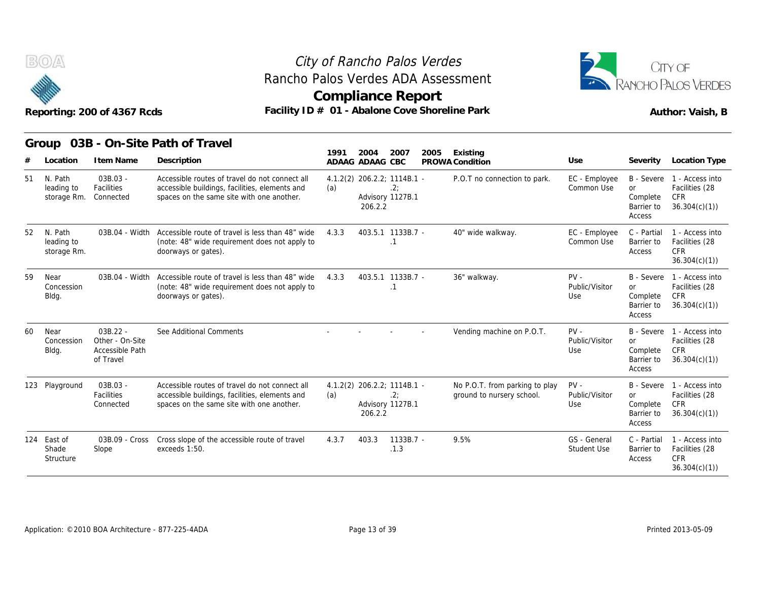# City of Rancho Palos Verdes
## Rancho Palos Verdes ADA Assessment
## Compliance Report

Reporting: 200 of 4367 Rcds

Facility ID # 01 - Abalone Cove Shoreline Park

Author: Vaish, B

## Group 03B - On-Site Path of Travel

| # | Location | Item Name | Description | 1991 ADAAG | 2004 ADAAG | 2007 CBC | 2005 PROWA | Existing Condition | Use | Severity | Location Type |
|---|---|---|---|---|---|---|---|---|---|---|---|
| 51 | N. Path leading to storage Rm. | 03B.03 - Facilities Connected | Accessible routes of travel do not connect all accessible buildings, facilities, elements and spaces on the same site with one another. | 4.1.2(2)(a) | 206.2.2; Advisory 206.2.2 | 1114B.1 - .2; 1127B.1 | | P.O.T no connection to park. | EC - Employee Common Use | B - Severe or Complete Barrier to Access | 1 - Access into Facilities (28 CFR 36.304(c)(1)) |
| 52 | N. Path leading to storage Rm. | 03B.04 - Width | Accessible route of travel is less than 48" wide (note: 48" wide requirement does not apply to doorways or gates). | 4.3.3 | 403.5.1 | 1133B.7 - .1 | | 40" wide walkway. | EC - Employee Common Use | C - Partial Barrier to Access | 1 - Access into Facilities (28 CFR 36.304(c)(1)) |
| 59 | Near Concession Bldg. | 03B.04 - Width | Accessible route of travel is less than 48" wide (note: 48" wide requirement does not apply to doorways or gates). | 4.3.3 | 403.5.1 | 1133B.7 - .1 | | 36" walkway. | PV - Public/Visitor Use | B - Severe or Complete Barrier to Access | 1 - Access into Facilities (28 CFR 36.304(c)(1)) |
| 60 | Near Concession Bldg. | 03B.22 - Other - On-Site Accessible Path of Travel | See Additional Comments | - | - | - | - | Vending machine on P.O.T. | PV - Public/Visitor Use | B - Severe or Complete Barrier to Access | 1 - Access into Facilities (28 CFR 36.304(c)(1)) |
| 123 | Playground | 03B.03 - Facilities Connected | Accessible routes of travel do not connect all accessible buildings, facilities, elements and spaces on the same site with one another. | 4.1.2(2)(a) | 206.2.2; Advisory 206.2.2 | 1114B.1 - .2; 1127B.1 | | No P.O.T. from parking to play ground to nursery school. | PV - Public/Visitor Use | B - Severe or Complete Barrier to Access | 1 - Access into Facilities (28 CFR 36.304(c)(1)) |
| 124 | East of Shade Structure | 03B.09 - Cross Slope | Cross slope of the accessible route of travel exceeds 1:50. | 4.3.7 | 403.3 | 1133B.7 - .1.3 | | 9.5% | GS - General Student Use | C - Partial Barrier to Access | 1 - Access into Facilities (28 CFR 36.304(c)(1)) |

Application: ©2010 BOA Architecture - 877-225-4ADA

Printed 2013-05-09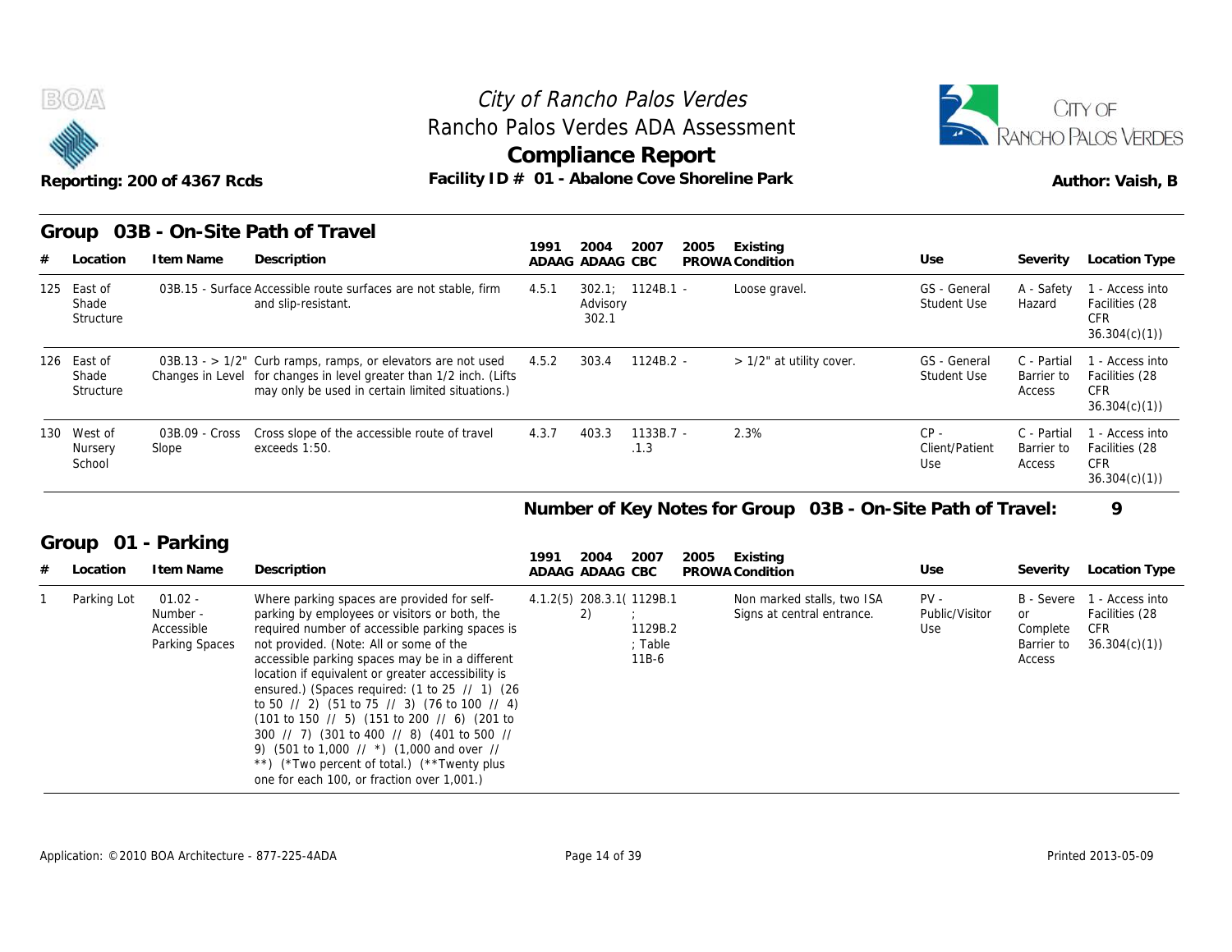City of Rancho Palos Verdes
Rancho Palos Verdes ADA Assessment
**Compliance Report**

Reporting: 200 of 4367 Rcds — Facility ID # 01 - Abalone Cove Shoreline Park — Author: Vaish, B

## Group 03B - On-Site Path of Travel

| # | Location | Item Name | Description | 1991 ADAAG | 2004 ADAAG | 2007 CBC | 2005 PROWA | Existing Condition | Use | Severity | Location Type |
|---|---|---|---|---|---|---|---|---|---|---|---|
| 125 | East of Shade Structure | 03B.15 - Surface | Accessible route surfaces are not stable, firm and slip-resistant. | 4.5.1 | 302.1; Advisory 302.1 | 1124B.1 - | | Loose gravel. | GS - General Student Use | A - Safety Hazard | 1 - Access into Facilities (28 CFR 36.304(c)(1)) |
| 126 | East of Shade Structure | 03B.13 - > 1/2" Changes in Level | Curb ramps, ramps, or elevators are not used for changes in level greater than 1/2 inch. (Lifts may only be used in certain limited situations.) | 4.5.2 | 303.4 | 1124B.2 - | | > 1/2" at utility cover. | GS - General Student Use | C - Partial Barrier to Access | 1 - Access into Facilities (28 CFR 36.304(c)(1)) |
| 130 | West of Nursery School | 03B.09 - Cross Slope | Cross slope of the accessible route of travel exceeds 1:50. | 4.3.7 | 403.3 | 1133B.7 - .1.3 | | 2.3% | CP - Client/Patient Use | C - Partial Barrier to Access | 1 - Access into Facilities (28 CFR 36.304(c)(1)) |

**Number of Key Notes for Group 03B - On-Site Path of Travel: 9**

## Group 01 - Parking

| # | Location | Item Name | Description | 1991 ADAAG | 2004 ADAAG | 2007 CBC | 2005 PROWA | Existing Condition | Use | Severity | Location Type |
|---|---|---|---|---|---|---|---|---|---|---|---|
| 1 | Parking Lot | 01.02 - Number - Accessible Parking Spaces | Where parking spaces are provided for self-parking by employees or visitors or both, the required number of accessible parking spaces is not provided. (Note: All or some of the accessible parking spaces may be in a different location if equivalent or greater accessibility is ensured.) (Spaces required: (1 to 25 // 1) (26 to 50 // 2) (51 to 75 // 3) (76 to 100 // 4) (101 to 150 // 5) (151 to 200 // 6) (201 to 300 // 7) (301 to 400 // 8) (401 to 500 // 9) (501 to 1,000 // *) (1,000 and over // **) (*Two percent of total.) (**Twenty plus one for each 100, or fraction over 1,001.) | 4.1.2(5) | 208.3.1(2) | 1129B.1; 1129B.2; Table 11B-6 | | Non marked stalls, two ISA Signs at central entrance. | PV - Public/Visitor Use | B - Severe or Complete Barrier to Access | 1 - Access into Facilities (28 CFR 36.304(c)(1)) |

Application: ©2010 BOA Architecture - 877-225-4ADA — Printed 2013-05-09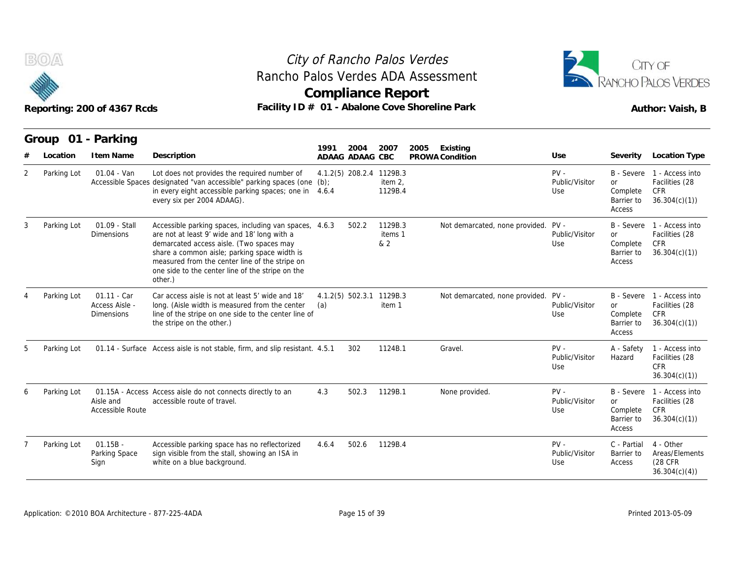# City of Rancho Palos Verdes
## Rancho Palos Verdes ADA Assessment
## Compliance Report

Reporting: 200 of 4367 Rcds

Facility ID # 01 - Abalone Cove Shoreline Park

Author: Vaish, B

### Group 01 - Parking

| # | Location | Item Name | Description | 1991 ADAAG | 2004 ADAAG | 2007 CBC | 2005 PROWA | Existing Condition | Use | Severity | Location Type |
|---|---|---|---|---|---|---|---|---|---|---|---|
| 2 | Parking Lot | 01.04 - Van Accessible Spaces | Lot does not provides the required number of designated "van accessible" parking spaces (one in every eight accessible parking spaces; one in every six per 2004 ADAAG). | 4.1.2(5)(b); 4.6.4 | 208.2.4 | 1129B.3 item 2, 1129B.4 | | | PV - Public/Visitor Use | B - Severe or Complete Barrier to Access | 1 - Access into Facilities (28 CFR 36.304(c)(1)) |
| 3 | Parking Lot | 01.09 - Stall Dimensions | Accessible parking spaces, including van spaces, are not at least 9' wide and 18' long with a demarcated access aisle. (Two spaces may share a common aisle; parking space width is measured from the center line of the stripe on one side to the center line of the stripe on the other.) | 4.6.3 | 502.2 | 1129B.3 items 1 & 2 | | Not demarcated, none provided. | PV - Public/Visitor Use | B - Severe or Complete Barrier to Access | 1 - Access into Facilities (28 CFR 36.304(c)(1)) |
| 4 | Parking Lot | 01.11 - Car Access Aisle - Dimensions | Car access aisle is not at least 5' wide and 18' long. (Aisle width is measured from the center line of the stripe on one side to the center line of the stripe on the other.) | 4.1.2(5)(a) | 502.3.1 | 1129B.3 item 1 | | Not demarcated, none provided. | PV - Public/Visitor Use | B - Severe or Complete Barrier to Access | 1 - Access into Facilities (28 CFR 36.304(c)(1)) |
| 5 | Parking Lot | 01.14 - Surface | Access aisle is not stable, firm, and slip resistant. | 4.5.1 | 302 | 1124B.1 | | Gravel. | PV - Public/Visitor Use | A - Safety Hazard | 1 - Access into Facilities (28 CFR 36.304(c)(1)) |
| 6 | Parking Lot | 01.15A - Access Aisle and Accessible Route | Access aisle do not connects directly to an accessible route of travel. | 4.3 | 502.3 | 1129B.1 | | None provided. | PV - Public/Visitor Use | B - Severe or Complete Barrier to Access | 1 - Access into Facilities (28 CFR 36.304(c)(1)) |
| 7 | Parking Lot | 01.15B - Parking Space Sign | Accessible parking space has no reflectorized sign visible from the stall, showing an ISA in white on a blue background. | 4.6.4 | 502.6 | 1129B.4 | | | PV - Public/Visitor Use | C - Partial Barrier to Access | 4 - Other Areas/Elements (28 CFR 36.304(c)(4)) |

Application: ©2010 BOA Architecture - 877-225-4ADA

Printed 2013-05-09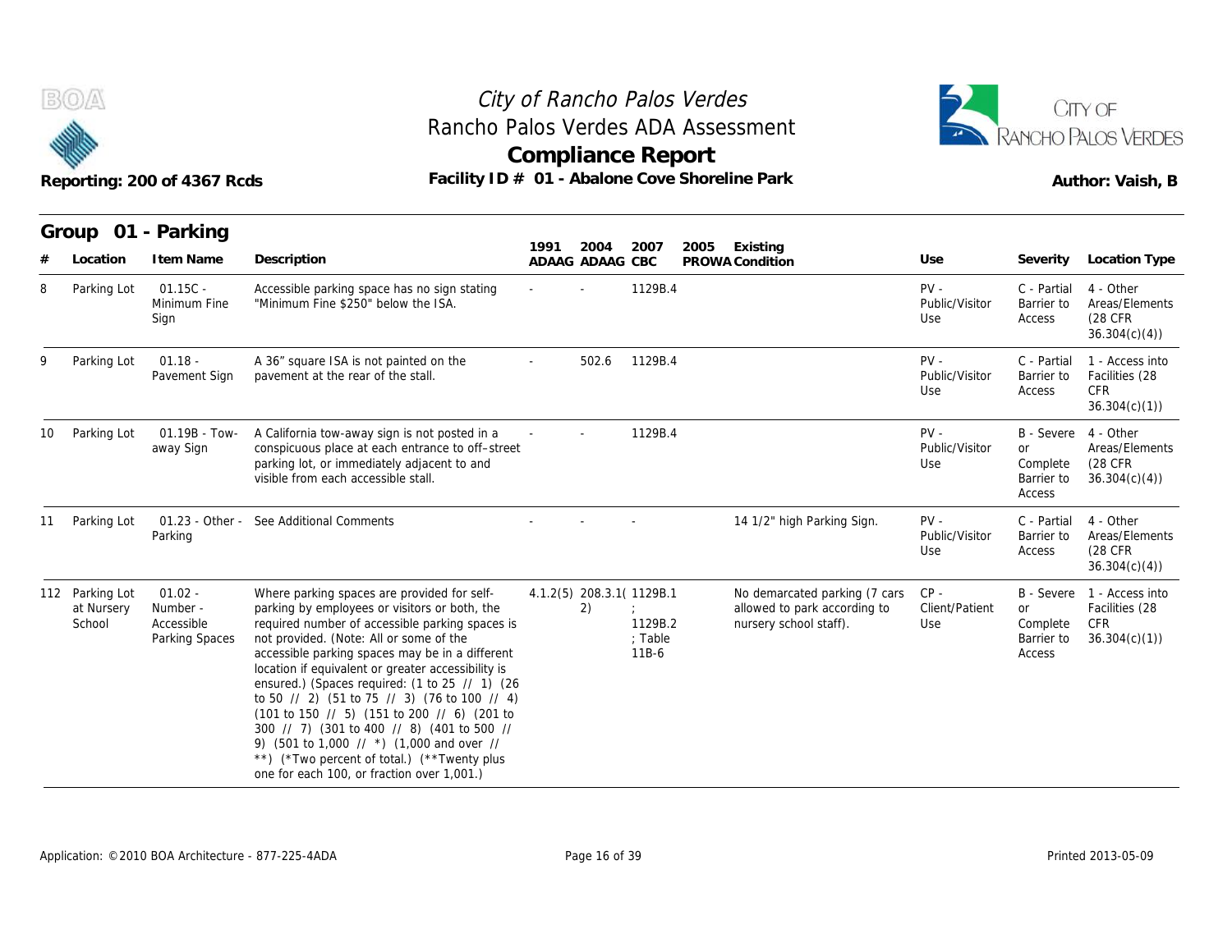# City of Rancho Palos Verdes

## Rancho Palos Verdes ADA Assessment

## Compliance Report

Reporting: 200 of 4367 Rcds

**Facility ID # 01 - Abalone Cove Shoreline Park**

Author: Vaish, B

## Group 01 - Parking

| # | Location | Item Name | Description | 1991 ADAAG | 2004 ADAAG | 2007 CBC | 2005 PROWA | Existing Condition | Use | Severity | Location Type |
|---|---|---|---|---|---|---|---|---|---|---|---|
| 8 | Parking Lot | 01.15C - Minimum Fine Sign | Accessible parking space has no sign stating "Minimum Fine $250" below the ISA. | - | - | 1129B.4 | | | PV - Public/Visitor Use | C - Partial Barrier to Access | 4 - Other Areas/Elements (28 CFR 36.304(c)(4)) |
| 9 | Parking Lot | 01.18 - Pavement Sign | A 36" square ISA is not painted on the pavement at the rear of the stall. | - | 502.6 | 1129B.4 | | | PV - Public/Visitor Use | C - Partial Barrier to Access | 1 - Access into Facilities (28 CFR 36.304(c)(1)) |
| 10 | Parking Lot | 01.19B - Tow-away Sign | A California tow-away sign is not posted in a conspicuous place at each entrance to off-street parking lot, or immediately adjacent to and visible from each accessible stall. | - | - | 1129B.4 | | | PV - Public/Visitor Use | B - Severe or Complete Barrier to Access | 4 - Other Areas/Elements (28 CFR 36.304(c)(4)) |
| 11 | Parking Lot | 01.23 - Other - Parking | See Additional Comments | - | - | - | | 14 1/2" high Parking Sign. | PV - Public/Visitor Use | C - Partial Barrier to Access | 4 - Other Areas/Elements (28 CFR 36.304(c)(4)) |
| 112 | Parking Lot at Nursery School | 01.02 - Number - Accessible Parking Spaces | Where parking spaces are provided for self-parking by employees or visitors or both, the required number of accessible parking spaces is not provided. (Note: All or some of the accessible parking spaces may be in a different location if equivalent or greater accessibility is ensured.) (Spaces required: (1 to 25 // 1) (26 to 50 // 2) (51 to 75 // 3) (76 to 100 // 4) (101 to 150 // 5) (151 to 200 // 6) (201 to 300 // 7) (301 to 400 // 8) (401 to 500 // 9) (501 to 1,000 // *) (1,000 and over // **) (*Two percent of total.) (**Twenty plus one for each 100, or fraction over 1,001.) | 4.1.2(5) | 208.3.1(2) | 1129B.1; 1129B.2; Table 11B-6 | | No demarcated parking (7 cars allowed to park according to nursery school staff). | CP - Client/Patient Use | B - Severe or Complete Barrier to Access | 1 - Access into Facilities (28 CFR 36.304(c)(1)) |

Application: ©2010 BOA Architecture - 877-225-4ADA

Printed 2013-05-09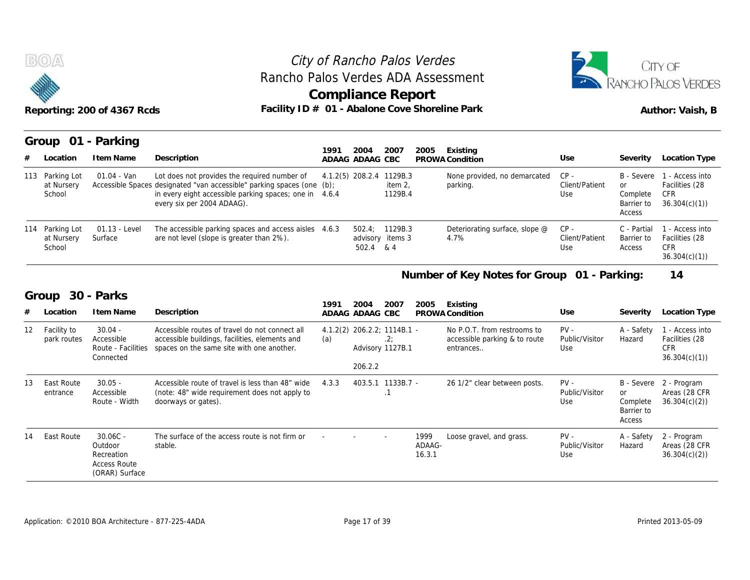# City of Rancho Palos Verdes

## Rancho Palos Verdes ADA Assessment

## Compliance Report

Reporting: 200 of 4367 Rcds

Facility ID # 01 - Abalone Cove Shoreline Park

Author: Vaish, B

### Group 01 - Parking

| # | Location | Item Name | Description | 1991 ADAAG | 2004 ADAAG | 2007 CBC | 2005 PROWA | Existing Condition | Use | Severity | Location Type |
|---|---|---|---|---|---|---|---|---|---|---|---|
| 113 | Parking Lot at Nursery School | 01.04 - Van Accessible Spaces | Lot does not provides the required number of designated "van accessible" parking spaces (one in every eight accessible parking spaces; one in every six per 2004 ADAAG). | 4.1.2(5)(b); 4.6.4 | 208.2.4 | 1129B.3 item 2, 1129B.4 | | None provided, no demarcated parking. | CP - Client/Patient Use | B - Severe or Complete Barrier to Access | 1 - Access into Facilities (28 CFR 36.304(c)(1)) |
| 114 | Parking Lot at Nursery School | 01.13 - Level Surface | The accessible parking spaces and access aisles are not level (slope is greater than 2%). | 4.6.3 | 502.4; advisory 502.4 | 1129B.3 items 3 & 4 | | Deteriorating surface, slope @ 4.7% | CP - Client/Patient Use | C - Partial Barrier to Access | 1 - Access into Facilities (28 CFR 36.304(c)(1)) |

**Number of Key Notes for Group 01 - Parking: 14**

### Group 30 - Parks

| # | Location | Item Name | Description | 1991 ADAAG | 2004 ADAAG | 2007 CBC | 2005 PROWA | Existing Condition | Use | Severity | Location Type |
|---|---|---|---|---|---|---|---|---|---|---|---|
| 12 | Facility to park routes | 30.04 - Accessible Route - Facilities Connected | Accessible routes of travel do not connect all accessible buildings, facilities, elements and spaces on the same site with one another. | 4.1.2(2)(a) | 206.2.2; Advisory 206.2.2 | 1114B.1 - .2; 1127B.1 | | No P.O.T. from restrooms to accessible parking & to route entrances.. | PV - Public/Visitor Use | A - Safety Hazard | 1 - Access into Facilities (28 CFR 36.304(c)(1)) |
| 13 | East Route entrance | 30.05 - Accessible Route - Width | Accessible route of travel is less than 48" wide (note: 48" wide requirement does not apply to doorways or gates). | 4.3.3 | 403.5.1 | 1133B.7 - .1 | | 26 1/2" clear between posts. | PV - Public/Visitor Use | B - Severe or Complete Barrier to Access | 2 - Program Areas (28 CFR 36.304(c)(2)) |
| 14 | East Route | 30.06C - Outdoor Recreation Access Route (ORAR) Surface | The surface of the access route is not firm or stable. | - | - | - | 1999 ADAAG-16.3.1 | Loose gravel, and grass. | PV - Public/Visitor Use | A - Safety Hazard | 2 - Program Areas (28 CFR 36.304(c)(2)) |

Application: ©2010 BOA Architecture - 877-225-4ADA

Printed 2013-05-09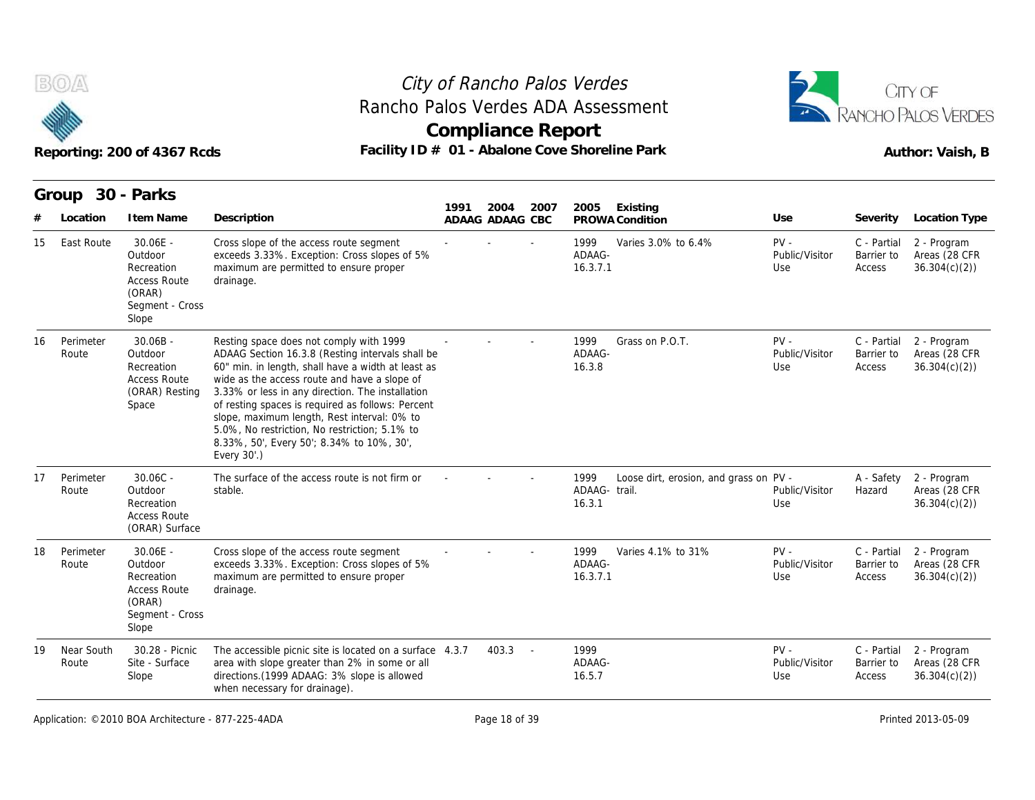# City of Rancho Palos Verdes
## Rancho Palos Verdes ADA Assessment
## Compliance Report

Reporting: 200 of 4367 Rcds

**Facility ID # 01 - Abalone Cove Shoreline Park**

Author: Vaish, B

### Group 30 - Parks

| # | Location | Item Name | Description | 1991 ADAAG | 2004 ADAAG | 2007 CBC | 2005 PROWA | Existing Condition | Use | Severity | Location Type |
|---|---|---|---|---|---|---|---|---|---|---|---|
| 15 | East Route | 30.06E - Outdoor Recreation Access Route (ORAR) Segment - Cross Slope | Cross slope of the access route segment exceeds 3.33%. Exception: Cross slopes of 5% maximum are permitted to ensure proper drainage. | - | - | - | 1999 ADAAG-16.3.7.1 | Varies 3.0% to 6.4% | PV - Public/Visitor Use | C - Partial Barrier to Access | 2 - Program Areas (28 CFR 36.304(c)(2)) |
| 16 | Perimeter Route | 30.06B - Outdoor Recreation Access Route (ORAR) Resting Space | Resting space does not comply with 1999 ADAAG Section 16.3.8 (Resting intervals shall be 60" min. in length, shall have a width at least as wide as the access route and have a slope of 3.33% or less in any direction. The installation of resting spaces is required as follows: Percent slope, maximum length, Rest interval: 0% to 5.0%, No restriction, No restriction; 5.1% to 8.33%, 50', Every 50'; 8.34% to 10%, 30', Every 30'.) | - | - | - | 1999 ADAAG-16.3.8 | Grass on P.O.T. | PV - Public/Visitor Use | C - Partial Barrier to Access | 2 - Program Areas (28 CFR 36.304(c)(2)) |
| 17 | Perimeter Route | 30.06C - Outdoor Recreation Access Route (ORAR) Surface | The surface of the access route is not firm or stable. | - | - | - | 1999 ADAAG-16.3.1 | Loose dirt, erosion, and grass on trail. | PV - Public/Visitor Use | A - Safety Hazard | 2 - Program Areas (28 CFR 36.304(c)(2)) |
| 18 | Perimeter Route | 30.06E - Outdoor Recreation Access Route (ORAR) Segment - Cross Slope | Cross slope of the access route segment exceeds 3.33%. Exception: Cross slopes of 5% maximum are permitted to ensure proper drainage. | - | - | - | 1999 ADAAG-16.3.7.1 | Varies 4.1% to 31% | PV - Public/Visitor Use | C - Partial Barrier to Access | 2 - Program Areas (28 CFR 36.304(c)(2)) |
| 19 | Near South Route | 30.28 - Picnic Site - Surface Slope | The accessible picnic site is located on a surface area with slope greater than 2% in some or all directions.(1999 ADAAG: 3% slope is allowed when necessary for drainage). | 4.3.7 | 403.3 | - | 1999 ADAAG-16.5.7 | | PV - Public/Visitor Use | C - Partial Barrier to Access | 2 - Program Areas (28 CFR 36.304(c)(2)) |

Application: ©2010 BOA Architecture - 877-225-4ADA

Printed 2013-05-09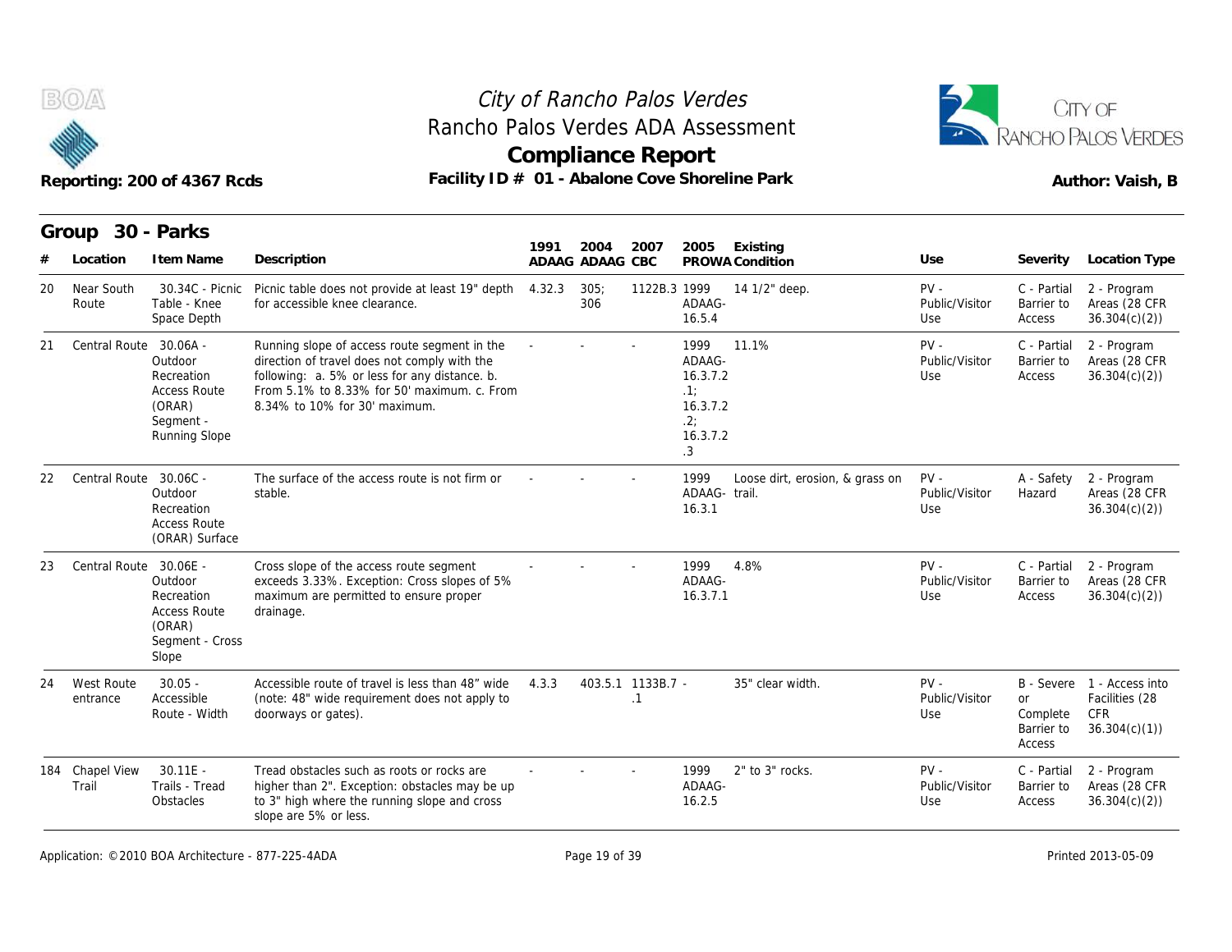# City of Rancho Palos Verdes
## Rancho Palos Verdes ADA Assessment
## Compliance Report

Reporting: 200 of 4367 Rcds

Facility ID # 01 - Abalone Cove Shoreline Park

Author: Vaish, B

### Group 30 - Parks

| # | Location | Item Name | Description | 1991 ADAAG | 2004 ADAAG | 2007 CBC | 2005 PROWA | Existing Condition | Use | Severity | Location Type |
|---|---|---|---|---|---|---|---|---|---|---|---|
| 20 | Near South Route | 30.34C - Picnic Table - Knee Space Depth | Picnic table does not provide at least 19" depth for accessible knee clearance. | 4.32.3 | 305; 306 | 1122B.3 | 1999 ADAAG- 16.5.4 | 14 1/2" deep. | PV - Public/Visitor Use | C - Partial Barrier to Access | 2 - Program Areas (28 CFR 36.304(c)(2)) |
| 21 | Central Route | 30.06A - Outdoor Recreation Access Route (ORAR) Segment - Running Slope | Running slope of access route segment in the direction of travel does not comply with the following: a. 5% or less for any distance. b. From 5.1% to 8.33% for 50' maximum. c. From 8.34% to 10% for 30' maximum. | - | - | - | 1999 ADAAG- 16.3.7.2 .1; 16.3.7.2 .2; 16.3.7.2 .3 | 11.1% | PV - Public/Visitor Use | C - Partial Barrier to Access | 2 - Program Areas (28 CFR 36.304(c)(2)) |
| 22 | Central Route | 30.06C - Outdoor Recreation Access Route (ORAR) Surface | The surface of the access route is not firm or stable. | - | - | - | 1999 ADAAG- 16.3.1 | Loose dirt, erosion, & grass on trail. | PV - Public/Visitor Use | A - Safety Hazard | 2 - Program Areas (28 CFR 36.304(c)(2)) |
| 23 | Central Route | 30.06E - Outdoor Recreation Access Route (ORAR) Segment - Cross Slope | Cross slope of the access route segment exceeds 3.33%. Exception: Cross slopes of 5% maximum are permitted to ensure proper drainage. | - | - | - | 1999 ADAAG- 16.3.7.1 | 4.8% | PV - Public/Visitor Use | C - Partial Barrier to Access | 2 - Program Areas (28 CFR 36.304(c)(2)) |
| 24 | West Route entrance | 30.05 - Accessible Route - Width | Accessible route of travel is less than 48" wide (note: 48" wide requirement does not apply to doorways or gates). | 4.3.3 | 403.5.1 | 1133B.7 .1 | - | 35" clear width. | PV - Public/Visitor Use | B - Severe or Complete Barrier to Access | 1 - Access into Facilities (28 CFR 36.304(c)(1)) |
| 184 | Chapel View Trail | 30.11E - Trails - Tread Obstacles | Tread obstacles such as roots or rocks are higher than 2". Exception: obstacles may be up to 3" high where the running slope and cross slope are 5% or less. | - | - | - | 1999 ADAAG- 16.2.5 | 2" to 3" rocks. | PV - Public/Visitor Use | C - Partial Barrier to Access | 2 - Program Areas (28 CFR 36.304(c)(2)) |

Application: ©2010 BOA Architecture - 877-225-4ADA

Printed 2013-05-09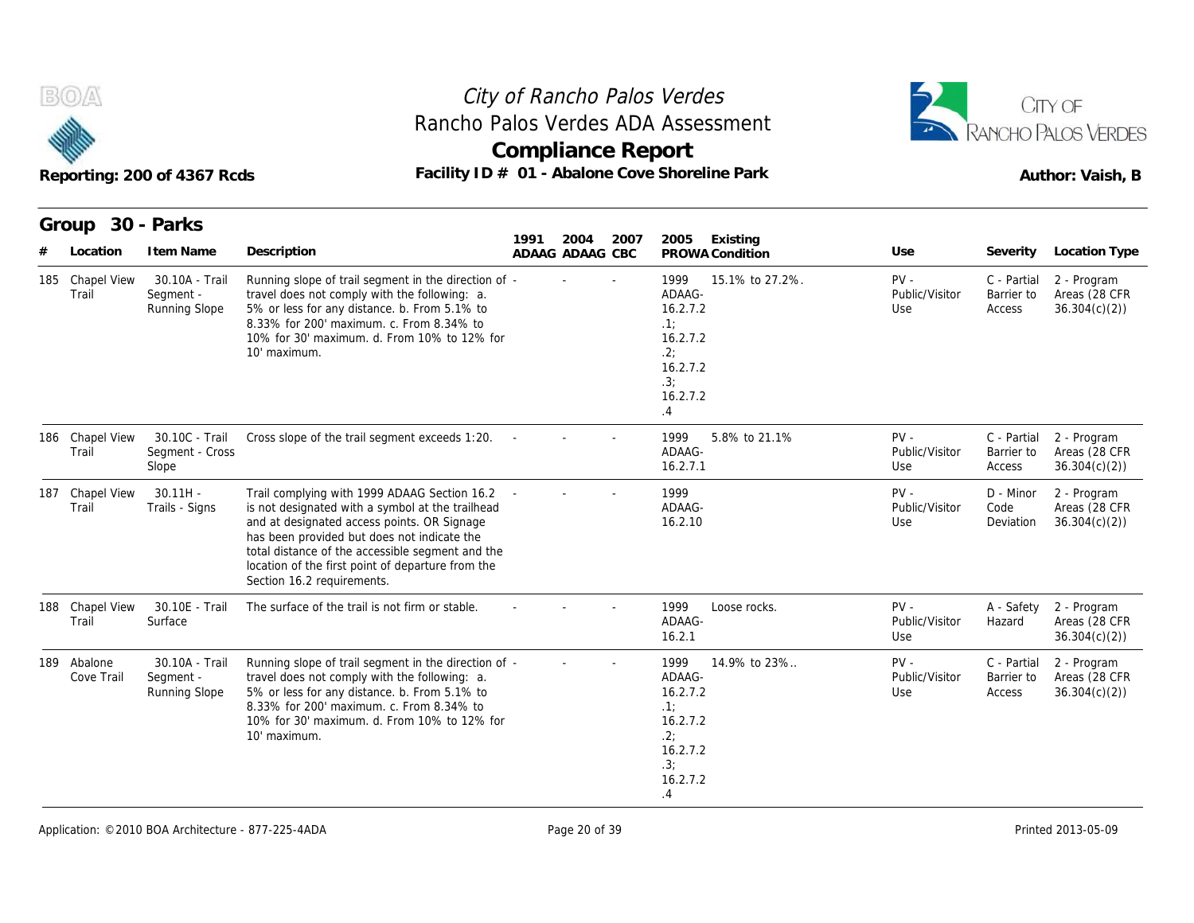# City of Rancho Palos Verdes

## Rancho Palos Verdes ADA Assessment

## Compliance Report

Reporting: 200 of 4367 Rcds

Facility ID # 01 - Abalone Cove Shoreline Park

Author: Vaish, B

## Group 30 - Parks

| # | Location | Item Name | Description | 1991 ADAAG | 2004 ADAAG | 2007 CBC | 2005 PROWA | Existing Condition | Use | Severity | Location Type |
|---|---|---|---|---|---|---|---|---|---|---|---|
| 185 | Chapel View Trail | 30.10A - Trail Segment - Running Slope | Running slope of trail segment in the direction of travel does not comply with the following: a. 5% or less for any distance. b. From 5.1% to 8.33% for 200' maximum. c. From 8.34% to 10% for 30' maximum. d. From 10% to 12% for 10' maximum. | - | - | - | 1999 ADAAG-16.2.7.2.1; 16.2.7.2.2; 16.2.7.2.3; 16.2.7.2.4 | 15.1% to 27.2%. | PV - Public/Visitor Use | C - Partial Barrier to Access | 2 - Program Areas (28 CFR 36.304(c)(2)) |
| 186 | Chapel View Trail | 30.10C - Trail Segment - Cross Slope | Cross slope of the trail segment exceeds 1:20. | - | - | - | 1999 ADAAG-16.2.7.1 | 5.8% to 21.1% | PV - Public/Visitor Use | C - Partial Barrier to Access | 2 - Program Areas (28 CFR 36.304(c)(2)) |
| 187 | Chapel View Trail | 30.11H - Trails - Signs | Trail complying with 1999 ADAAG Section 16.2 is not designated with a symbol at the trailhead and at designated access points. OR Signage has been provided but does not indicate the total distance of the accessible segment and the location of the first point of departure from the Section 16.2 requirements. | - | - | - | 1999 ADAAG-16.2.10 | | PV - Public/Visitor Use | D - Minor Code Deviation | 2 - Program Areas (28 CFR 36.304(c)(2)) |
| 188 | Chapel View Trail | 30.10E - Trail Surface | The surface of the trail is not firm or stable. | - | - | - | 1999 ADAAG-16.2.1 | Loose rocks. | PV - Public/Visitor Use | A - Safety Hazard | 2 - Program Areas (28 CFR 36.304(c)(2)) |
| 189 | Abalone Cove Trail | 30.10A - Trail Segment - Running Slope | Running slope of trail segment in the direction of travel does not comply with the following: a. 5% or less for any distance. b. From 5.1% to 8.33% for 200' maximum. c. From 8.34% to 10% for 30' maximum. d. From 10% to 12% for 10' maximum. | - | - | - | 1999 ADAAG-16.2.7.2.1; 16.2.7.2.2; 16.2.7.2.3; 16.2.7.2.4 | 14.9% to 23%.. | PV - Public/Visitor Use | C - Partial Barrier to Access | 2 - Program Areas (28 CFR 36.304(c)(2)) |

Application: ©2010 BOA Architecture - 877-225-4ADA

Printed 2013-05-09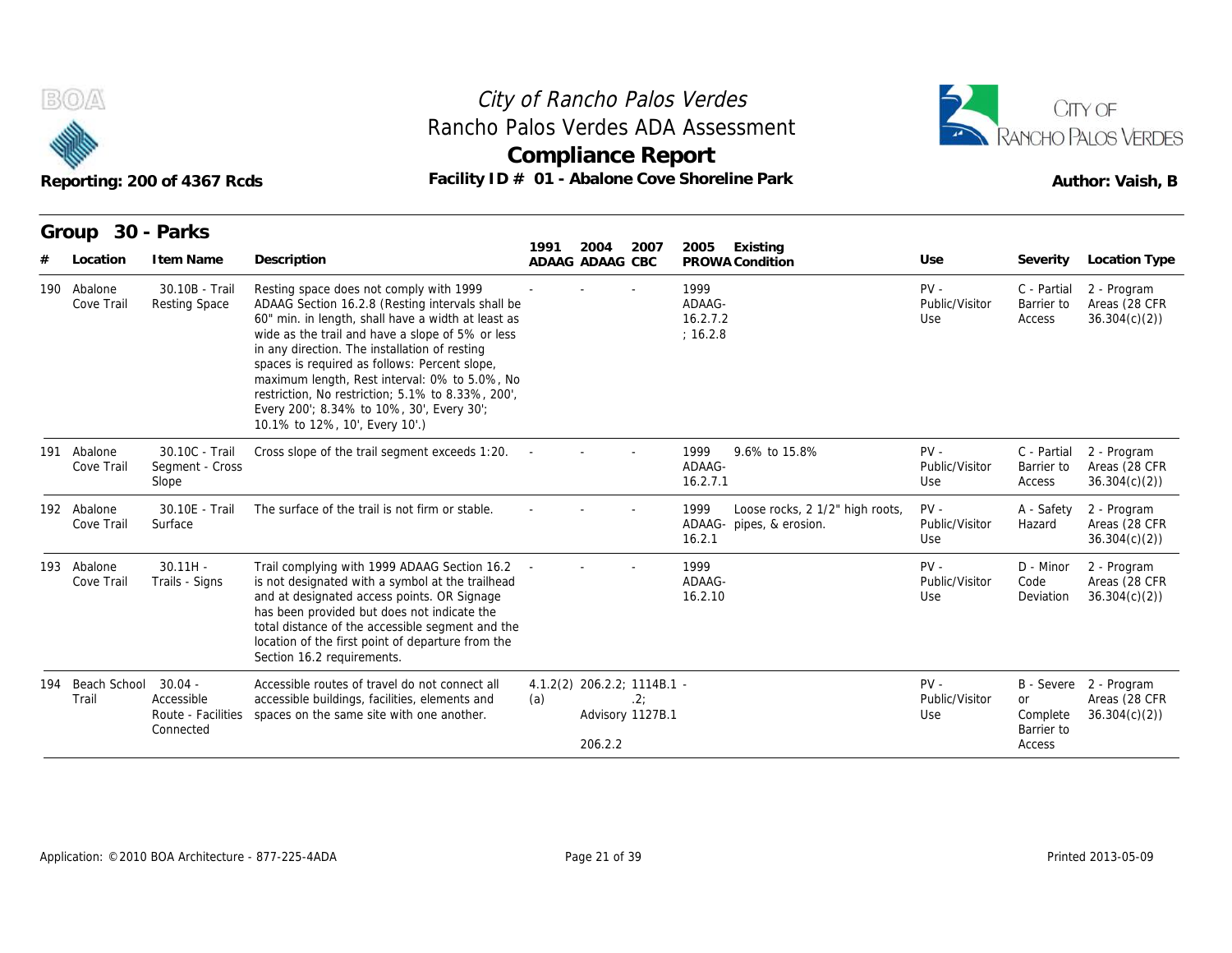# City of Rancho Palos Verdes
## Rancho Palos Verdes ADA Assessment
## Compliance Report

Reporting: 200 of 4367 Rcds

Facility ID # 01 - Abalone Cove Shoreline Park

Author: Vaish, B

### Group 30 - Parks

| # | Location | Item Name | Description | 1991 ADAAG | 2004 ADAAG | 2007 CBC | 2005 PROWA | Existing Condition | Use | Severity | Location Type |
|---|---|---|---|---|---|---|---|---|---|---|---|
| 190 | Abalone Cove Trail | 30.10B - Trail Resting Space | Resting space does not comply with 1999 ADAAG Section 16.2.8 (Resting intervals shall be 60" min. in length, shall have a width at least as wide as the trail and have a slope of 5% or less in any direction. The installation of resting spaces is required as follows: Percent slope, maximum length, Rest interval: 0% to 5.0%, No restriction, No restriction; 5.1% to 8.33%, 200', Every 200'; 8.34% to 10%, 30', Every 30'; 10.1% to 12%, 10', Every 10'.) | - | - | - | 1999 ADAAG-16.2.7.2 ; 16.2.8 | | PV - Public/Visitor Use | C - Partial Barrier to Access | 2 - Program Areas (28 CFR 36.304(c)(2)) |
| 191 | Abalone Cove Trail | 30.10C - Trail Segment - Cross Slope | Cross slope of the trail segment exceeds 1:20. | - | - | - | 1999 ADAAG-16.2.7.1 | 9.6% to 15.8% | PV - Public/Visitor Use | C - Partial Barrier to Access | 2 - Program Areas (28 CFR 36.304(c)(2)) |
| 192 | Abalone Cove Trail | 30.10E - Trail Surface | The surface of the trail is not firm or stable. | - | - | - | 1999 ADAAG-16.2.1 | Loose rocks, 2 1/2" high roots, pipes, & erosion. | PV - Public/Visitor Use | A - Safety Hazard | 2 - Program Areas (28 CFR 36.304(c)(2)) |
| 193 | Abalone Cove Trail | 30.11H - Trails - Signs | Trail complying with 1999 ADAAG Section 16.2 is not designated with a symbol at the trailhead and at designated access points. OR Signage has been provided but does not indicate the total distance of the accessible segment and the location of the first point of departure from the Section 16.2 requirements. | - | - | - | 1999 ADAAG-16.2.10 | | PV - Public/Visitor Use | D - Minor Code Deviation | 2 - Program Areas (28 CFR 36.304(c)(2)) |
| 194 | Beach School Trail | 30.04 - Accessible Route - Facilities Connected | Accessible routes of travel do not connect all accessible buildings, facilities, elements and spaces on the same site with one another. | 4.1.2(2)(a) | 206.2.2; Advisory 206.2.2 | 1114B.1.2; 1127B.1 | - | | PV - Public/Visitor Use | B - Severe or Complete Barrier to Access | 2 - Program Areas (28 CFR 36.304(c)(2)) |

Application: ©2010 BOA Architecture - 877-225-4ADA

Printed 2013-05-09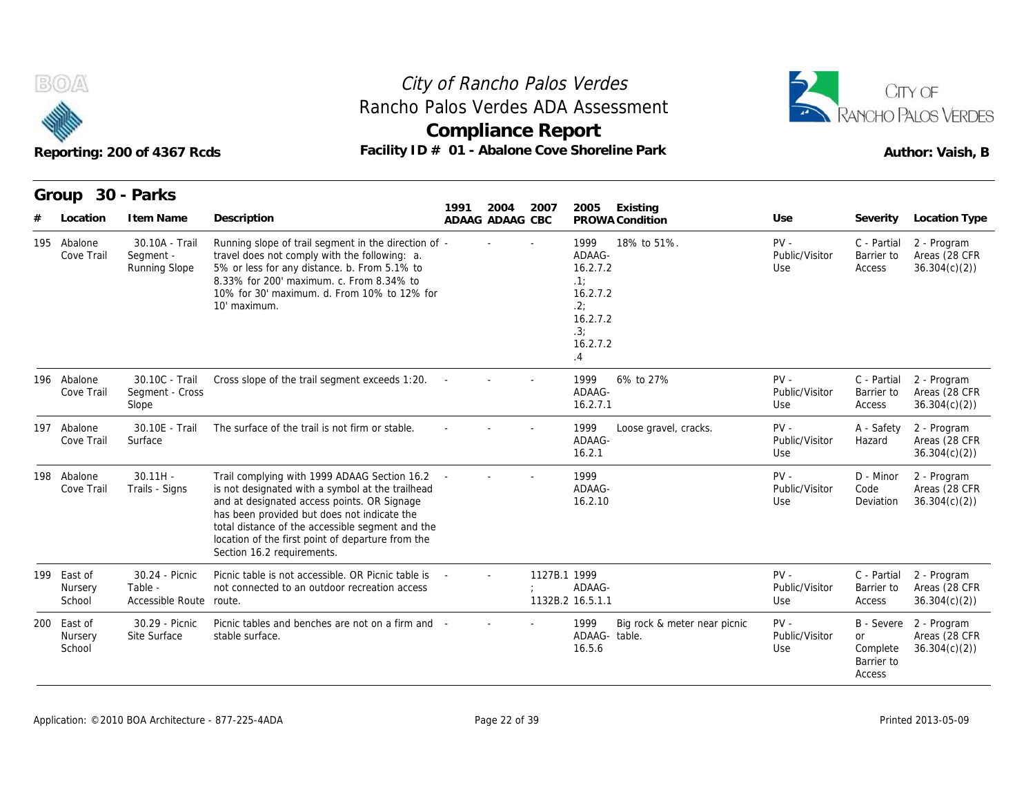# City of Rancho Palos Verdes
## Rancho Palos Verdes ADA Assessment
## Compliance Report

Reporting: 200 of 4367 Rcds

Facility ID # 01 - Abalone Cove Shoreline Park

Author: Vaish, B

### Group 30 - Parks

| # | Location | Item Name | Description | 1991 ADAAG | 2004 ADAAG | 2007 CBC | 2005 PROWA | Existing Condition | Use | Severity | Location Type |
|---|---|---|---|---|---|---|---|---|---|---|---|
| 195 | Abalone Cove Trail | 30.10A - Trail Segment - Running Slope | Running slope of trail segment in the direction of travel does not comply with the following: a. 5% or less for any distance. b. From 5.1% to 8.33% for 200' maximum. c. From 8.34% to 10% for 30' maximum. d. From 10% to 12% for 10' maximum. | - | - | - | 1999 ADAAG-16.2.7.2.1; 16.2.7.2.2; 16.2.7.2.3; 16.2.7.2.4 | 18% to 51%. | PV - Public/Visitor Use | C - Partial Barrier to Access | 2 - Program Areas (28 CFR 36.304(c)(2)) |
| 196 | Abalone Cove Trail | 30.10C - Trail Segment - Cross Slope | Cross slope of the trail segment exceeds 1:20. | - | - | - | 1999 ADAAG-16.2.7.1 | 6% to 27% | PV - Public/Visitor Use | C - Partial Barrier to Access | 2 - Program Areas (28 CFR 36.304(c)(2)) |
| 197 | Abalone Cove Trail | 30.10E - Trail Surface | The surface of the trail is not firm or stable. | - | - | - | 1999 ADAAG-16.2.1 | Loose gravel, cracks. | PV - Public/Visitor Use | A - Safety Hazard | 2 - Program Areas (28 CFR 36.304(c)(2)) |
| 198 | Abalone Cove Trail | 30.11H - Trails - Signs | Trail complying with 1999 ADAAG Section 16.2 is not designated with a symbol at the trailhead and at designated access points. OR Signage has been provided but does not indicate the total distance of the accessible segment and the location of the first point of departure from the Section 16.2 requirements. | - | - | - | 1999 ADAAG-16.2.10 | | PV - Public/Visitor Use | D - Minor Code Deviation | 2 - Program Areas (28 CFR 36.304(c)(2)) |
| 199 | East of Nursery School | 30.24 - Picnic Table - Accessible Route | Picnic table is not accessible. OR Picnic table is not connected to an outdoor recreation access route. | - | - | 1127B.1; 1132B.2 | 1999 ADAAG-16.5.1.1 | | PV - Public/Visitor Use | C - Partial Barrier to Access | 2 - Program Areas (28 CFR 36.304(c)(2)) |
| 200 | East of Nursery School | 30.29 - Picnic Site Surface | Picnic tables and benches are not on a firm and stable surface. | - | - | - | 1999 ADAAG-16.5.6 | Big rock & meter near picnic table. | PV - Public/Visitor Use | B - Severe or Complete Barrier to Access | 2 - Program Areas (28 CFR 36.304(c)(2)) |

Application: ©2010 BOA Architecture - 877-225-4ADA

Printed 2013-05-09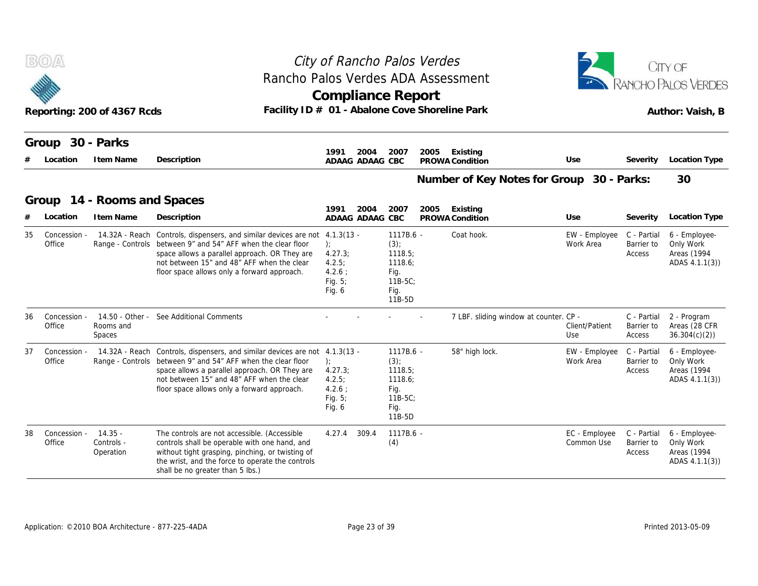# City of Rancho Palos Verdes
## Rancho Palos Verdes ADA Assessment
## Compliance Report

Reporting: 200 of 4367 Rcds

Facility ID # 01 - Abalone Cove Shoreline Park

Author: Vaish, B

## Group 30 - Parks

| # | Location | Item Name | Description | 1991 ADAAG | 2004 ADAAG | 2007 CBC | 2005 PROWA | Existing Condition | Use | Severity | Location Type |
|---|---|---|---|---|---|---|---|---|---|---|---|

**Number of Key Notes for Group 30 - Parks: 30**

## Group 14 - Rooms and Spaces

| # | Location | Item Name | Description | 1991 ADAAG | 2004 ADAAG | 2007 CBC | 2005 PROWA | Existing Condition | Use | Severity | Location Type |
|---|---|---|---|---|---|---|---|---|---|---|---|
| 35 | Concession - Office | 14.32A - Reach Range - Controls | Controls, dispensers, and similar devices are not between 9" and 54" AFF when the clear floor space allows a parallel approach. OR They are not between 15" and 48" AFF when the clear floor space allows only a forward approach. | 4.1.3(13 - ); 4.27.3; 4.2.5; 4.2.6 ; Fig. 5; Fig. 6 | | 1117B.6 - (3); 1118.5; 1118.6; Fig. 11B-5C; Fig. 11B-5D | | Coat hook. | EW - Employee Work Area | C - Partial Barrier to Access | 6 - Employee-Only Work Areas (1994 ADAS 4.1.1(3)) |
| 36 | Concession - Office | 14.50 - Other - Rooms and Spaces | See Additional Comments | - | - | - | - | 7 LBF. sliding window at counter. | CP - Client/Patient Use | C - Partial Barrier to Access | 2 - Program Areas (28 CFR 36.304(c)(2)) |
| 37 | Concession - Office | 14.32A - Reach Range - Controls | Controls, dispensers, and similar devices are not between 9" and 54" AFF when the clear floor space allows a parallel approach. OR They are not between 15" and 48" AFF when the clear floor space allows only a forward approach. | 4.1.3(13 - ); 4.27.3; 4.2.5; 4.2.6 ; Fig. 5; Fig. 6 | | 1117B.6 - (3); 1118.5; 1118.6; Fig. 11B-5C; Fig. 11B-5D | | 58" high lock. | EW - Employee Work Area | C - Partial Barrier to Access | 6 - Employee-Only Work Areas (1994 ADAS 4.1.1(3)) |
| 38 | Concession - Office | 14.35 - Controls - Operation | The controls are not accessible. (Accessible controls shall be operable with one hand, and without tight grasping, pinching, or twisting of the wrist, and the force to operate the controls shall be no greater than 5 lbs.) | 4.27.4 | 309.4 | 1117B.6 - (4) | | | EC - Employee Common Use | C - Partial Barrier to Access | 6 - Employee-Only Work Areas (1994 ADAS 4.1.1(3)) |

Application: ©2010 BOA Architecture - 877-225-4ADA

Printed 2013-05-09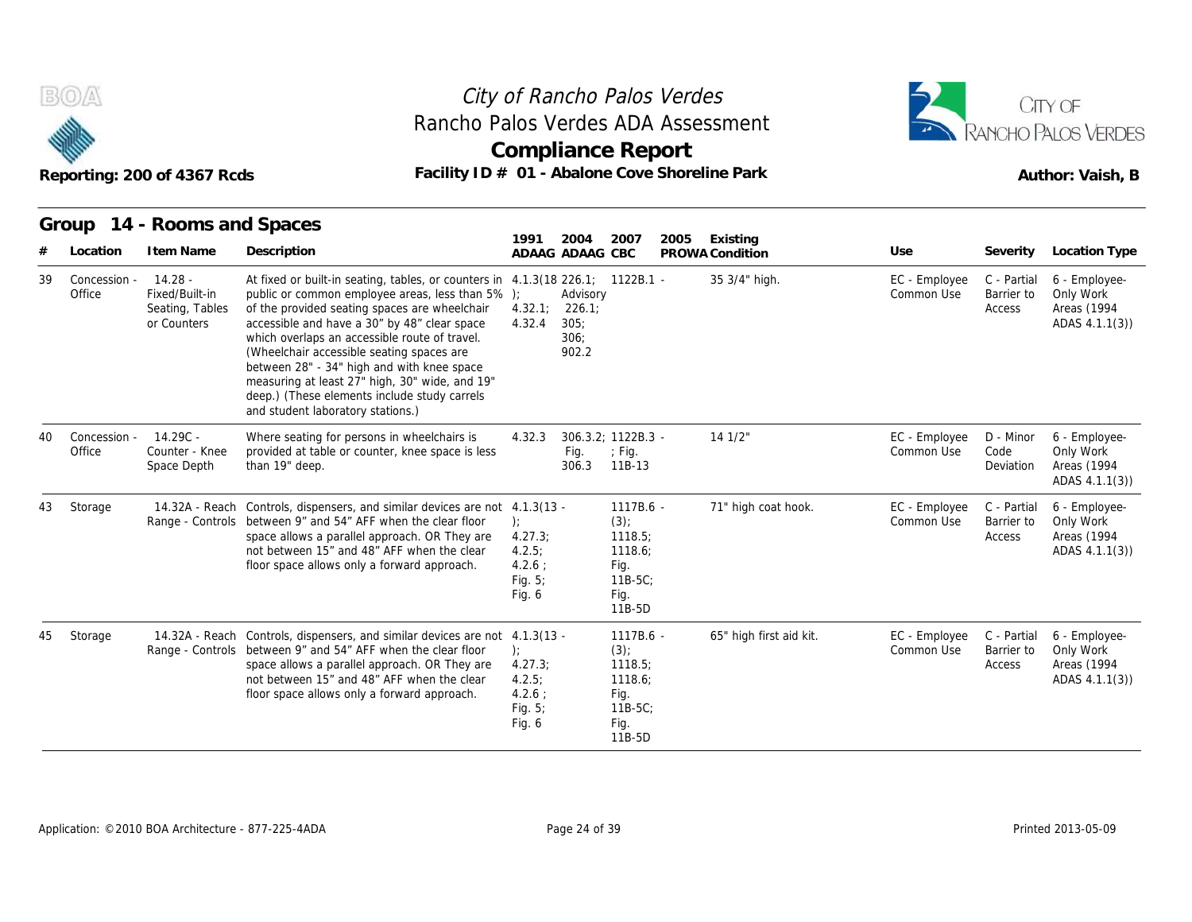# City of Rancho Palos Verdes
## Rancho Palos Verdes ADA Assessment
## Compliance Report

Reporting: 200 of 4367 Rcds

Facility ID # 01 - Abalone Cove Shoreline Park

Author: Vaish, B

### Group 14 - Rooms and Spaces

| # | Location | Item Name | Description | 1991 ADAAG | 2004 ADAAG | 2007 CBC | 2005 PROWA | Existing Condition | Use | Severity | Location Type |
|---|---|---|---|---|---|---|---|---|---|---|---|
| 39 | Concession - Office | 14.28 - Fixed/Built-in Seating, Tables or Counters | At fixed or built-in seating, tables, or counters in public or common employee areas, less than 5% of the provided seating spaces are wheelchair accessible and have a 30" by 48" clear space which overlaps an accessible route of travel. (Wheelchair accessible seating spaces are between 28" - 34" high and with knee space measuring at least 27" high, 30" wide, and 19" deep.) (These elements include study carrels and student laboratory stations.) | 4.1.3(18 ); 4.32.1; 4.32.4 | 226.1; Advisory 226.1; 305; 306; 902.2 | 1122B.1 - | | 35 3/4" high. | EC - Employee Common Use | C - Partial Barrier to Access | 6 - Employee-Only Work Areas (1994 ADAS 4.1.1(3)) |
| 40 | Concession - Office | 14.29C - Counter - Knee Space Depth | Where seating for persons in wheelchairs is provided at table or counter, knee space is less than 19" deep. | 4.32.3 | 306.3.2; Fig. 306.3 | 1122B.3 - ; Fig. 11B-13 | | 14 1/2" | EC - Employee Common Use | D - Minor Code Deviation | 6 - Employee-Only Work Areas (1994 ADAS 4.1.1(3)) |
| 43 | Storage | 14.32A - Reach Range - Controls | Controls, dispensers, and similar devices are not between 9" and 54" AFF when the clear floor space allows a parallel approach. OR They are not between 15" and 48" AFF when the clear floor space allows only a forward approach. | 4.1.3(13 ); 4.27.3; 4.2.5; 4.2.6 ; Fig. 5; Fig. 6 | | 1117B.6 - (3); 1118.5; 1118.6; Fig. 11B-5C; Fig. 11B-5D | | 71" high coat hook. | EC - Employee Common Use | C - Partial Barrier to Access | 6 - Employee-Only Work Areas (1994 ADAS 4.1.1(3)) |
| 45 | Storage | 14.32A - Reach Range - Controls | Controls, dispensers, and similar devices are not between 9" and 54" AFF when the clear floor space allows a parallel approach. OR They are not between 15" and 48" AFF when the clear floor space allows only a forward approach. | 4.1.3(13 ); 4.27.3; 4.2.5; 4.2.6 ; Fig. 5; Fig. 6 | | 1117B.6 - (3); 1118.5; 1118.6; Fig. 11B-5C; Fig. 11B-5D | | 65" high first aid kit. | EC - Employee Common Use | C - Partial Barrier to Access | 6 - Employee-Only Work Areas (1994 ADAS 4.1.1(3)) |

Application: ©2010 BOA Architecture - 877-225-4ADA

Printed 2013-05-09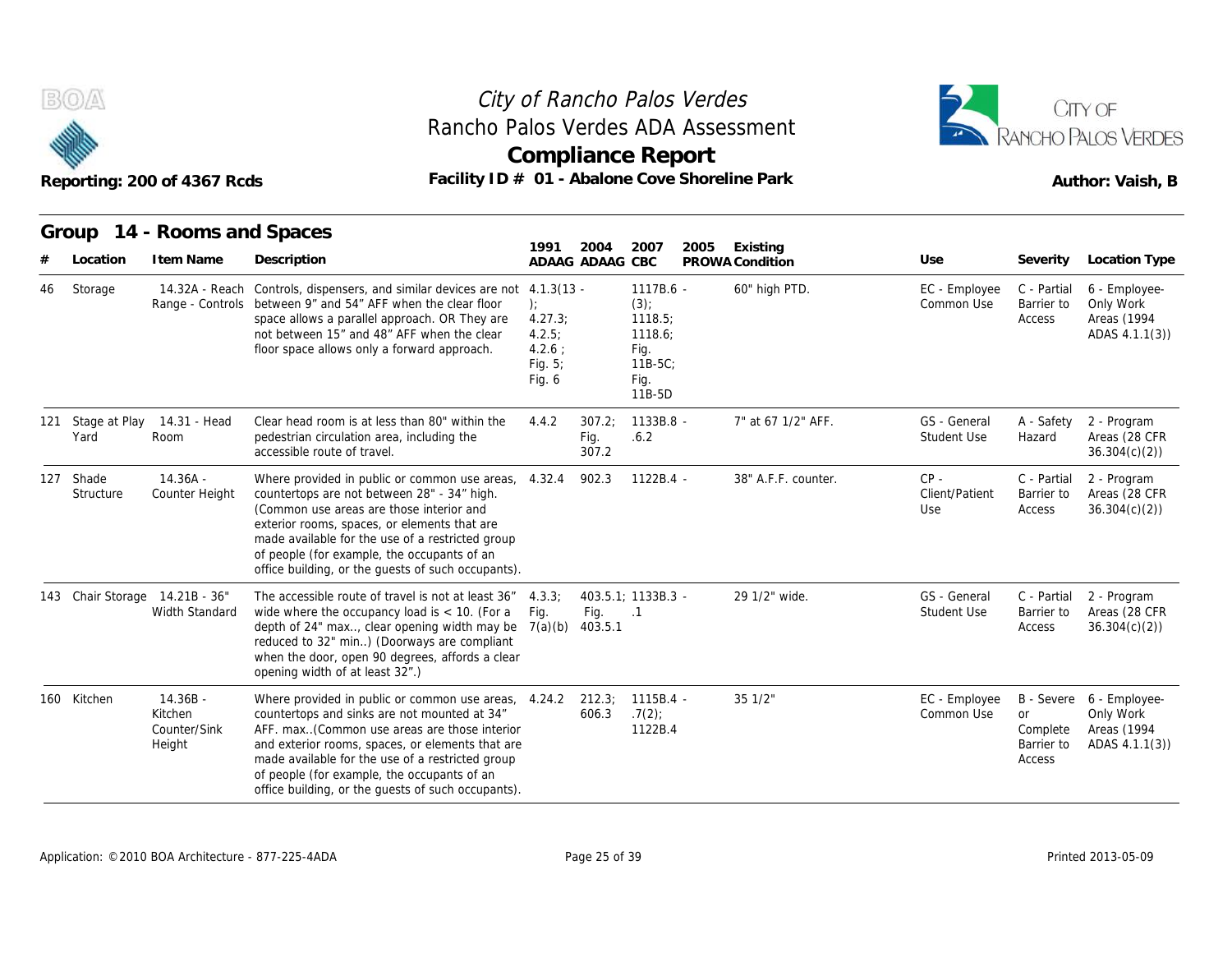# City of Rancho Palos Verdes
## Rancho Palos Verdes ADA Assessment
## Compliance Report

Reporting: 200 of 4367 Rcds

Facility ID # 01 - Abalone Cove Shoreline Park

Author: Vaish, B

### Group 14 - Rooms and Spaces

| # | Location | Item Name | Description | 1991 ADAAG | 2004 ADAAG | 2007 CBC | 2005 PROWA | Existing Condition | Use | Severity | Location Type |
|---|---|---|---|---|---|---|---|---|---|---|---|
| 46 | Storage | 14.32A - Reach Range - Controls | Controls, dispensers, and similar devices are not between 9" and 54" AFF when the clear floor space allows a parallel approach. OR They are not between 15" and 48" AFF when the clear floor space allows only a forward approach. | 4.1.3(13 - ); 4.27.3; 4.2.5; 4.2.6 ; Fig. 5; Fig. 6 | | 1117B.6 - (3); 1118.5; 1118.6; Fig. 11B-5C; Fig. 11B-5D | | 60" high PTD. | EC - Employee Common Use | C - Partial Barrier to Access | 6 - Employee-Only Work Areas (1994 ADAS 4.1.1(3)) |
| 121 | Stage at Play Yard | 14.31 - Head Room | Clear head room is at less than 80" within the pedestrian circulation area, including the accessible route of travel. | 4.4.2 | 307.2; Fig. 307.2 | 1133B.8 - .6.2 | | 7" at 67 1/2" AFF. | GS - General Student Use | A - Safety Hazard | 2 - Program Areas (28 CFR 36.304(c)(2)) |
| 127 | Shade Structure | 14.36A - Counter Height | Where provided in public or common use areas, countertops are not between 28" - 34" high. (Common use areas are those interior and exterior rooms, spaces, or elements that are made available for the use of a restricted group of people (for example, the occupants of an office building, or the guests of such occupants). | 4.32.4 | 902.3 | 1122B.4 - | | 38" A.F.F. counter. | CP - Client/Patient Use | C - Partial Barrier to Access | 2 - Program Areas (28 CFR 36.304(c)(2)) |
| 143 | Chair Storage | 14.21B - 36" Width Standard | The accessible route of travel is not at least 36" wide where the occupancy load is < 10. (For a depth of 24" max.., clear opening width may be reduced to 32" min..) (Doorways are compliant when the door, open 90 degrees, affords a clear opening width of at least 32".) | 4.3.3; Fig. 7(a)(b) | 403.5.1; Fig. 403.5.1 | 1133B.3 - .1 | | 29 1/2" wide. | GS - General Student Use | C - Partial Barrier to Access | 2 - Program Areas (28 CFR 36.304(c)(2)) |
| 160 | Kitchen | 14.36B - Kitchen Counter/Sink Height | Where provided in public or common use areas, countertops and sinks are not mounted at 34" AFF. max..(Common use areas are those interior and exterior rooms, spaces, or elements that are made available for the use of a restricted group of people (for example, the occupants of an office building, or the guests of such occupants). | 4.24.2 | 212.3; 606.3 | 1115B.4 - .7(2); 1122B.4 | | 35 1/2" | EC - Employee Common Use | B - Severe or Complete Barrier to Access | 6 - Employee-Only Work Areas (1994 ADAS 4.1.1(3)) |

Application: ©2010 BOA Architecture - 877-225-4ADA

Printed 2013-05-09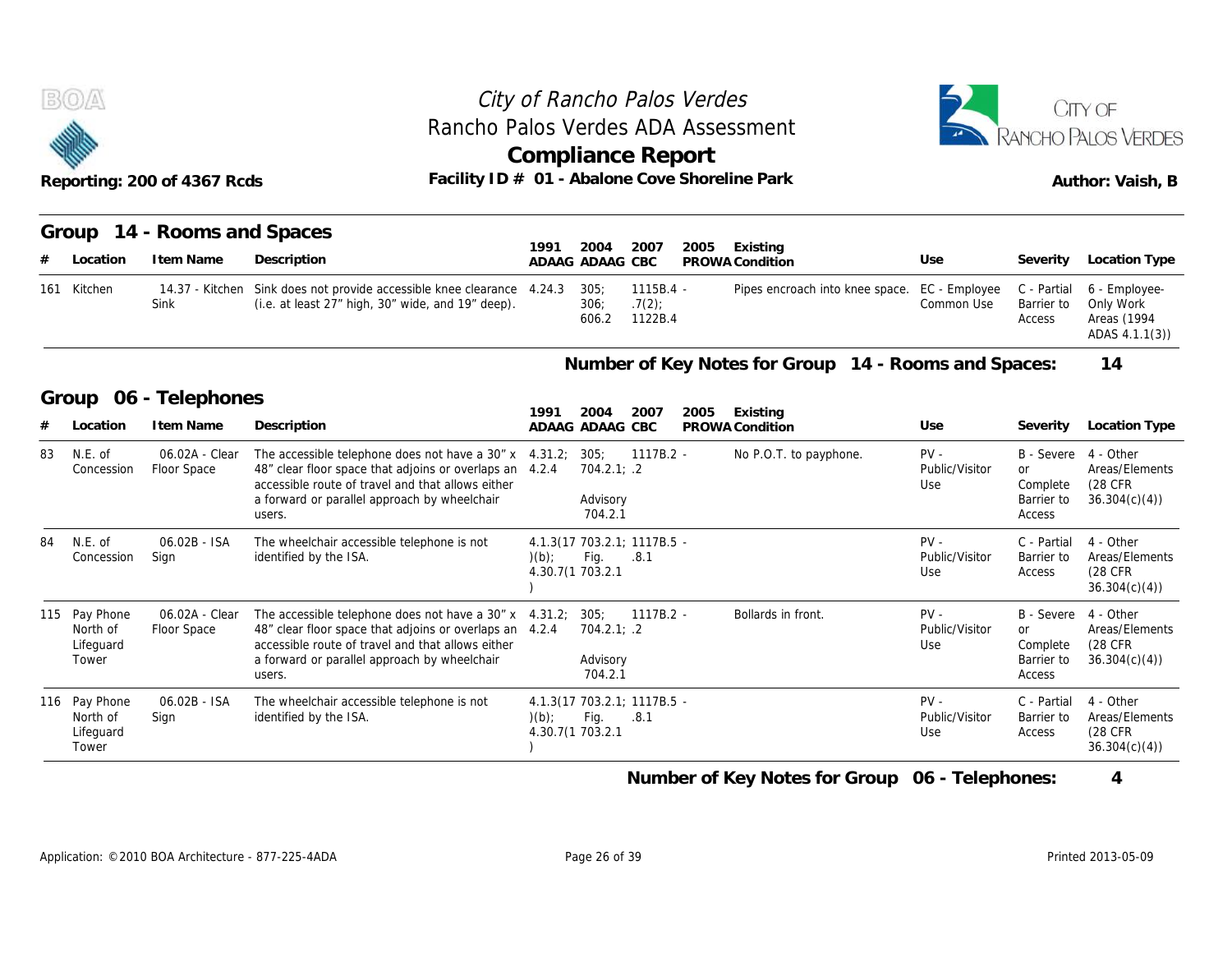# City of Rancho Palos Verdes

## Rancho Palos Verdes ADA Assessment

## Compliance Report

Reporting: 200 of 4367 Rcds

**Facility ID # 01 - Abalone Cove Shoreline Park**

Author: Vaish, B

## Group 14 - Rooms and Spaces

| # | Location | Item Name | Description | 1991 ADAAG | 2004 ADAAG | 2007 CBC | 2005 PROWA | Existing Condition | Use | Severity | Location Type |
|---|---|---|---|---|---|---|---|---|---|---|---|
| 161 | Kitchen | 14.37 - Kitchen Sink | Sink does not provide accessible knee clearance (i.e. at least 27" high, 30" wide, and 19" deep). | 4.24.3 | 305; 306; 606.2 | 1115B.4 - .7(2); 1122B.4 | | Pipes encroach into knee space. | EC - Employee Common Use | C - Partial Barrier to Access | 6 - Employee-Only Work Areas (1994 ADAS 4.1.1(3)) |

**Number of Key Notes for Group 14 - Rooms and Spaces: 14**

## Group 06 - Telephones

| # | Location | Item Name | Description | 1991 ADAAG | 2004 ADAAG | 2007 CBC | 2005 PROWA | Existing Condition | Use | Severity | Location Type |
|---|---|---|---|---|---|---|---|---|---|---|---|
| 83 | N.E. of Concession | 06.02A - Clear Floor Space | The accessible telephone does not have a 30" x 48" clear floor space that adjoins or overlaps an accessible route of travel and that allows either a forward or parallel approach by wheelchair users. | 4.31.2; 4.2.4 | 305; 704.2.1; .2 Advisory 704.2.1 | 1117B.2 - | | No P.O.T. to payphone. | PV - Public/Visitor Use | B - Severe or Complete Barrier to Access | 4 - Other Areas/Elements (28 CFR 36.304(c)(4)) |
| 84 | N.E. of Concession | 06.02B - ISA Sign | The wheelchair accessible telephone is not identified by the ISA. | 4.1.3(17)(b); 4.30.7(1) | 703.2.1; Fig. 703.2.1 | 1117B.5 - .8.1 | | | PV - Public/Visitor Use | C - Partial Barrier to Access | 4 - Other Areas/Elements (28 CFR 36.304(c)(4)) |
| 115 | Pay Phone North of Lifeguard Tower | 06.02A - Clear Floor Space | The accessible telephone does not have a 30" x 48" clear floor space that adjoins or overlaps an accessible route of travel and that allows either a forward or parallel approach by wheelchair users. | 4.31.2; 4.2.4 | 305; 704.2.1; .2 Advisory 704.2.1 | 1117B.2 - | | Bollards in front. | PV - Public/Visitor Use | B - Severe or Complete Barrier to Access | 4 - Other Areas/Elements (28 CFR 36.304(c)(4)) |
| 116 | Pay Phone North of Lifeguard Tower | 06.02B - ISA Sign | The wheelchair accessible telephone is not identified by the ISA. | 4.1.3(17)(b); 4.30.7(1) | 703.2.1; Fig. 703.2.1 | 1117B.5 - .8.1 | | | PV - Public/Visitor Use | C - Partial Barrier to Access | 4 - Other Areas/Elements (28 CFR 36.304(c)(4)) |

**Number of Key Notes for Group 06 - Telephones: 4**

Application: ©2010 BOA Architecture - 877-225-4ADA

Printed 2013-05-09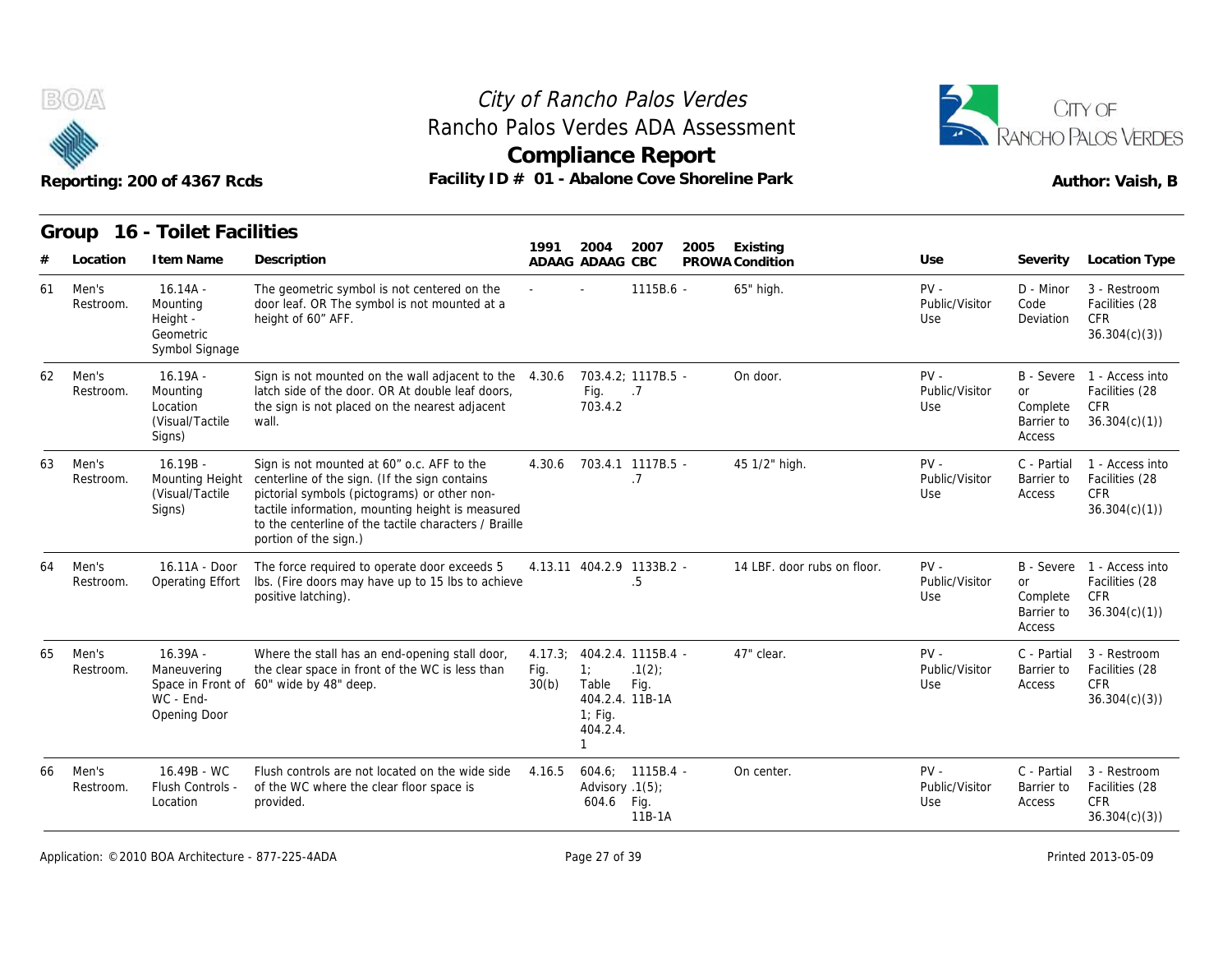# City of Rancho Palos Verdes

## Rancho Palos Verdes ADA Assessment

## Compliance Report

Reporting: 200 of 4367 Rcds

Facility ID # 01 - Abalone Cove Shoreline Park

Author: Vaish, B

## Group 16 - Toilet Facilities

| # | Location | Item Name | Description | 1991 ADAAG | 2004 ADAAG | 2007 CBC | 2005 PROWA | Existing Condition | Use | Severity | Location Type |
|---|---|---|---|---|---|---|---|---|---|---|---|
| 61 | Men's Restroom. | 16.14A - Mounting Height - Geometric Symbol Signage | The geometric symbol is not centered on the door leaf. OR The symbol is not mounted at a height of 60" AFF. | - | - | 1115B.6 | - | 65" high. | PV - Public/Visitor Use | D - Minor Code Deviation | 3 - Restroom Facilities (28 CFR 36.304(c)(3)) |
| 62 | Men's Restroom. | 16.19A - Mounting Location (Visual/Tactile Signs) | Sign is not mounted on the wall adjacent to the latch side of the door. OR At double leaf doors, the sign is not placed on the nearest adjacent wall. | 4.30.6 | 703.4.2; Fig. 703.4.2 | 1117B.5 .7 | - | On door. | PV - Public/Visitor Use | B - Severe or Complete Barrier to Access | 1 - Access into Facilities (28 CFR 36.304(c)(1)) |
| 63 | Men's Restroom. | 16.19B - Mounting Height (Visual/Tactile Signs) | Sign is not mounted at 60" o.c. AFF to the centerline of the sign. (If the sign contains pictorial symbols (pictograms) or other non-tactile information, mounting height is measured to the centerline of the tactile characters / Braille portion of the sign.) | 4.30.6 | 703.4.1 | 1117B.5 .7 | - | 45 1/2" high. | PV - Public/Visitor Use | C - Partial Barrier to Access | 1 - Access into Facilities (28 CFR 36.304(c)(1)) |
| 64 | Men's Restroom. | 16.11A - Door Operating Effort | The force required to operate door exceeds 5 lbs. (Fire doors may have up to 15 lbs to achieve positive latching). | 4.13.11 | 404.2.9 | 1133B.2 .5 | - | 14 LBF. door rubs on floor. | PV - Public/Visitor Use | B - Severe or Complete Barrier to Access | 1 - Access into Facilities (28 CFR 36.304(c)(1)) |
| 65 | Men's Restroom. | 16.39A - Maneuvering Space in Front of WC - End-Opening Door | Where the stall has an end-opening stall door, the clear space in front of the WC is less than 60" wide by 48" deep. | 4.17.3; Fig. 30(b) | 404.2.4. 1; Table 404.2.4. 1; Fig. 404.2.4. 1 | 1115B.4 .1(2); Fig. 11B-1A | - | 47" clear. | PV - Public/Visitor Use | C - Partial Barrier to Access | 3 - Restroom Facilities (28 CFR 36.304(c)(3)) |
| 66 | Men's Restroom. | 16.49B - WC Flush Controls - Location | Flush controls are not located on the wide side of the WC where the clear floor space is provided. | 4.16.5 | 604.6; Advisory 604.6 | 1115B.4 .1(5); Fig. 11B-1A | - | On center. | PV - Public/Visitor Use | C - Partial Barrier to Access | 3 - Restroom Facilities (28 CFR 36.304(c)(3)) |

Application: ©2010 BOA Architecture - 877-225-4ADA

Printed 2013-05-09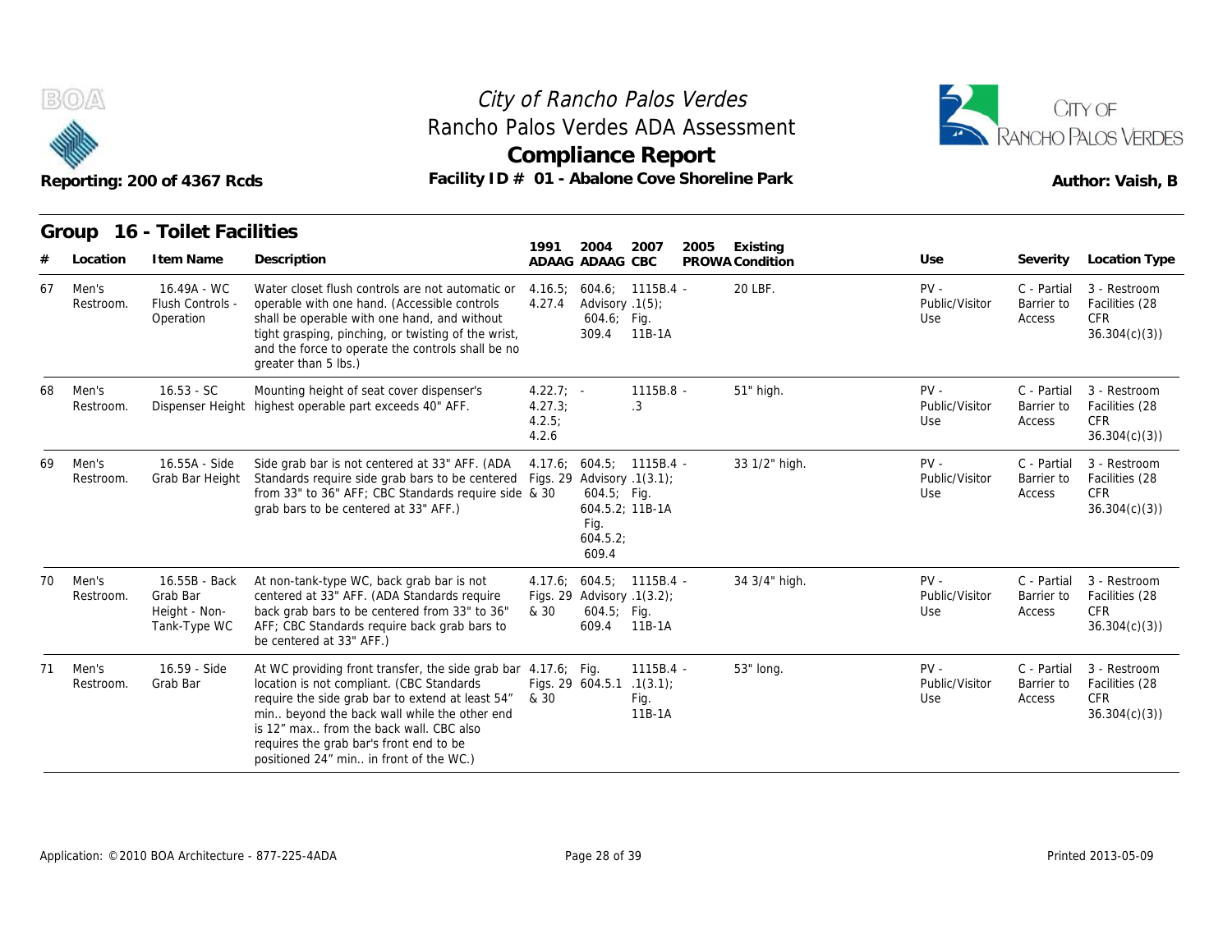# City of Rancho Palos Verdes

## Rancho Palos Verdes ADA Assessment

## Compliance Report

Reporting: 200 of 4367 Rcds — Facility ID # 01 - Abalone Cove Shoreline Park — Author: Vaish, B

## Group 16 - Toilet Facilities

| # | Location | Item Name | Description | 1991 ADAAG | 2004 ADAAG | 2007 CBC | 2005 PROWA | Existing Condition | Use | Severity | Location Type |
|---|---|---|---|---|---|---|---|---|---|---|---|
| 67 | Men's Restroom. | 16.49A - WC Flush Controls - Operation | Water closet flush controls are not automatic or operable with one hand. (Accessible controls shall be operable with one hand, and without tight grasping, pinching, or twisting of the wrist, and the force to operate the controls shall be no greater than 5 lbs.) | 4.16.5; 4.27.4 | 604.6; Advisory 604.6; 309.4 | 1115B.4 - .1(5); Fig. 11B-1A | | 20 LBF. | PV - Public/Visitor Use | C - Partial Barrier to Access | 3 - Restroom Facilities (28 CFR 36.304(c)(3)) |
| 68 | Men's Restroom. | 16.53 - SC Dispenser Height | Mounting height of seat cover dispenser's highest operable part exceeds 40" AFF. | 4.22.7; 4.27.3; 4.2.5; 4.2.6 | - | 1115B.8 - .3 | | 51" high. | PV - Public/Visitor Use | C - Partial Barrier to Access | 3 - Restroom Facilities (28 CFR 36.304(c)(3)) |
| 69 | Men's Restroom. | 16.55A - Side Grab Bar Height | Side grab bar is not centered at 33" AFF. (ADA Standards require side grab bars to be centered from 33" to 36" AFF; CBC Standards require side grab bars to be centered at 33" AFF.) | 4.17.6; Figs. 29 & 30 | 604.5; Advisory 604.5; 604.5.2; Fig. 604.5.2; 609.4 | 1115B.4 - .1(3.1); Fig. 11B-1A | | 33 1/2" high. | PV - Public/Visitor Use | C - Partial Barrier to Access | 3 - Restroom Facilities (28 CFR 36.304(c)(3)) |
| 70 | Men's Restroom. | 16.55B - Back Grab Bar Height - Non-Tank-Type WC | At non-tank-type WC, back grab bar is not centered at 33" AFF. (ADA Standards require back grab bars to be centered from 33" to 36" AFF; CBC Standards require back grab bars to be centered at 33" AFF.) | 4.17.6; Figs. 29 & 30 | 604.5; Advisory 604.5; 609.4 | 1115B.4 - .1(3.2); Fig. 11B-1A | | 34 3/4" high. | PV - Public/Visitor Use | C - Partial Barrier to Access | 3 - Restroom Facilities (28 CFR 36.304(c)(3)) |
| 71 | Men's Restroom. | 16.59 - Side Grab Bar | At WC providing front transfer, the side grab bar location is not compliant. (CBC Standards require the side grab bar to extend at least 54" min.. beyond the back wall while the other end is 12" max.. from the back wall. CBC also requires the grab bar's front end to be positioned 24" min.. in front of the WC.) | 4.17.6; Figs. 29 & 30 | Fig. 604.5.1 | 1115B.4 - .1(3.1); Fig. 11B-1A | | 53" long. | PV - Public/Visitor Use | C - Partial Barrier to Access | 3 - Restroom Facilities (28 CFR 36.304(c)(3)) |

Application: ©2010 BOA Architecture - 877-225-4ADA — Printed 2013-05-09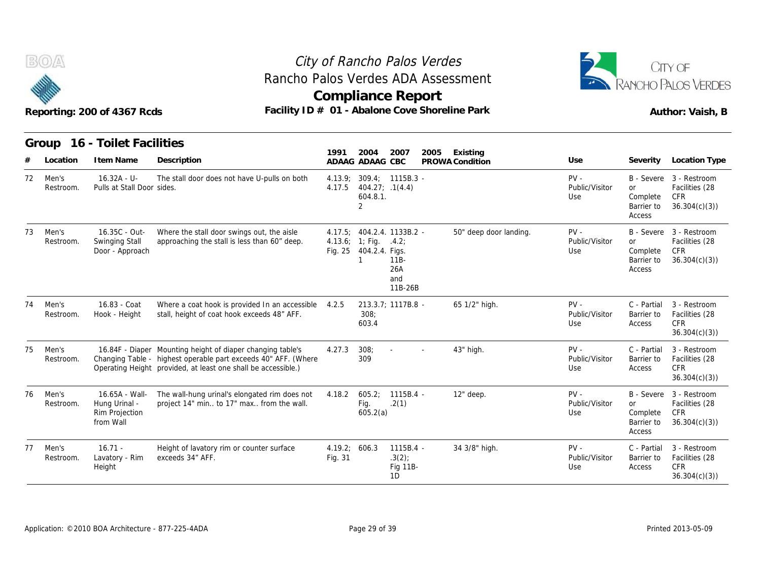# City of Rancho Palos Verdes
## Rancho Palos Verdes ADA Assessment
## Compliance Report

Reporting: 200 of 4367 Rcds

Facility ID # 01 - Abalone Cove Shoreline Park

Author: Vaish, B

### Group 16 - Toilet Facilities

| # | Location | Item Name | Description | 1991 ADAAG | 2004 ADAAG | 2007 CBC | 2005 PROWA | Existing Condition | Use | Severity | Location Type |
|---|---|---|---|---|---|---|---|---|---|---|---|
| 72 | Men's Restroom. | 16.32A - U-Pulls at Stall Door | The stall door does not have U-pulls on both sides. | 4.13.9; 4.17.5 | 309.4; 404.27; 604.8.1.2 | 1115B.3.1(4.4) | - | | PV - Public/Visitor Use | B - Severe or Complete Barrier to Access | 3 - Restroom Facilities (28 CFR 36.304(c)(3)) |
| 73 | Men's Restroom. | 16.35C - Out-Swinging Stall Door - Approach | Where the stall door swings out, the aisle approaching the stall is less than 60" deep. | 4.17.5; 4.13.6; Fig. 25 | 404.2.4.1; Fig. 404.2.4.1 | 1133B.2.4.2; Figs. 11B-26A and 11B-26B | - | 50" deep door landing. | PV - Public/Visitor Use | B - Severe or Complete Barrier to Access | 3 - Restroom Facilities (28 CFR 36.304(c)(3)) |
| 74 | Men's Restroom. | 16.83 - Coat Hook - Height | Where a coat hook is provided In an accessible stall, height of coat hook exceeds 48" AFF. | 4.2.5 | 213.3.7; 308; 603.4 | 1117B.8 | - | 65 1/2" high. | PV - Public/Visitor Use | C - Partial Barrier to Access | 3 - Restroom Facilities (28 CFR 36.304(c)(3)) |
| 75 | Men's Restroom. | 16.84F - Diaper Changing Table - Operating Height | Mounting height of diaper changing table's highest operable part exceeds 40" AFF. (Where provided, at least one shall be accessible.) | 4.27.3 | 308; 309 | - | - | 43" high. | PV - Public/Visitor Use | C - Partial Barrier to Access | 3 - Restroom Facilities (28 CFR 36.304(c)(3)) |
| 76 | Men's Restroom. | 16.65A - Wall-Hung Urinal - Rim Projection from Wall | The wall-hung urinal's elongated rim does not project 14" min.. to 17" max.. from the wall. | 4.18.2 | 605.2; Fig. 605.2(a) | 1115B.4.2(1) | - | 12" deep. | PV - Public/Visitor Use | B - Severe or Complete Barrier to Access | 3 - Restroom Facilities (28 CFR 36.304(c)(3)) |
| 77 | Men's Restroom. | 16.71 - Lavatory - Rim Height | Height of lavatory rim or counter surface exceeds 34" AFF. | 4.19.2; Fig. 31 | 606.3 | 1115B.4.3(2); Fig 11B-1D | - | 34 3/8" high. | PV - Public/Visitor Use | C - Partial Barrier to Access | 3 - Restroom Facilities (28 CFR 36.304(c)(3)) |

Application: ©2010 BOA Architecture - 877-225-4ADA

Printed 2013-05-09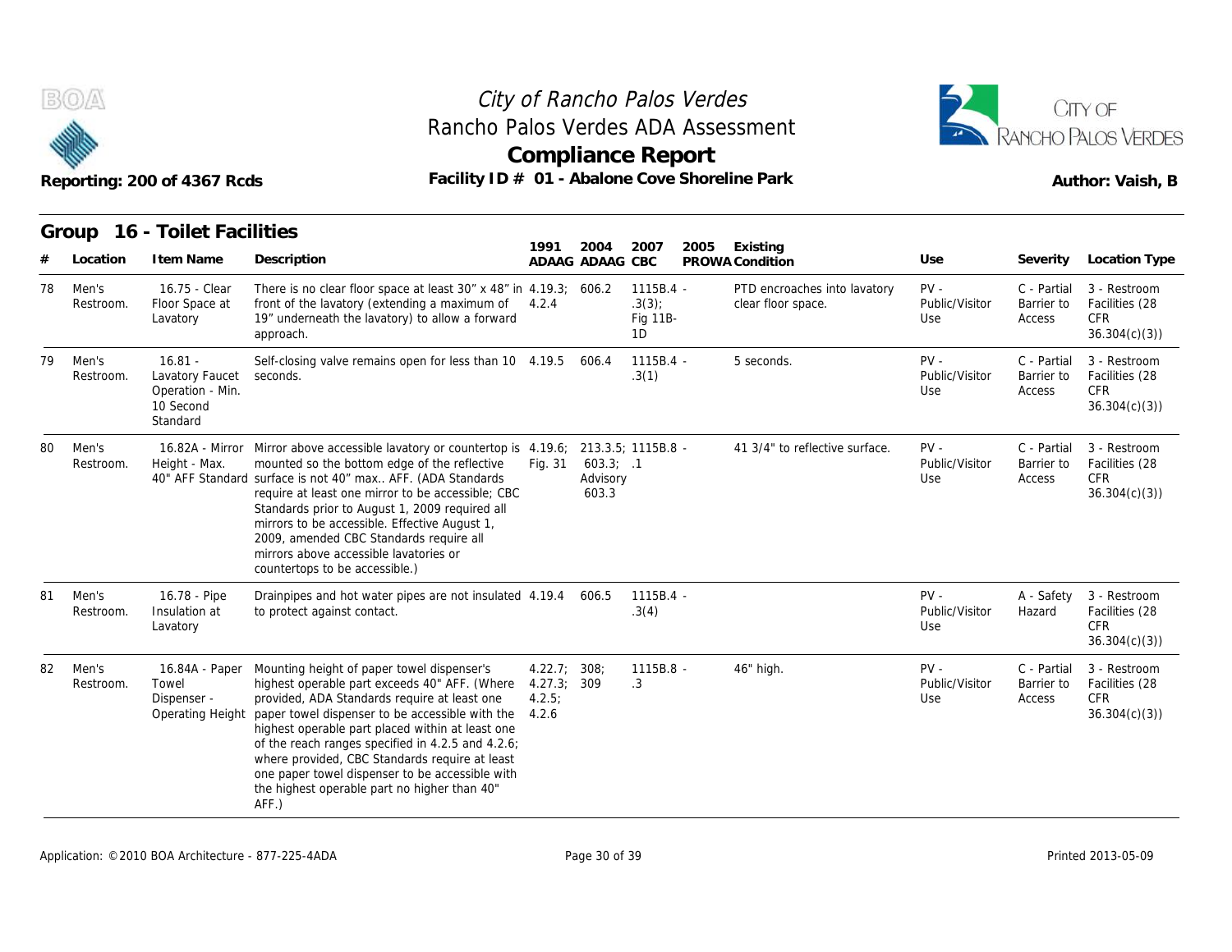# City of Rancho Palos Verdes
## Rancho Palos Verdes ADA Assessment
## Compliance Report

Reporting: 200 of 4367 Rcds — Facility ID # 01 - Abalone Cove Shoreline Park — Author: Vaish, B

## Group 16 - Toilet Facilities

| # | Location | Item Name | Description | 1991 ADAAG | 2004 ADAAG | 2007 CBC | 2005 PROWA | Existing Condition | Use | Severity | Location Type |
|---|---|---|---|---|---|---|---|---|---|---|---|
| 78 | Men's Restroom. | 16.75 - Clear Floor Space at Lavatory | There is no clear floor space at least 30" x 48" in front of the lavatory (extending a maximum of 19" underneath the lavatory) to allow a forward approach. | 4.19.3; 4.2.4 | 606.2 | 1115B.4 - .3(3); Fig 11B-1D | | PTD encroaches into lavatory clear floor space. | PV - Public/Visitor Use | C - Partial Barrier to Access | 3 - Restroom Facilities (28 CFR 36.304(c)(3)) |
| 79 | Men's Restroom. | 16.81 - Lavatory Faucet Operation - Min. 10 Second Standard | Self-closing valve remains open for less than 10 seconds. | 4.19.5 | 606.4 | 1115B.4 - .3(1) | | 5 seconds. | PV - Public/Visitor Use | C - Partial Barrier to Access | 3 - Restroom Facilities (28 CFR 36.304(c)(3)) |
| 80 | Men's Restroom. | 16.82A - Mirror Height - Max. 40" AFF Standard | Mirror above accessible lavatory or countertop is mounted so the bottom edge of the reflective surface is not 40" max.. AFF. (ADA Standards require at least one mirror to be accessible; CBC Standards prior to August 1, 2009 required all mirrors to be accessible. Effective August 1, 2009, amended CBC Standards require all mirrors above accessible lavatories or countertops to be accessible.) | 4.19.6; Fig. 31 | 213.3.5; 603.3; Advisory 603.3 | 1115B.8 - .1 | | 41 3/4" to reflective surface. | PV - Public/Visitor Use | C - Partial Barrier to Access | 3 - Restroom Facilities (28 CFR 36.304(c)(3)) |
| 81 | Men's Restroom. | 16.78 - Pipe Insulation at Lavatory | Drainpipes and hot water pipes are not insulated to protect against contact. | 4.19.4 | 606.5 | 1115B.4 - .3(4) | | | PV - Public/Visitor Use | A - Safety Hazard | 3 - Restroom Facilities (28 CFR 36.304(c)(3)) |
| 82 | Men's Restroom. | 16.84A - Paper Towel Dispenser - Operating Height | Mounting height of paper towel dispenser's highest operable part exceeds 40" AFF. (Where provided, ADA Standards require at least one paper towel dispenser to be accessible with the highest operable part placed within at least one of the reach ranges specified in 4.2.5 and 4.2.6; where provided, CBC Standards require at least one paper towel dispenser to be accessible with the highest operable part no higher than 40" AFF.) | 4.22.7; 4.27.3; 4.2.5; 4.2.6 | 308; 309 | 1115B.8 - .3 | | 46" high. | PV - Public/Visitor Use | C - Partial Barrier to Access | 3 - Restroom Facilities (28 CFR 36.304(c)(3)) |

Application: ©2010 BOA Architecture - 877-225-4ADA — Printed 2013-05-09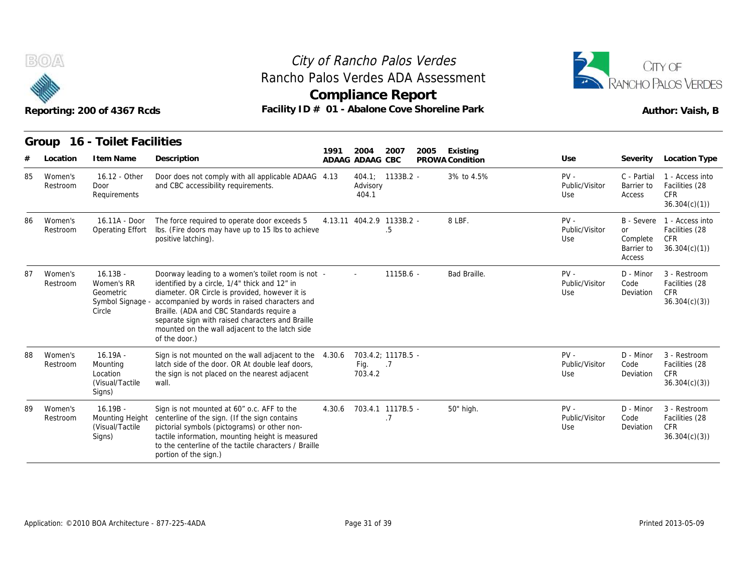# City of Rancho Palos Verdes
## Rancho Palos Verdes ADA Assessment
## Compliance Report

Reporting: 200 of 4367 Rcds — Facility ID # 01 - Abalone Cove Shoreline Park — Author: Vaish, B

## Group 16 - Toilet Facilities

| # | Location | Item Name | Description | 1991 ADAAG | 2004 ADAAG | 2007 CBC | 2005 PROWA | Existing Condition | Use | Severity | Location Type |
|---|---|---|---|---|---|---|---|---|---|---|---|
| 85 | Women's Restroom | 16.12 - Other Door Requirements | Door does not comply with all applicable ADAAG and CBC accessibility requirements. | 4.13 | 404.1; Advisory 404.1 | 1133B.2 | - | 3% to 4.5% | PV - Public/Visitor Use | C - Partial Barrier to Access | 1 - Access into Facilities (28 CFR 36.304(c)(1)) |
| 86 | Women's Restroom | 16.11A - Door Operating Effort | The force required to operate door exceeds 5 lbs. (Fire doors may have up to 15 lbs to achieve positive latching). | 4.13.11 | 404.2.9 | 1133B.2.5 | - | 8 LBF. | PV - Public/Visitor Use | B - Severe or Complete Barrier to Access | 1 - Access into Facilities (28 CFR 36.304(c)(1)) |
| 87 | Women's Restroom | 16.13B - Women's RR Geometric Symbol Signage - Circle | Doorway leading to a women's toilet room is not identified by a circle, 1/4" thick and 12" in diameter. OR Circle is provided, however it is accompanied by words in raised characters and Braille. (ADA and CBC Standards require a separate sign with raised characters and Braille mounted on the wall adjacent to the latch side of the door.) | - | - | 1115B.6 | - | Bad Braille. | PV - Public/Visitor Use | D - Minor Code Deviation | 3 - Restroom Facilities (28 CFR 36.304(c)(3)) |
| 88 | Women's Restroom | 16.19A - Mounting Location (Visual/Tactile Signs) | Sign is not mounted on the wall adjacent to the latch side of the door. OR At double leaf doors, the sign is not placed on the nearest adjacent wall. | 4.30.6 | 703.4.2; Fig. 703.4.2 | 1117B.5.7 | - | | PV - Public/Visitor Use | D - Minor Code Deviation | 3 - Restroom Facilities (28 CFR 36.304(c)(3)) |
| 89 | Women's Restroom | 16.19B - Mounting Height (Visual/Tactile Signs) | Sign is not mounted at 60" o.c. AFF to the centerline of the sign. (If the sign contains pictorial symbols (pictograms) or other non-tactile information, mounting height is measured to the centerline of the tactile characters / Braille portion of the sign.) | 4.30.6 | 703.4.1 | 1117B.5.7 | - | 50" high. | PV - Public/Visitor Use | D - Minor Code Deviation | 3 - Restroom Facilities (28 CFR 36.304(c)(3)) |

Application: ©2010 BOA Architecture - 877-225-4ADA — Printed 2013-05-09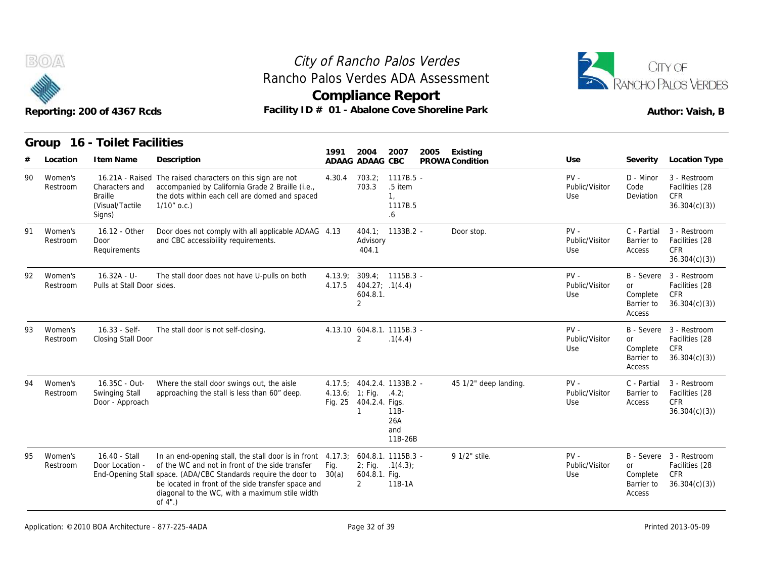# City of Rancho Palos Verdes

## Rancho Palos Verdes ADA Assessment

## Compliance Report

Reporting: 200 of 4367 Rcds

Facility ID # 01 - Abalone Cove Shoreline Park

Author: Vaish, B

### Group 16 - Toilet Facilities

| # | Location | Item Name | Description | 1991 ADAAG | 2004 ADAAG | 2007 CBC | 2005 PROWA | Existing Condition | Use | Severity | Location Type |
|---|---|---|---|---|---|---|---|---|---|---|---|
| 90 | Women's Restroom | 16.21A - Raised Characters and Braille (Visual/Tactile Signs) | The raised characters on this sign are not accompanied by California Grade 2 Braille (i.e., the dots within each cell are domed and spaced 1/10" o.c.) | 4.30.4 | 703.2; 703.3 | 1117B.5 - .5 item 1, 1117B.5 .6 | | | PV - Public/Visitor Use | D - Minor Code Deviation | 3 - Restroom Facilities (28 CFR 36.304(c)(3)) |
| 91 | Women's Restroom | 16.12 - Other Door Requirements | Door does not comply with all applicable ADAAG and CBC accessibility requirements. | 4.13 | 404.1; Advisory 404.1 | 1133B.2 - | | Door stop. | PV - Public/Visitor Use | C - Partial Barrier to Access | 3 - Restroom Facilities (28 CFR 36.304(c)(3)) |
| 92 | Women's Restroom | 16.32A - U-Pulls at Stall Door | The stall door does not have U-pulls on both sides. | 4.13.9; 4.17.5 | 309.4; 404.27; 604.8.1.2 | 1115B.3 - .1(4.4) | | | PV - Public/Visitor Use | B - Severe or Complete Barrier to Access | 3 - Restroom Facilities (28 CFR 36.304(c)(3)) |
| 93 | Women's Restroom | 16.33 - Self-Closing Stall Door | The stall door is not self-closing. | 4.13.10 | 604.8.1.2 | 1115B.3 - .1(4.4) | | | PV - Public/Visitor Use | B - Severe or Complete Barrier to Access | 3 - Restroom Facilities (28 CFR 36.304(c)(3)) |
| 94 | Women's Restroom | 16.35C - Out-Swinging Stall Door - Approach | Where the stall door swings out, the aisle approaching the stall is less than 60" deep. | 4.17.5; 4.13.6; Fig. 25 | 404.2.4.1; Fig. 404.2.4.1 | 1133B.2 - .4.2; Figs. 11B-26A and 11B-26B | | 45 1/2" deep landing. | PV - Public/Visitor Use | C - Partial Barrier to Access | 3 - Restroom Facilities (28 CFR 36.304(c)(3)) |
| 95 | Women's Restroom | 16.40 - Stall Door Location - End-Opening Stall | In an end-opening stall, the stall door is in front of the WC and not in front of the side transfer space. (ADA/CBC Standards require the door to be located in front of the side transfer space and diagonal to the WC, with a maximum stile width of 4".) | 4.17.3; Fig. 30(a) | 604.8.1.2; Fig. 604.8.1.2 | 1115B.3 - .1(4.3); Fig. 11B-1A | | 9 1/2" stile. | PV - Public/Visitor Use | B - Severe or Complete Barrier to Access | 3 - Restroom Facilities (28 CFR 36.304(c)(3)) |

Application: ©2010 BOA Architecture - 877-225-4ADA

Printed 2013-05-09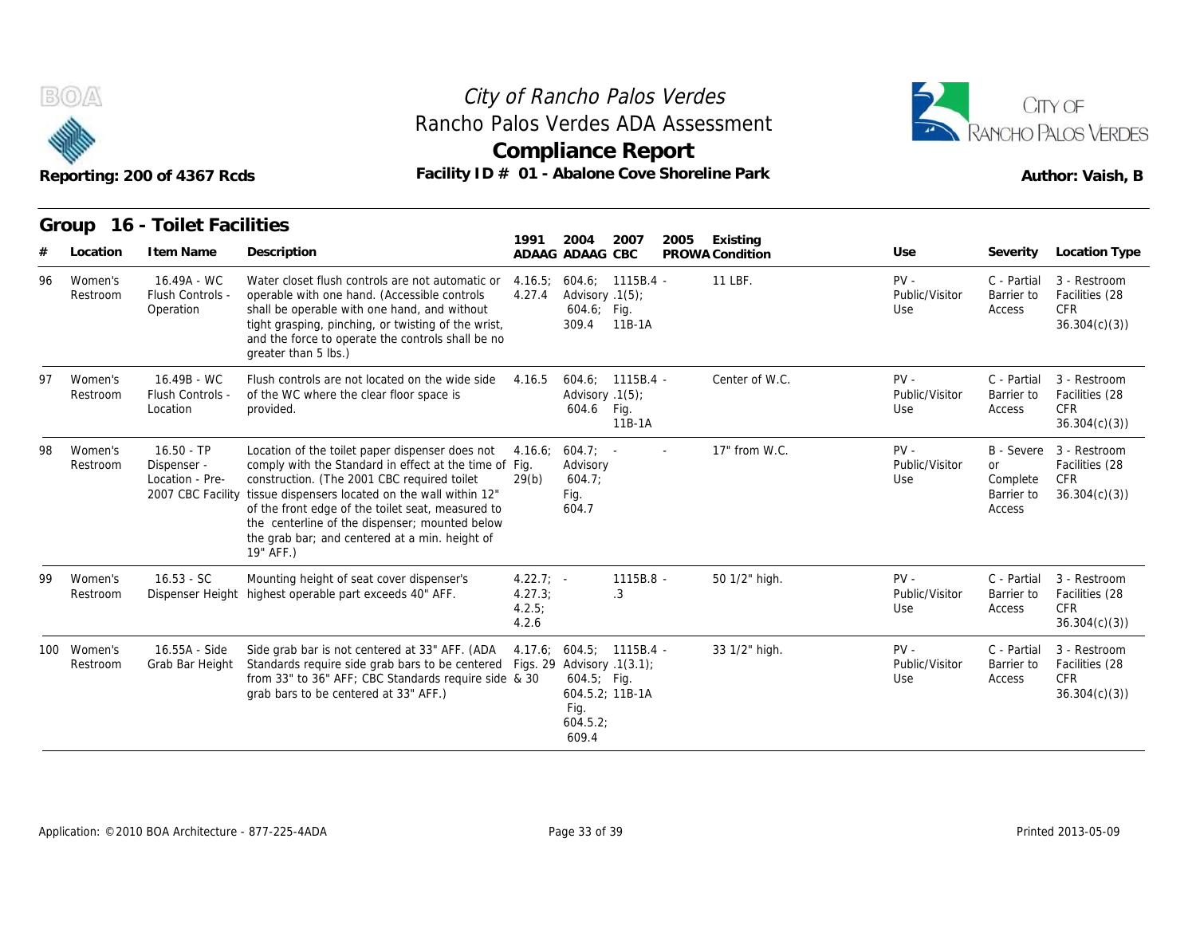# City of Rancho Palos Verdes
## Rancho Palos Verdes ADA Assessment
## Compliance Report

Reporting: 200 of 4367 Rcds

Facility ID # 01 - Abalone Cove Shoreline Park

Author: Vaish, B

### Group 16 - Toilet Facilities

| # | Location | Item Name | Description | 1991 ADAAG | 2004 ADAAG | 2007 CBC | 2005 PROWA | Existing Condition | Use | Severity | Location Type |
|---|---|---|---|---|---|---|---|---|---|---|---|
| 96 | Women's Restroom | 16.49A - WC Flush Controls - Operation | Water closet flush controls are not automatic or operable with one hand. (Accessible controls shall be operable with one hand, and without tight grasping, pinching, or twisting of the wrist, and the force to operate the controls shall be no greater than 5 lbs.) | 4.16.5; 4.27.4 | 604.6; Advisory 604.6; 309.4 | 1115B.4 - .1(5); Fig. 11B-1A | | 11 LBF. | PV - Public/Visitor Use | C - Partial Barrier to Access | 3 - Restroom Facilities (28 CFR 36.304(c)(3)) |
| 97 | Women's Restroom | 16.49B - WC Flush Controls - Location | Flush controls are not located on the wide side of the WC where the clear floor space is provided. | 4.16.5 | 604.6; Advisory 604.6 | 1115B.4 - .1(5); Fig. 11B-1A | | Center of W.C. | PV - Public/Visitor Use | C - Partial Barrier to Access | 3 - Restroom Facilities (28 CFR 36.304(c)(3)) |
| 98 | Women's Restroom | 16.50 - TP Dispenser - Location - Pre-2007 CBC Facility | Location of the toilet paper dispenser does not comply with the Standard in effect at the time of construction. (The 2001 CBC required toilet tissue dispensers located on the wall within 12" of the front edge of the toilet seat, measured to the centerline of the dispenser; mounted below the grab bar; and centered at a min. height of 19" AFF.) | 4.16.6; Fig. 29(b) | 604.7; Advisory 604.7; Fig. 604.7 | - | - | 17" from W.C. | PV - Public/Visitor Use | B - Severe or Complete Barrier to Access | 3 - Restroom Facilities (28 CFR 36.304(c)(3)) |
| 99 | Women's Restroom | 16.53 - SC Dispenser Height | Mounting height of seat cover dispenser's highest operable part exceeds 40" AFF. | 4.22.7; 4.27.3; 4.2.5; 4.2.6 | - | 1115B.8 - .3 | | 50 1/2" high. | PV - Public/Visitor Use | C - Partial Barrier to Access | 3 - Restroom Facilities (28 CFR 36.304(c)(3)) |
| 100 | Women's Restroom | 16.55A - Side Grab Bar Height | Side grab bar is not centered at 33" AFF. (ADA Standards require side grab bars to be centered from 33" to 36" AFF; CBC Standards require side grab bars to be centered at 33" AFF.) | 4.17.6; Figs. 29 & 30 | 604.5; Advisory 604.5; Fig. 604.5.2; Fig. 604.5.2; 609.4 | 1115B.4 - .1(3.1); Fig. 11B-1A | | 33 1/2" high. | PV - Public/Visitor Use | C - Partial Barrier to Access | 3 - Restroom Facilities (28 CFR 36.304(c)(3)) |

Application: ©2010 BOA Architecture - 877-225-4ADA

Printed 2013-05-09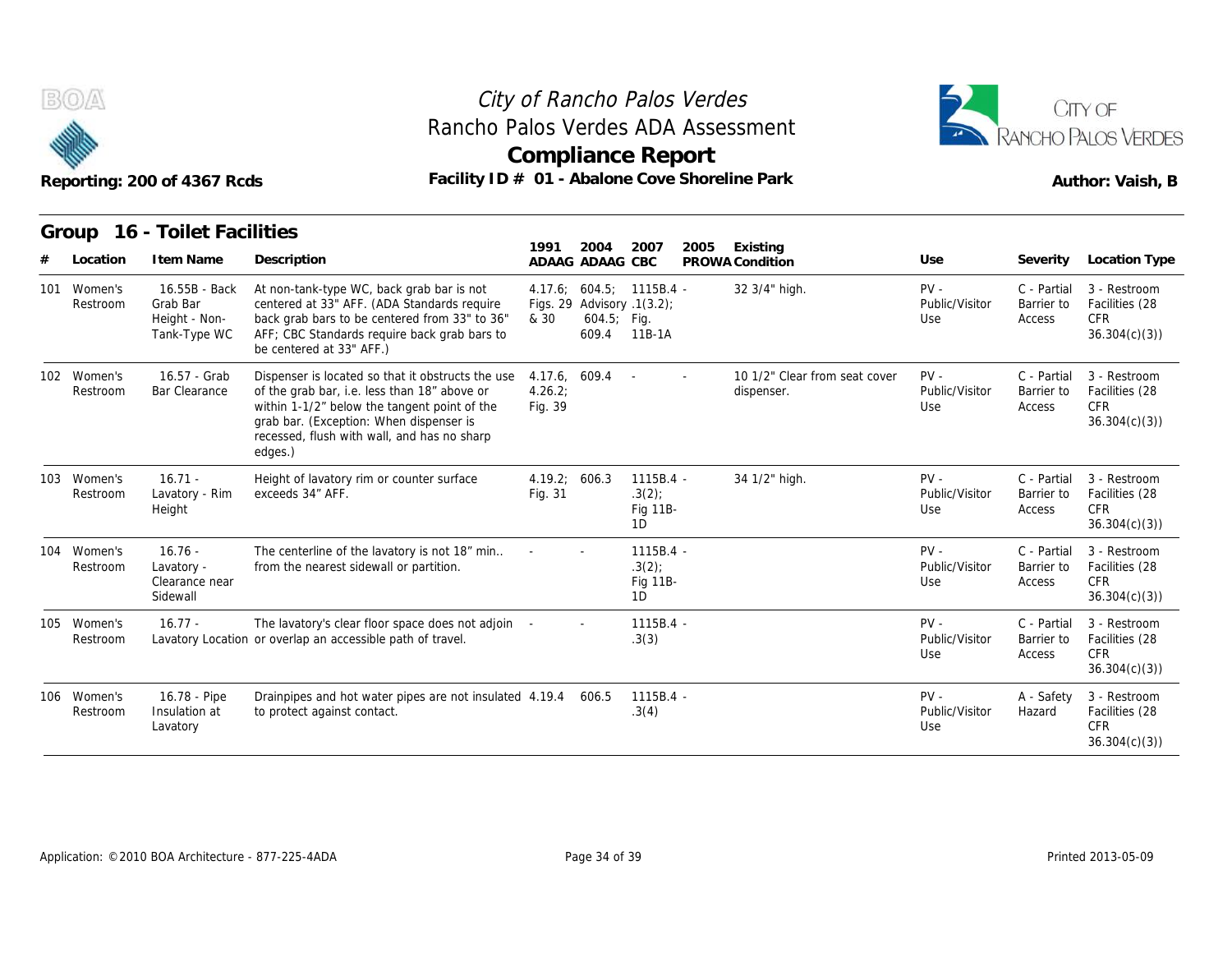# City of Rancho Palos Verdes

## Rancho Palos Verdes ADA Assessment

## Compliance Report

Reporting: 200 of 4367 Rcds

Facility ID # 01 - Abalone Cove Shoreline Park

Author: Vaish, B

### Group 16 - Toilet Facilities

| # | Location | Item Name | Description | 1991 ADAAG | 2004 ADAAG | 2007 CBC | 2005 PROWA | Existing Condition | Use | Severity | Location Type |
|---|---|---|---|---|---|---|---|---|---|---|---|
| 101 | Women's Restroom | 16.55B - Back Grab Bar Height - Non-Tank-Type WC | At non-tank-type WC, back grab bar is not centered at 33" AFF. (ADA Standards require back grab bars to be centered from 33" to 36" AFF; CBC Standards require back grab bars to be centered at 33" AFF.) | 4.17.6; Figs. 29 & 30 | 604.5; Advisory 604.5; 609.4 | 1115B.4 - .1(3.2); Fig. 11B-1A | | 32 3/4" high. | PV - Public/Visitor Use | C - Partial Barrier to Access | 3 - Restroom Facilities (28 CFR 36.304(c)(3)) |
| 102 | Women's Restroom | 16.57 - Grab Bar Clearance | Dispenser is located so that it obstructs the use of the grab bar, i.e. less than 18" above or within 1-1/2" below the tangent point of the grab bar. (Exception: When dispenser is recessed, flush with wall, and has no sharp edges.) | 4.17.6, 4.26.2; Fig. 39 | 609.4 | - | - | 10 1/2" Clear from seat cover dispenser. | PV - Public/Visitor Use | C - Partial Barrier to Access | 3 - Restroom Facilities (28 CFR 36.304(c)(3)) |
| 103 | Women's Restroom | 16.71 - Lavatory - Rim Height | Height of lavatory rim or counter surface exceeds 34" AFF. | 4.19.2; Fig. 31 | 606.3 | 1115B.4 - .3(2); Fig 11B-1D | | 34 1/2" high. | PV - Public/Visitor Use | C - Partial Barrier to Access | 3 - Restroom Facilities (28 CFR 36.304(c)(3)) |
| 104 | Women's Restroom | 16.76 - Lavatory - Clearance near Sidewall | The centerline of the lavatory is not 18" min.. from the nearest sidewall or partition. | - | - | 1115B.4 - .3(2); Fig 11B-1D | | | PV - Public/Visitor Use | C - Partial Barrier to Access | 3 - Restroom Facilities (28 CFR 36.304(c)(3)) |
| 105 | Women's Restroom | 16.77 - Lavatory Location | The lavatory's clear floor space does not adjoin or overlap an accessible path of travel. | - | - | 1115B.4 - .3(3) | | | PV - Public/Visitor Use | C - Partial Barrier to Access | 3 - Restroom Facilities (28 CFR 36.304(c)(3)) |
| 106 | Women's Restroom | 16.78 - Pipe Insulation at Lavatory | Drainpipes and hot water pipes are not insulated to protect against contact. | 4.19.4 | 606.5 | 1115B.4 - .3(4) | | | PV - Public/Visitor Use | A - Safety Hazard | 3 - Restroom Facilities (28 CFR 36.304(c)(3)) |

Application: ©2010 BOA Architecture - 877-225-4ADA

Printed 2013-05-09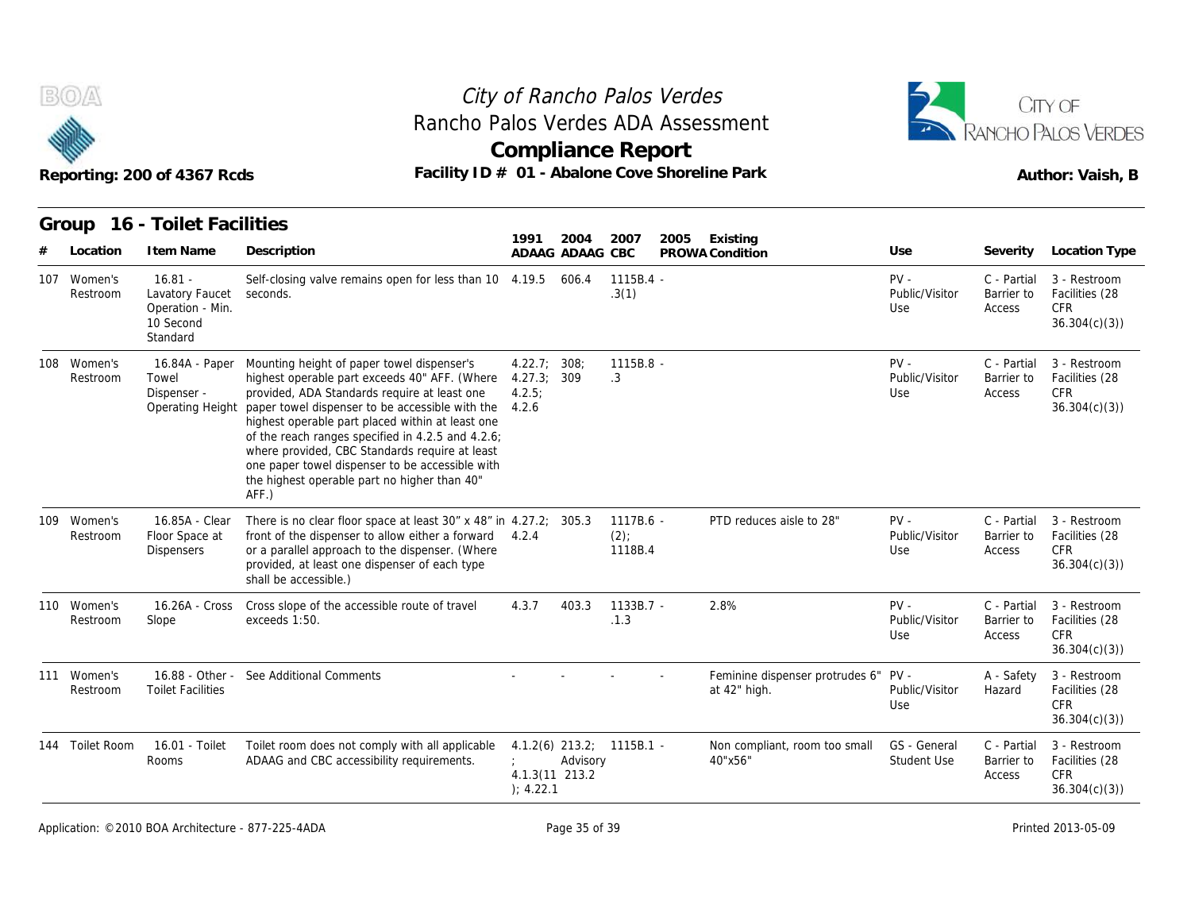City of Rancho Palos Verdes
Rancho Palos Verdes ADA Assessment
**Compliance Report**

Reporting: 200 of 4367 Rcds — Facility ID # 01 - Abalone Cove Shoreline Park — Author: Vaish, B

## Group 16 - Toilet Facilities

| # | Location | Item Name | Description | 1991 ADAAG | 2004 ADAAG | 2007 CBC | 2005 PROWA | Existing Condition | Use | Severity | Location Type |
|---|---|---|---|---|---|---|---|---|---|---|---|
| 107 | Women's Restroom | 16.81 - Lavatory Faucet Operation - Min. 10 Second Standard | Self-closing valve remains open for less than 10 seconds. | 4.19.5 | 606.4 | 1115B.4 - .3(1) | | | PV - Public/Visitor Use | C - Partial Barrier to Access | 3 - Restroom Facilities (28 CFR 36.304(c)(3)) |
| 108 | Women's Restroom | 16.84A - Paper Towel Dispenser - Operating Height | Mounting height of paper towel dispenser's highest operable part exceeds 40" AFF. (Where provided, ADA Standards require at least one paper towel dispenser to be accessible with the highest operable part placed within at least one of the reach ranges specified in 4.2.5 and 4.2.6; where provided, CBC Standards require at least one paper towel dispenser to be accessible with the highest operable part no higher than 40" AFF.) | 4.22.7; 4.27.3; 4.2.5; 4.2.6 | 308; 309 | 1115B.8 - .3 | | | PV - Public/Visitor Use | C - Partial Barrier to Access | 3 - Restroom Facilities (28 CFR 36.304(c)(3)) |
| 109 | Women's Restroom | 16.85A - Clear Floor Space at Dispensers | There is no clear floor space at least 30" x 48" in front of the dispenser to allow either a forward or a parallel approach to the dispenser. (Where provided, at least one dispenser of each type shall be accessible.) | 4.27.2; 4.2.4 | 305.3 | 1117B.6 - (2); 1118B.4 | | PTD reduces aisle to 28" | PV - Public/Visitor Use | C - Partial Barrier to Access | 3 - Restroom Facilities (28 CFR 36.304(c)(3)) |
| 110 | Women's Restroom | 16.26A - Cross Slope | Cross slope of the accessible route of travel exceeds 1:50. | 4.3.7 | 403.3 | 1133B.7 - .1.3 | | 2.8% | PV - Public/Visitor Use | C - Partial Barrier to Access | 3 - Restroom Facilities (28 CFR 36.304(c)(3)) |
| 111 | Women's Restroom | 16.88 - Other - Toilet Facilities | See Additional Comments | - | - | - | - | Feminine dispenser protrudes 6" at 42" high. | PV - Public/Visitor Use | A - Safety Hazard | 3 - Restroom Facilities (28 CFR 36.304(c)(3)) |
| 144 | Toilet Room | 16.01 - Toilet Rooms | Toilet room does not comply with all applicable ADAAG and CBC accessibility requirements. | 4.1.2(6); 4.1.3(11); 4.22.1 | 213.2; Advisory 213.2 | 1115B.1 - | | Non compliant, room too small 40"x56" | GS - General Student Use | C - Partial Barrier to Access | 3 - Restroom Facilities (28 CFR 36.304(c)(3)) |

Application: ©2010 BOA Architecture - 877-225-4ADA — Printed 2013-05-09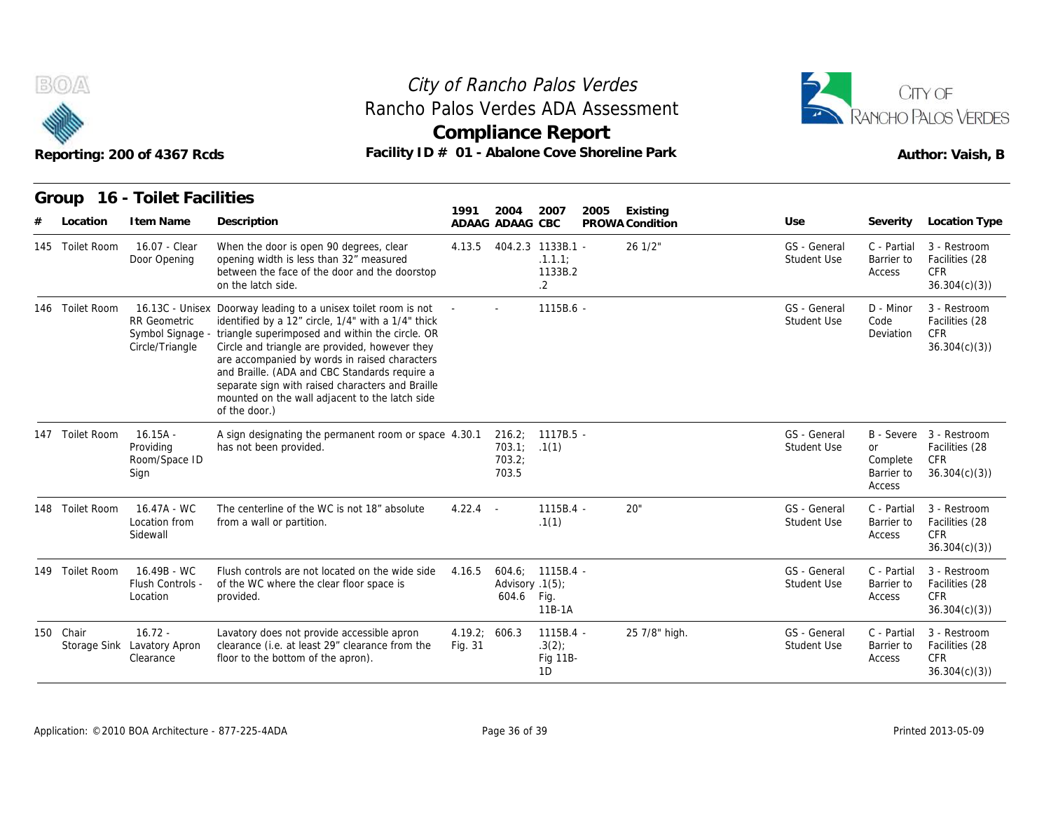City of Rancho Palos Verdes
Rancho Palos Verdes ADA Assessment

# Compliance Report

Reporting: 200 of 4367 Rcds | Facility ID # 01 - Abalone Cove Shoreline Park | Author: Vaish, B

## Group 16 - Toilet Facilities

| # | Location | Item Name | Description | 1991 ADAAG | 2004 ADAAG | 2007 CBC | 2005 PROWA | Existing Condition | Use | Severity | Location Type |
|---|---|---|---|---|---|---|---|---|---|---|---|
| 145 | Toilet Room | 16.07 - Clear Door Opening | When the door is open 90 degrees, clear opening width is less than 32" measured between the face of the door and the doorstop on the latch side. | 4.13.5 | 404.2.3 | 1133B.1 - .1.1.1; 1133B.2 .2 | | 26 1/2" | GS - General Student Use | C - Partial Barrier to Access | 3 - Restroom Facilities (28 CFR 36.304(c)(3)) |
| 146 | Toilet Room | 16.13C - Unisex RR Geometric Symbol Signage - Circle/Triangle | Doorway leading to a unisex toilet room is not identified by a 12" circle, 1/4" with a 1/4" thick triangle superimposed and within the circle. OR Circle and triangle are provided, however they are accompanied by words in raised characters and Braille. (ADA and CBC Standards require a separate sign with raised characters and Braille mounted on the wall adjacent to the latch side of the door.) | - | - | 1115B.6 - | | | GS - General Student Use | D - Minor Code Deviation | 3 - Restroom Facilities (28 CFR 36.304(c)(3)) |
| 147 | Toilet Room | 16.15A - Providing Room/Space ID Sign | A sign designating the permanent room or space has not been provided. | 4.30.1 | 216.2; 703.1; 703.2; 703.5 | 1117B.5 - .1(1) | | | GS - General Student Use | B - Severe or Complete Barrier to Access | 3 - Restroom Facilities (28 CFR 36.304(c)(3)) |
| 148 | Toilet Room | 16.47A - WC Location from Sidewall | The centerline of the WC is not 18" absolute from a wall or partition. | 4.22.4 | - | 1115B.4 - .1(1) | | 20" | GS - General Student Use | C - Partial Barrier to Access | 3 - Restroom Facilities (28 CFR 36.304(c)(3)) |
| 149 | Toilet Room | 16.49B - WC Flush Controls - Location | Flush controls are not located on the wide side of the WC where the clear floor space is provided. | 4.16.5 | 604.6; Advisory 604.6 | 1115B.4 - .1(5); Fig. 11B-1A | | | GS - General Student Use | C - Partial Barrier to Access | 3 - Restroom Facilities (28 CFR 36.304(c)(3)) |
| 150 | Chair Storage Sink | 16.72 - Lavatory Apron Clearance | Lavatory does not provide accessible apron clearance (i.e. at least 29" clearance from the floor to the bottom of the apron). | 4.19.2; Fig. 31 | 606.3 | 1115B.4 - .3(2); Fig 11B-1D | | 25 7/8" high. | GS - General Student Use | C - Partial Barrier to Access | 3 - Restroom Facilities (28 CFR 36.304(c)(3)) |

Application: ©2010 BOA Architecture - 877-225-4ADA | Printed 2013-05-09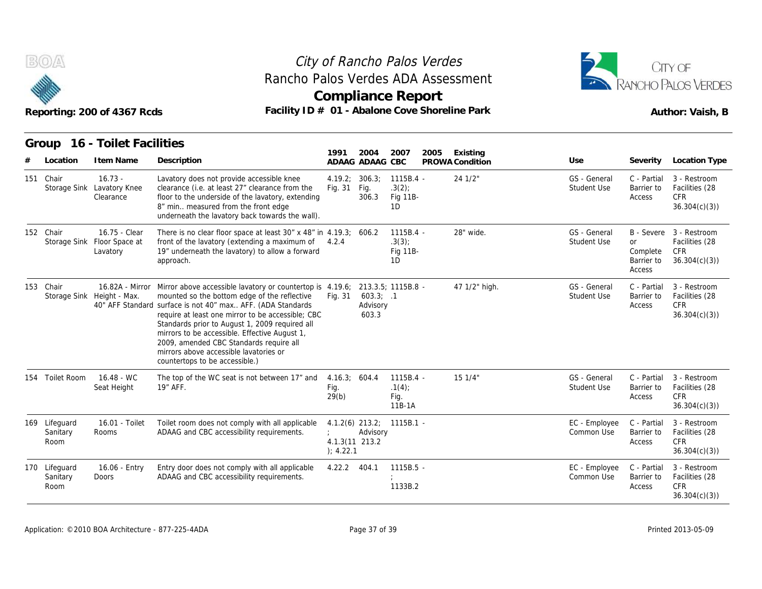# City of Rancho Palos Verdes
## Rancho Palos Verdes ADA Assessment
## Compliance Report

Reporting: 200 of 4367 Rcds

Facility ID # 01 - Abalone Cove Shoreline Park

Author: Vaish, B

### Group 16 - Toilet Facilities

| # | Location | Item Name | Description | 1991 ADAAG | 2004 ADAAG | 2007 CBC | 2005 PROWA | Existing Condition | Use | Severity | Location Type |
|---|---|---|---|---|---|---|---|---|---|---|---|
| 151 | Chair Storage Sink | 16.73 - Lavatory Knee Clearance | Lavatory does not provide accessible knee clearance (i.e. at least 27" clearance from the floor to the underside of the lavatory, extending 8" min.. measured from the front edge underneath the lavatory back towards the wall). | 4.19.2; Fig. 31 | 306.3; Fig. 306.3 | 1115B.4 - .3(2); Fig 11B-1D | | 24 1/2" | GS - General Student Use | C - Partial Barrier to Access | 3 - Restroom Facilities (28 CFR 36.304(c)(3)) |
| 152 | Chair Storage Sink | 16.75 - Clear Floor Space at Lavatory | There is no clear floor space at least 30" x 48" in front of the lavatory (extending a maximum of 19" underneath the lavatory) to allow a forward approach. | 4.19.3; 4.2.4 | 606.2 | 1115B.4 - .3(3); Fig 11B-1D | | 28" wide. | GS - General Student Use | B - Severe or Complete Barrier to Access | 3 - Restroom Facilities (28 CFR 36.304(c)(3)) |
| 153 | Chair Storage Sink | 16.82A - Mirror Height - Max. 40" AFF Standard | Mirror above accessible lavatory or countertop is mounted so the bottom edge of the reflective surface is not 40" max.. AFF. (ADA Standards require at least one mirror to be accessible; CBC Standards prior to August 1, 2009 required all mirrors to be accessible. Effective August 1, 2009, amended CBC Standards require all mirrors above accessible lavatories or countertops to be accessible.) | 4.19.6; Fig. 31 | 213.3.5; 603.3; Advisory 603.3 | 1115B.8 - .1 | | 47 1/2" high. | GS - General Student Use | C - Partial Barrier to Access | 3 - Restroom Facilities (28 CFR 36.304(c)(3)) |
| 154 | Toilet Room | 16.48 - WC Seat Height | The top of the WC seat is not between 17" and 19" AFF. | 4.16.3; Fig. 29(b) | 604.4 | 1115B.4 - .1(4); Fig. 11B-1A | | 15 1/4" | GS - General Student Use | C - Partial Barrier to Access | 3 - Restroom Facilities (28 CFR 36.304(c)(3)) |
| 169 | Lifeguard Sanitary Room | 16.01 - Toilet Rooms | Toilet room does not comply with all applicable ADAAG and CBC accessibility requirements. | 4.1.2(6); 4.1.3(11); 4.22.1 | 213.2; Advisory 213.2 | 1115B.1 - | | | EC - Employee Common Use | C - Partial Barrier to Access | 3 - Restroom Facilities (28 CFR 36.304(c)(3)) |
| 170 | Lifeguard Sanitary Room | 16.06 - Entry Doors | Entry door does not comply with all applicable ADAAG and CBC accessibility requirements. | 4.22.2 | 404.1 | 1115B.5 - ; 1133B.2 | | | EC - Employee Common Use | C - Partial Barrier to Access | 3 - Restroom Facilities (28 CFR 36.304(c)(3)) |

Application: ©2010 BOA Architecture - 877-225-4ADA

Printed 2013-05-09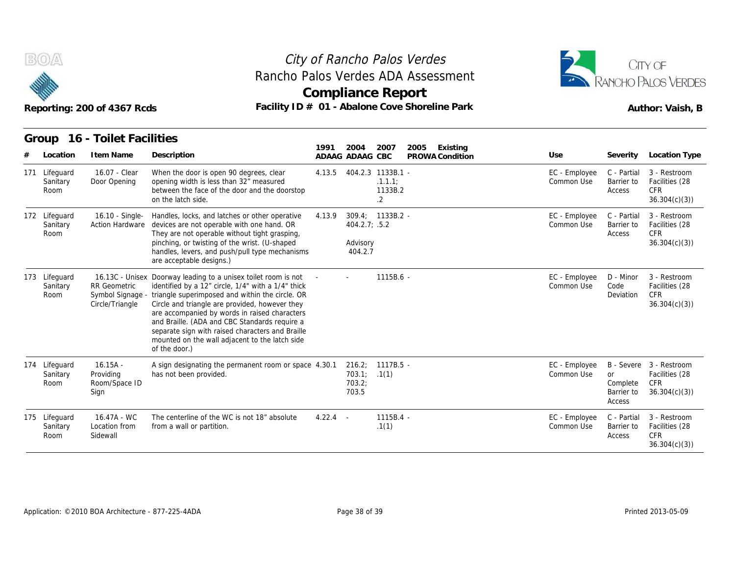# City of Rancho Palos Verdes
## Rancho Palos Verdes ADA Assessment
## Compliance Report

Reporting: 200 of 4367 Rcds

Facility ID # 01 - Abalone Cove Shoreline Park

Author: Vaish, B

### Group 16 - Toilet Facilities

| # | Location | Item Name | Description | 1991 ADAAG | 2004 ADAAG | 2007 CBC | 2005 PROWA | Existing Condition | Use | Severity | Location Type |
|---|---|---|---|---|---|---|---|---|---|---|---|
| 171 | Lifeguard Sanitary Room | 16.07 - Clear Door Opening | When the door is open 90 degrees, clear opening width is less than 32" measured between the face of the door and the doorstop on the latch side. | 4.13.5 | 404.2.3 | 1133B.1 .1.1.1; 1133B.2 .2 | - | | EC - Employee Common Use | C - Partial Barrier to Access | 3 - Restroom Facilities (28 CFR 36.304(c)(3)) |
| 172 | Lifeguard Sanitary Room | 16.10 - Single-Action Hardware | Handles, locks, and latches or other operative devices are not operable with one hand. OR They are not operable without tight grasping, pinching, or twisting of the wrist. (U-shaped handles, levers, and push/pull type mechanisms are acceptable designs.) | 4.13.9 | 309.4; 404.2.7; Advisory 404.2.7 | 1133B.2 .5.2 | - | | EC - Employee Common Use | C - Partial Barrier to Access | 3 - Restroom Facilities (28 CFR 36.304(c)(3)) |
| 173 | Lifeguard Sanitary Room | 16.13C - Unisex RR Geometric Symbol Signage - Circle/Triangle | Doorway leading to a unisex toilet room is not identified by a 12" circle, 1/4" with a 1/4" thick triangle superimposed and within the circle. OR Circle and triangle are provided, however they are accompanied by words in raised characters and Braille. (ADA and CBC Standards require a separate sign with raised characters and Braille mounted on the wall adjacent to the latch side of the door.) | - | - | 1115B.6 | - | | EC - Employee Common Use | D - Minor Code Deviation | 3 - Restroom Facilities (28 CFR 36.304(c)(3)) |
| 174 | Lifeguard Sanitary Room | 16.15A - Providing Room/Space ID Sign | A sign designating the permanent room or space has not been provided. | 4.30.1 | 216.2; 703.1; 703.2; 703.5 | 1117B.5 .1(1) | - | | EC - Employee Common Use | B - Severe or Complete Barrier to Access | 3 - Restroom Facilities (28 CFR 36.304(c)(3)) |
| 175 | Lifeguard Sanitary Room | 16.47A - WC Location from Sidewall | The centerline of the WC is not 18" absolute from a wall or partition. | 4.22.4 | - | 1115B.4 .1(1) | - | | EC - Employee Common Use | C - Partial Barrier to Access | 3 - Restroom Facilities (28 CFR 36.304(c)(3)) |

Application: ©2010 BOA Architecture - 877-225-4ADA

Printed 2013-05-09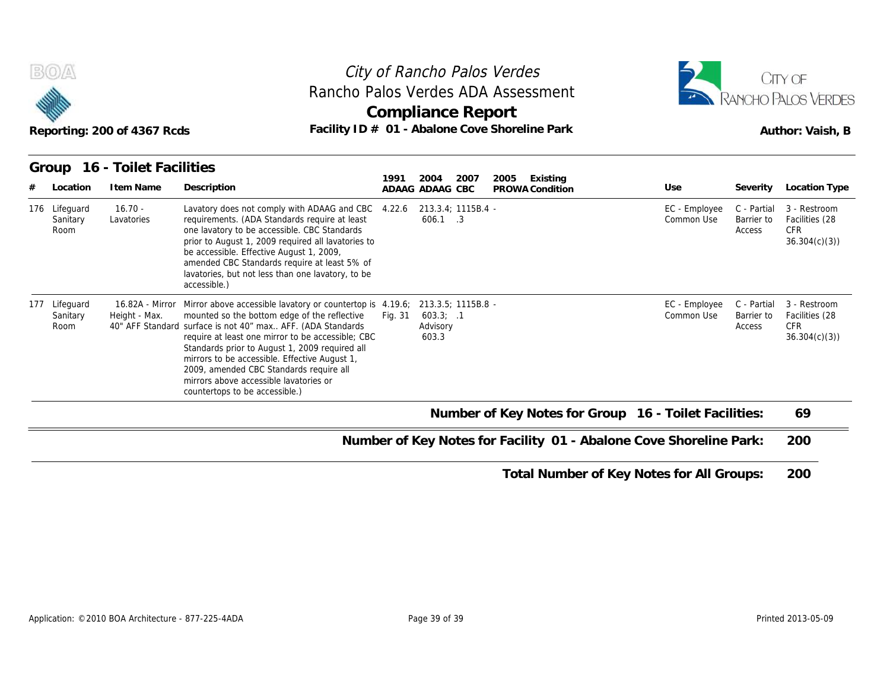## Group 16 - Toilet Facilities

| # | Location | Item Name | Description | 1991 ADAAG | 2004 ADAAG | 2007 CBC | 2005 PROWA | Existing Condition | Use | Severity | Location Type |
|---|---|---|---|---|---|---|---|---|---|---|---|
| 176 | Lifeguard Sanitary Room | 16.70 - Lavatories | Lavatory does not comply with ADAAG and CBC requirements. (ADA Standards require at least one lavatory to be accessible. CBC Standards prior to August 1, 2009 required all lavatories to be accessible. Effective August 1, 2009, amended CBC Standards require at least 5% of lavatories, but not less than one lavatory, to be accessible.) | 4.22.6 | 213.3.4; 606.1 | 1115B.4 .3 | - | | EC - Employee Common Use | C - Partial Barrier to Access | 3 - Restroom Facilities (28 CFR 36.304(c)(3)) |
| 177 | Lifeguard Sanitary Room | 16.82A - Mirror Height - Max. 40" AFF Standard | Mirror above accessible lavatory or countertop is mounted so the bottom edge of the reflective surface is not 40" max.. AFF. (ADA Standards require at least one mirror to be accessible; CBC Standards prior to August 1, 2009 required all mirrors to be accessible. Effective August 1, 2009, amended CBC Standards require all mirrors above accessible lavatories or countertops to be accessible.) | 4.19.6; Fig. 31 | 213.3.5; 603.3; Advisory 603.3 | 1115B.8 .1 | - | | EC - Employee Common Use | C - Partial Barrier to Access | 3 - Restroom Facilities (28 CFR 36.304(c)(3)) |

**Number of Key Notes for Group 16 - Toilet Facilities: 69**

**Number of Key Notes for Facility 01 - Abalone Cove Shoreline Park: 200**

**Total Number of Key Notes for All Groups: 200**